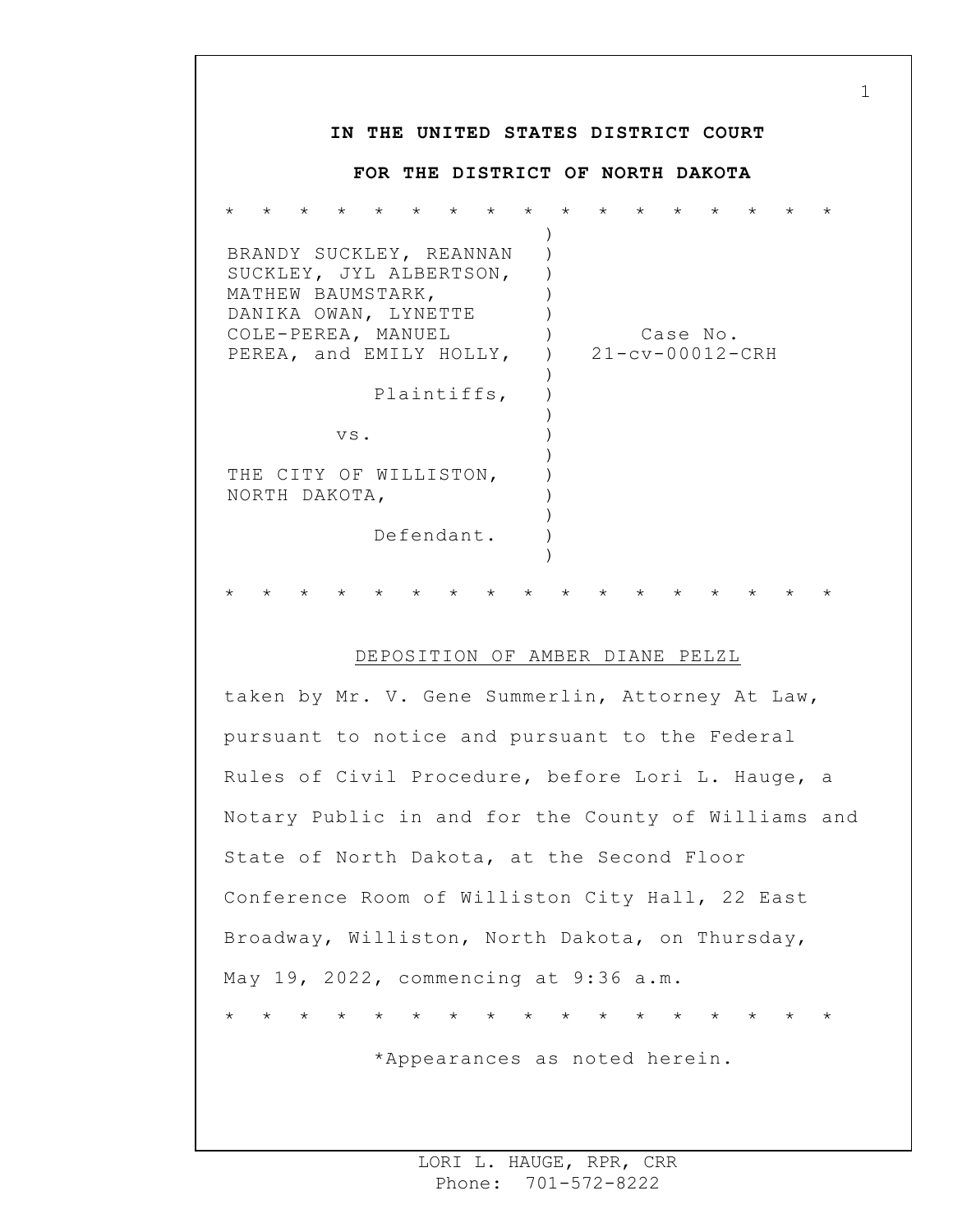**IN THE UNITED STATES DISTRICT COURT**

**FOR THE DISTRICT OF NORTH DAKOTA**

* * * * * * * * * * * * * * * * *

BRANDY SUCKLEY, REANNAN SUCKLEY, JYL ALBERTSON, MATHEW BAUMSTARK, DANIKA OWAN, LYNETTE COLE-PEREA, MANUEL PEREA, and EMILY HOLLY,

Plaintiffs,

vs.

THE CITY OF WILLISTON, NORTH DAKOTA,

Defendant.

Case No. 21-cv-00012-CRH

* * * * * * * * * * * * * * * * *

DEPOSITION OF AMBER DIANE PELZL

taken by Mr. V. Gene Summerlin, Attorney At Law, pursuant to notice and pursuant to the Federal Rules of Civil Procedure, before Lori L. Hauge, a Notary Public in and for the County of Williams and State of North Dakota, at the Second Floor Conference Room of Williston City Hall, 22 East Broadway, Williston, North Dakota, on Thursday, May 19, 2022, commencing at 9:36 a.m.

* * * * * * * * * * * * * * * * *

*Appearances as noted herein.

LORI L. HAUGE, RPR, CRR
Phone: 701-572-8222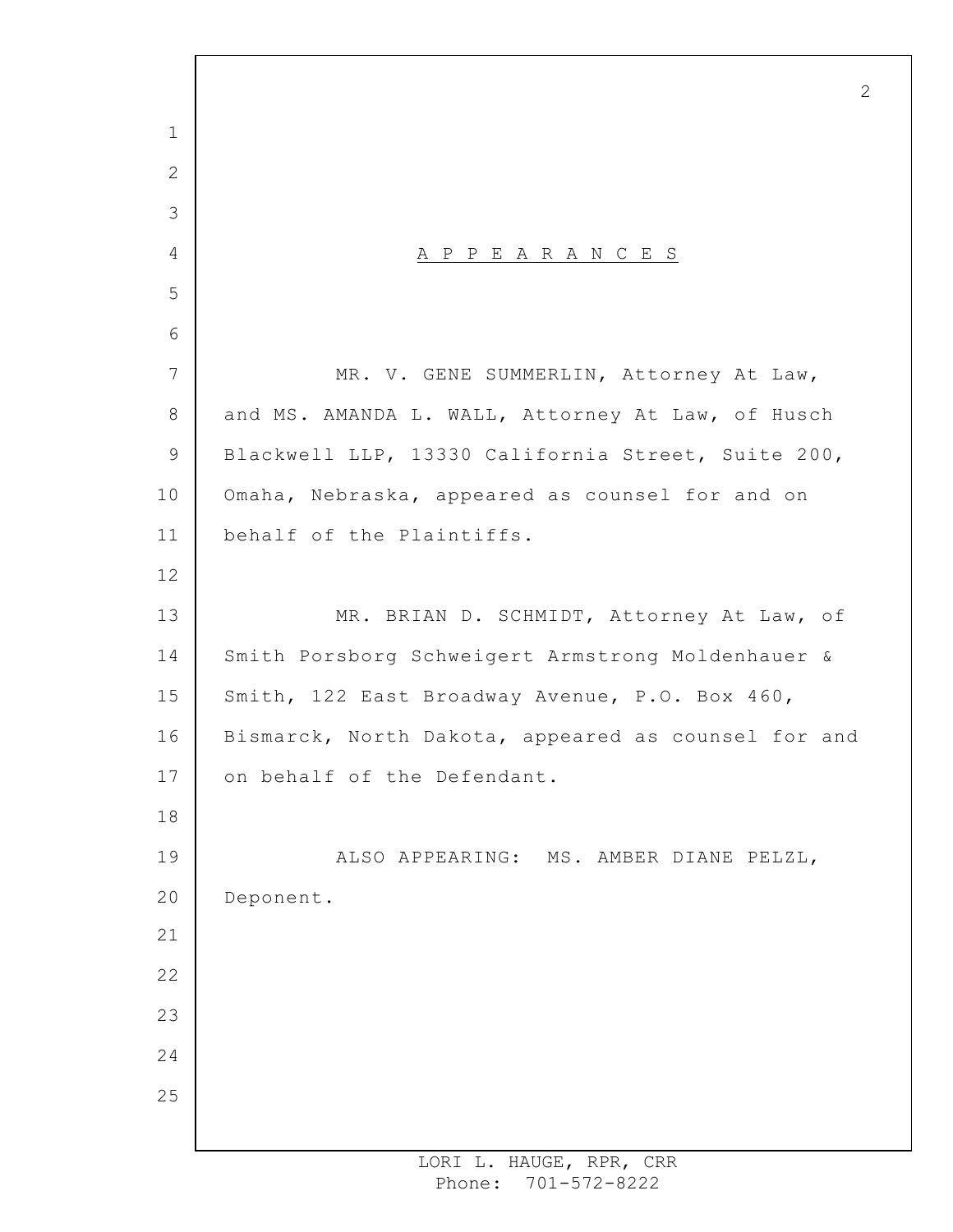## APPEARANCES

MR. V. GENE SUMMERLIN, Attorney At Law, and MS. AMANDA L. WALL, Attorney At Law, of Husch Blackwell LLP, 13330 California Street, Suite 200, Omaha, Nebraska, appeared as counsel for and on behalf of the Plaintiffs.

MR. BRIAN D. SCHMIDT, Attorney At Law, of Smith Porsborg Schweigert Armstrong Moldenhauer & Smith, 122 East Broadway Avenue, P.O. Box 460, Bismarck, North Dakota, appeared as counsel for and on behalf of the Defendant.

ALSO APPEARING: MS. AMBER DIANE PELZL, Deponent.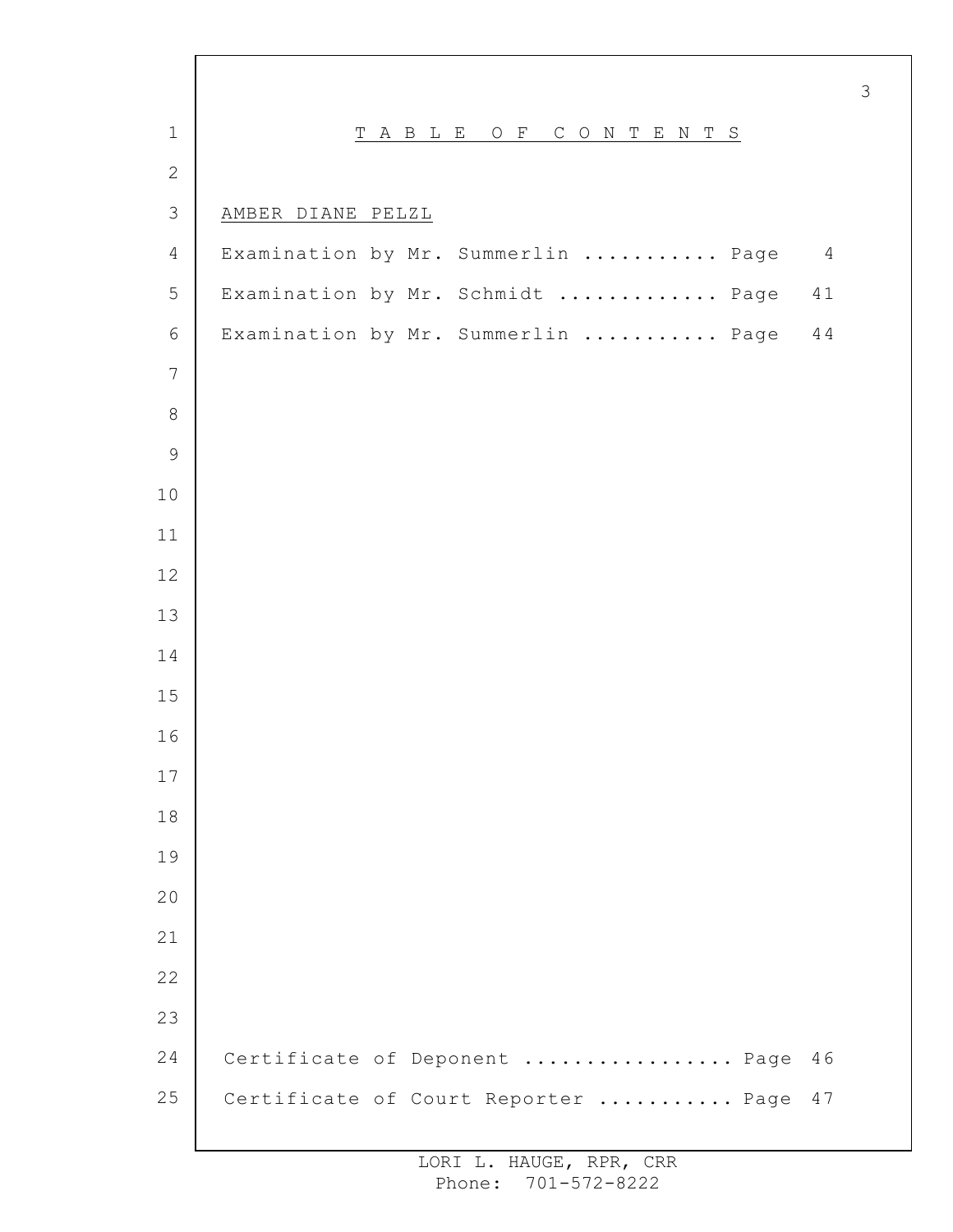# TABLE OF CONTENTS

AMBER DIANE PELZL

Examination by Mr. Summerlin ........... Page 4

Examination by Mr. Schmidt ............. Page 41

Examination by Mr. Summerlin ........... Page 44

Certificate of Deponent ................ Page 46

Certificate of Court Reporter ........... Page 47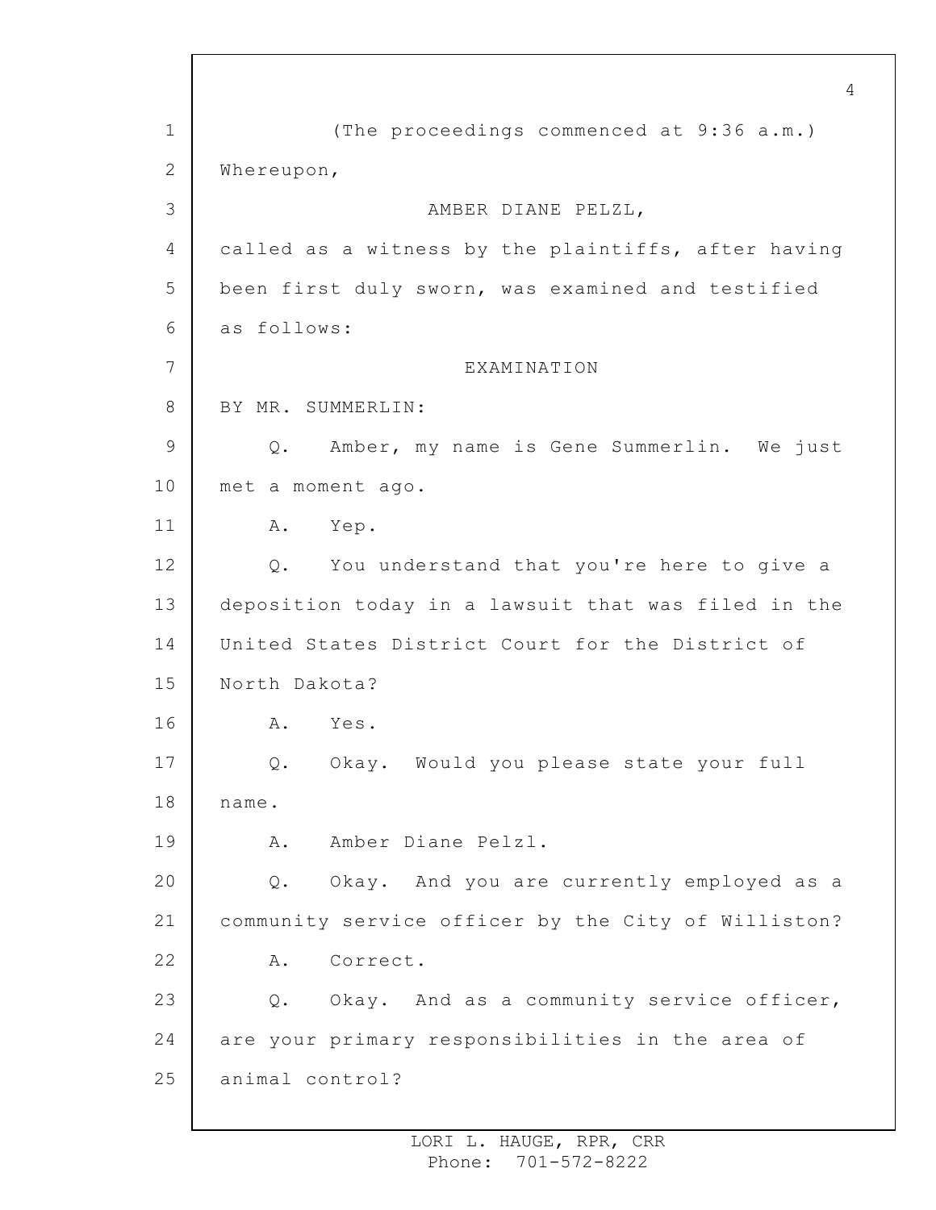(The proceedings commenced at 9:36 a.m.)

Whereupon,

AMBER DIANE PELZL,

called as a witness by the plaintiffs, after having been first duly sworn, was examined and testified as follows:

EXAMINATION

BY MR. SUMMERLIN:

Q. Amber, my name is Gene Summerlin. We just met a moment ago.

A. Yep.

Q. You understand that you're here to give a deposition today in a lawsuit that was filed in the United States District Court for the District of North Dakota?

A. Yes.

Q. Okay. Would you please state your full name.

A. Amber Diane Pelzl.

Q. Okay. And you are currently employed as a community service officer by the City of Williston?

A. Correct.

Q. Okay. And as a community service officer, are your primary responsibilities in the area of animal control?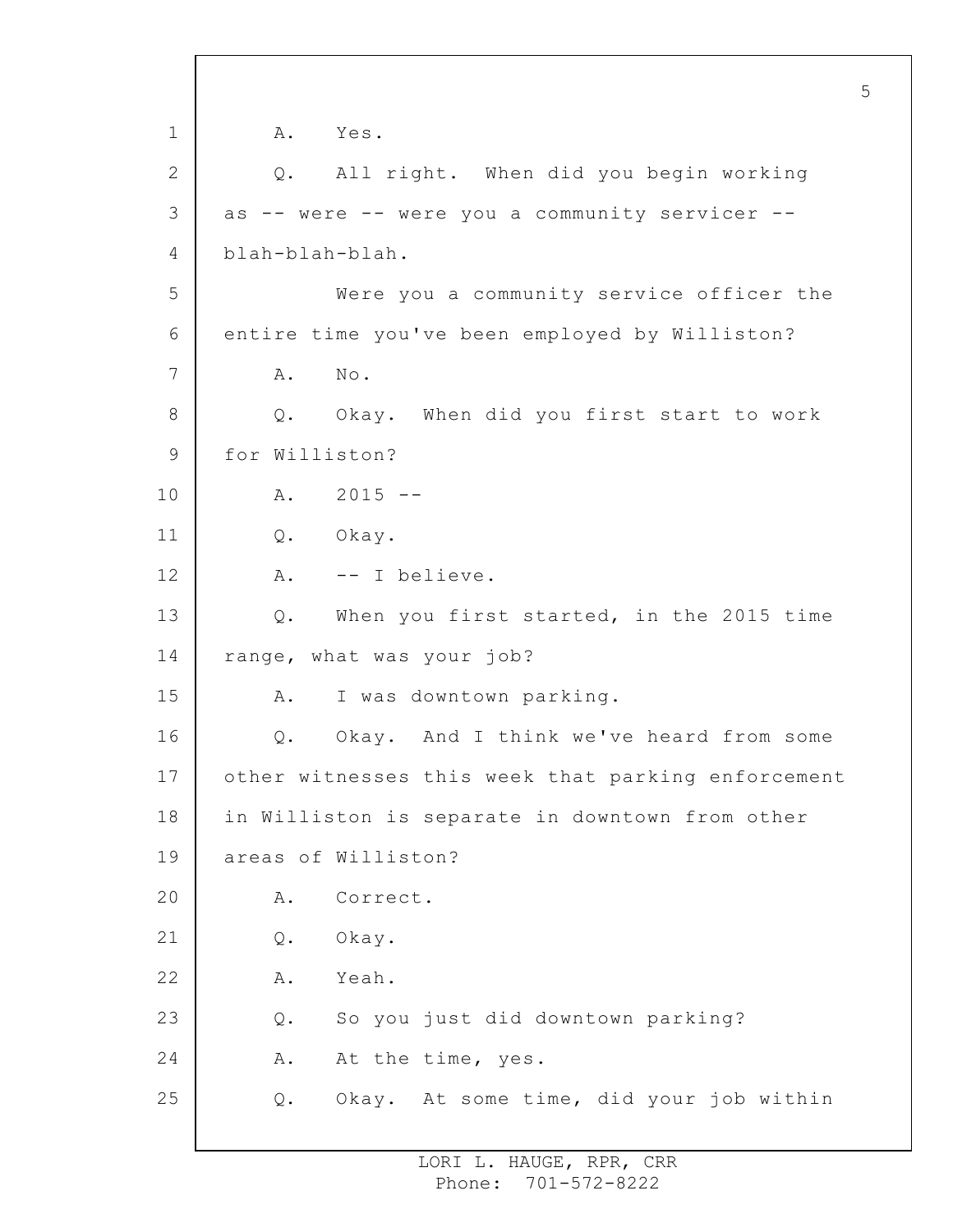1 A. Yes.

2 Q. All right. When did you begin working

3 as -- were -- were you a community servicer --

4 blah-blah-blah.

5 Were you a community service officer the

6 entire time you've been employed by Williston?

7 A. No.

8 Q. Okay. When did you first start to work

9 for Williston?

10 A. 2015 --

11 Q. Okay.

12 A. -- I believe.

13 Q. When you first started, in the 2015 time

14 range, what was your job?

15 A. I was downtown parking.

16 Q. Okay. And I think we've heard from some

17 other witnesses this week that parking enforcement

18 in Williston is separate in downtown from other

19 areas of Williston?

20 A. Correct.

21 Q. Okay.

22 A. Yeah.

23 Q. So you just did downtown parking?

24 A. At the time, yes.

25 Q. Okay. At some time, did your job within

LORI L. HAUGE, RPR, CRR
Phone: 701-572-8222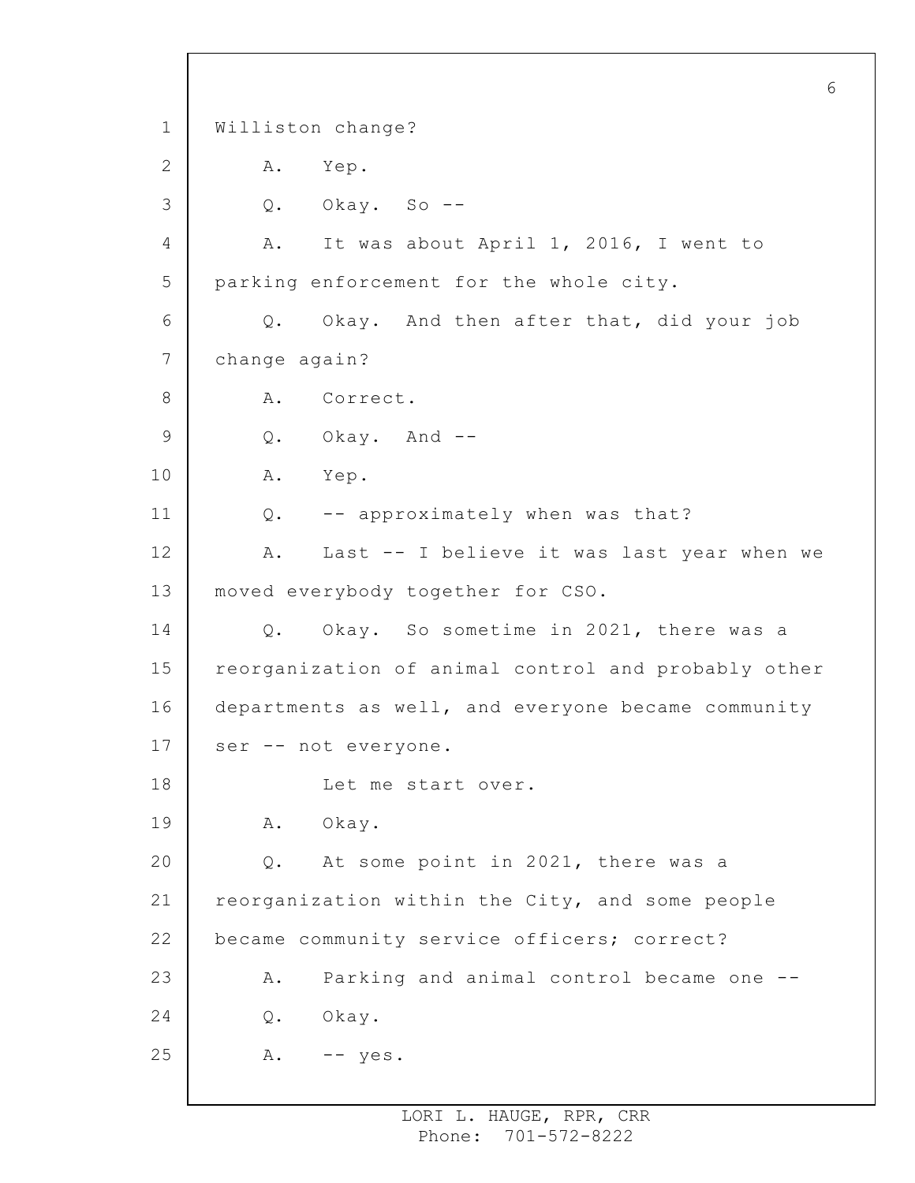Williston change?

A. Yep.

Q. Okay. So --

A. It was about April 1, 2016, I went to parking enforcement for the whole city.

Q. Okay. And then after that, did your job change again?

A. Correct.

Q. Okay. And --

A. Yep.

Q. -- approximately when was that?

A. Last -- I believe it was last year when we moved everybody together for CSO.

Q. Okay. So sometime in 2021, there was a reorganization of animal control and probably other departments as well, and everyone became community ser -- not everyone.

Let me start over.

A. Okay.

Q. At some point in 2021, there was a reorganization within the City, and some people became community service officers; correct?

A. Parking and animal control became one --

Q. Okay.

A. -- yes.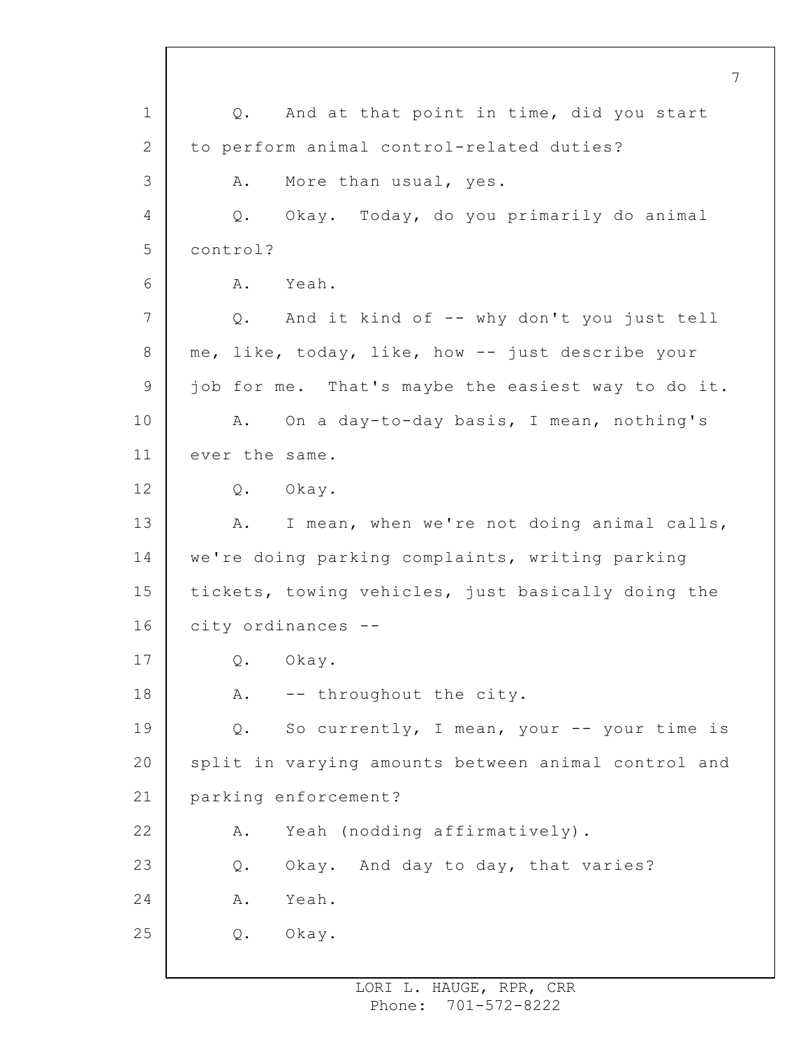Q. And at that point in time, did you start to perform animal control-related duties?

A. More than usual, yes.

Q. Okay. Today, do you primarily do animal control?

A. Yeah.

Q. And it kind of -- why don't you just tell me, like, today, like, how -- just describe your job for me. That's maybe the easiest way to do it.

A. On a day-to-day basis, I mean, nothing's ever the same.

Q. Okay.

A. I mean, when we're not doing animal calls, we're doing parking complaints, writing parking tickets, towing vehicles, just basically doing the city ordinances --

Q. Okay.

A. -- throughout the city.

Q. So currently, I mean, your -- your time is split in varying amounts between animal control and parking enforcement?

A. Yeah (nodding affirmatively).

Q. Okay. And day to day, that varies?

A. Yeah.

Q. Okay.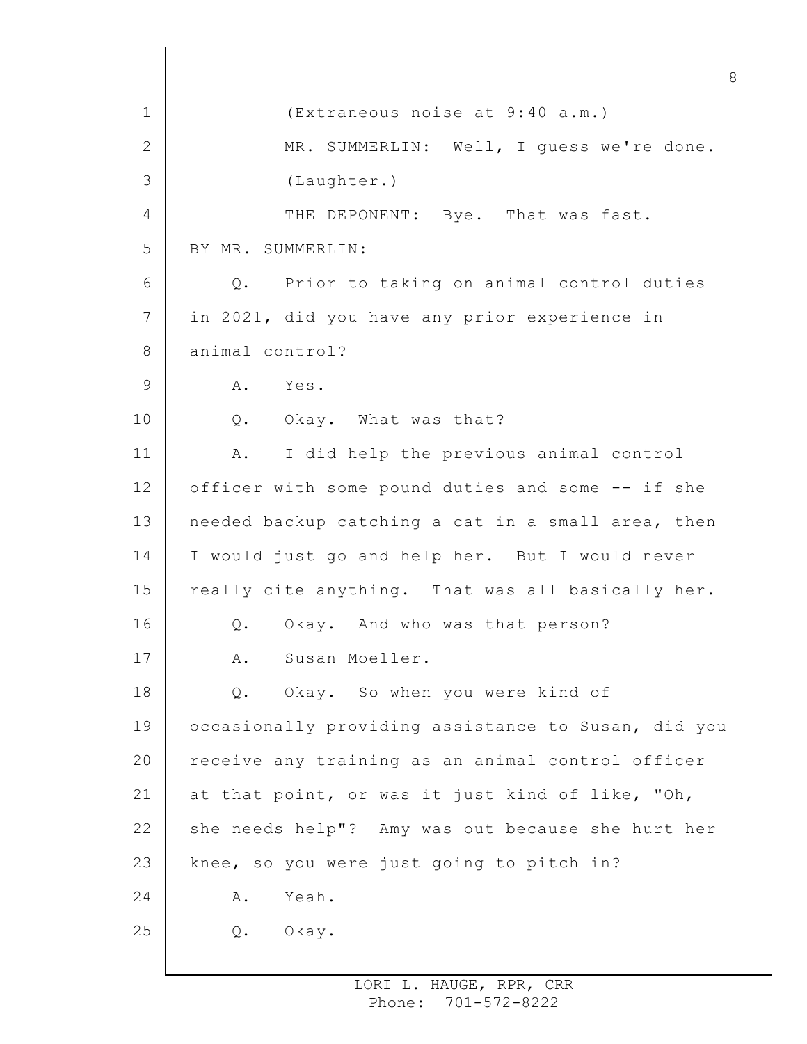(Extraneous noise at 9:40 a.m.)

MR. SUMMERLIN: Well, I guess we're done.

(Laughter.)

THE DEPONENT: Bye. That was fast.

BY MR. SUMMERLIN:

Q. Prior to taking on animal control duties in 2021, did you have any prior experience in animal control?

A. Yes.

Q. Okay. What was that?

A. I did help the previous animal control officer with some pound duties and some -- if she needed backup catching a cat in a small area, then I would just go and help her. But I would never really cite anything. That was all basically her.

Q. Okay. And who was that person?

A. Susan Moeller.

Q. Okay. So when you were kind of occasionally providing assistance to Susan, did you receive any training as an animal control officer at that point, or was it just kind of like, "Oh, she needs help"? Amy was out because she hurt her knee, so you were just going to pitch in?

A. Yeah.

Q. Okay.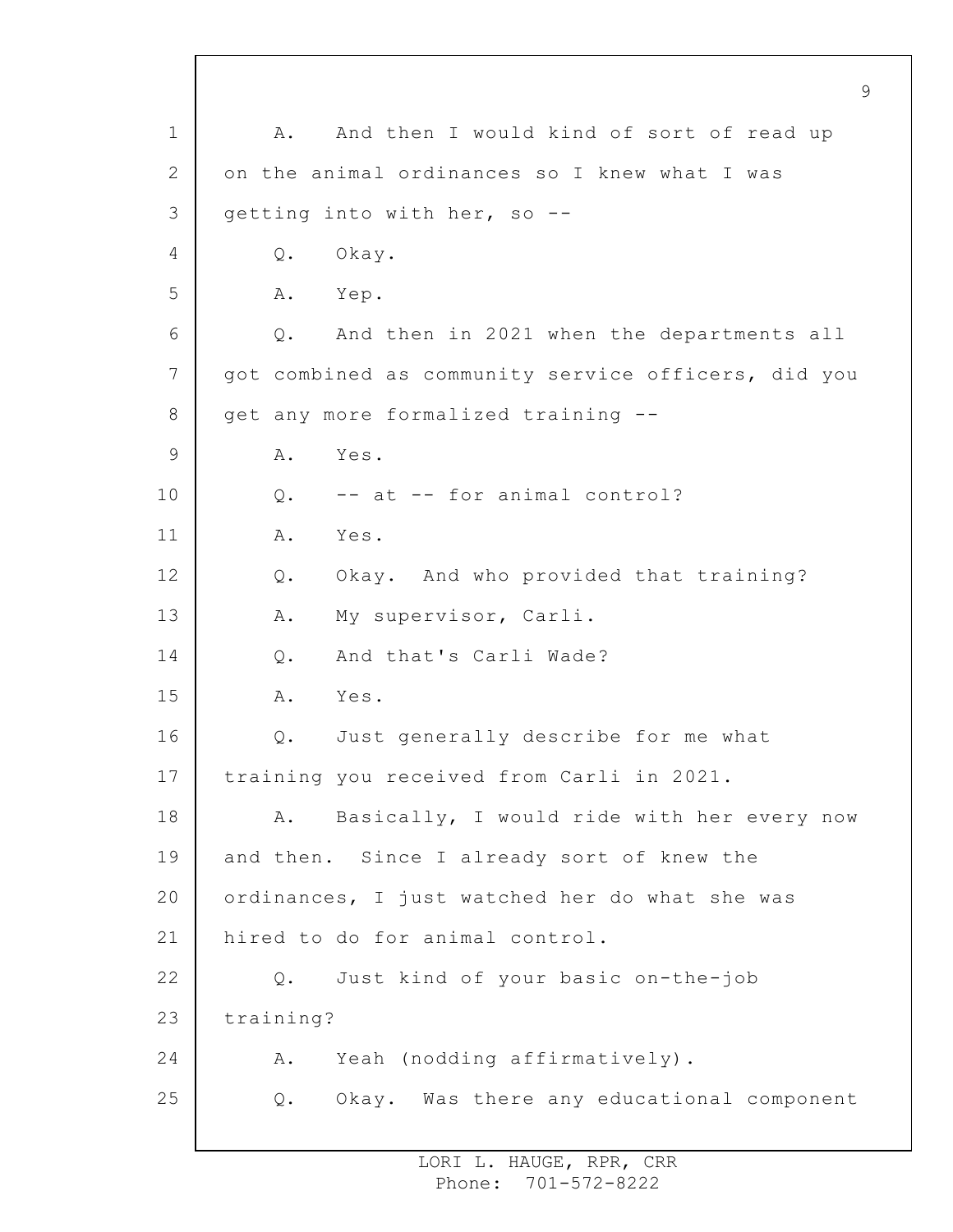A. And then I would kind of sort of read up on the animal ordinances so I knew what I was getting into with her, so --

Q. Okay.

A. Yep.

Q. And then in 2021 when the departments all got combined as community service officers, did you get any more formalized training --

A. Yes.

Q. -- at -- for animal control?

A. Yes.

Q. Okay. And who provided that training?

A. My supervisor, Carli.

Q. And that's Carli Wade?

A. Yes.

Q. Just generally describe for me what training you received from Carli in 2021.

A. Basically, I would ride with her every now and then. Since I already sort of knew the ordinances, I just watched her do what she was hired to do for animal control.

Q. Just kind of your basic on-the-job training?

A. Yeah (nodding affirmatively).

Q. Okay. Was there any educational component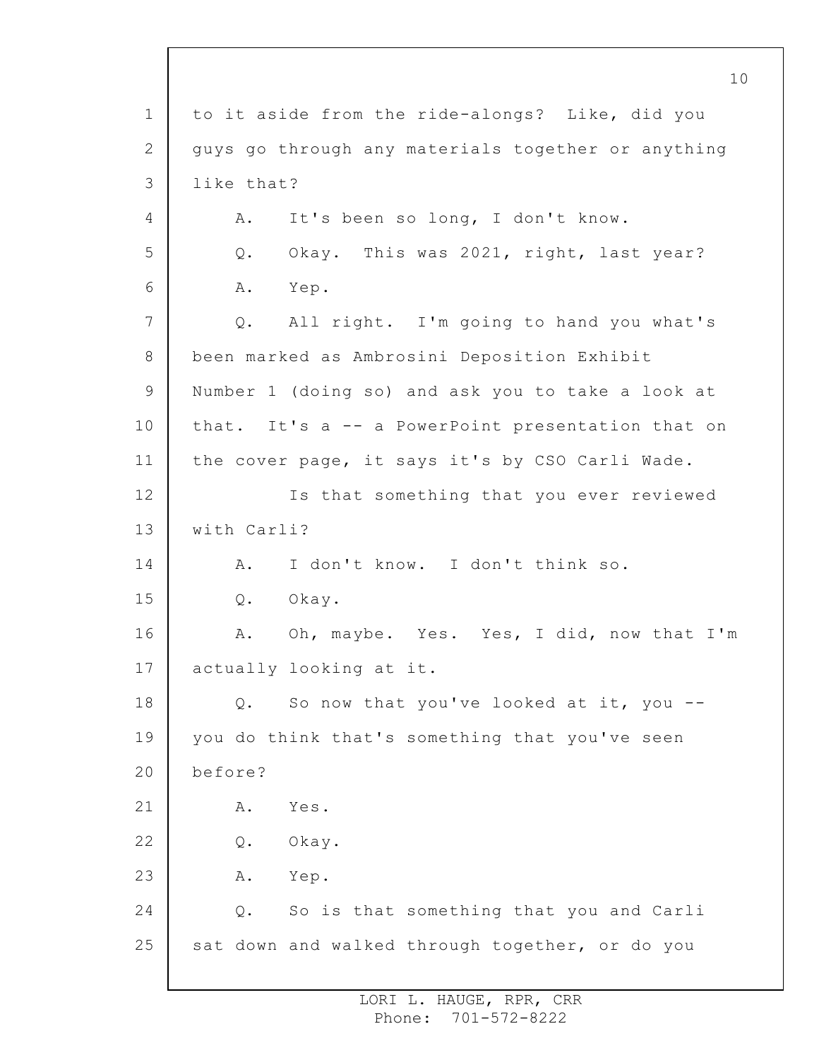to it aside from the ride-alongs? Like, did you guys go through any materials together or anything like that?

A. It's been so long, I don't know.

Q. Okay. This was 2021, right, last year?

A. Yep.

Q. All right. I'm going to hand you what's been marked as Ambrosini Deposition Exhibit Number 1 (doing so) and ask you to take a look at that. It's a -- a PowerPoint presentation that on the cover page, it says it's by CSO Carli Wade.

Is that something that you ever reviewed with Carli?

A. I don't know. I don't think so.

Q. Okay.

A. Oh, maybe. Yes. Yes, I did, now that I'm actually looking at it.

Q. So now that you've looked at it, you -- you do think that's something that you've seen before?

A. Yes.

Q. Okay.

A. Yep.

Q. So is that something that you and Carli sat down and walked through together, or do you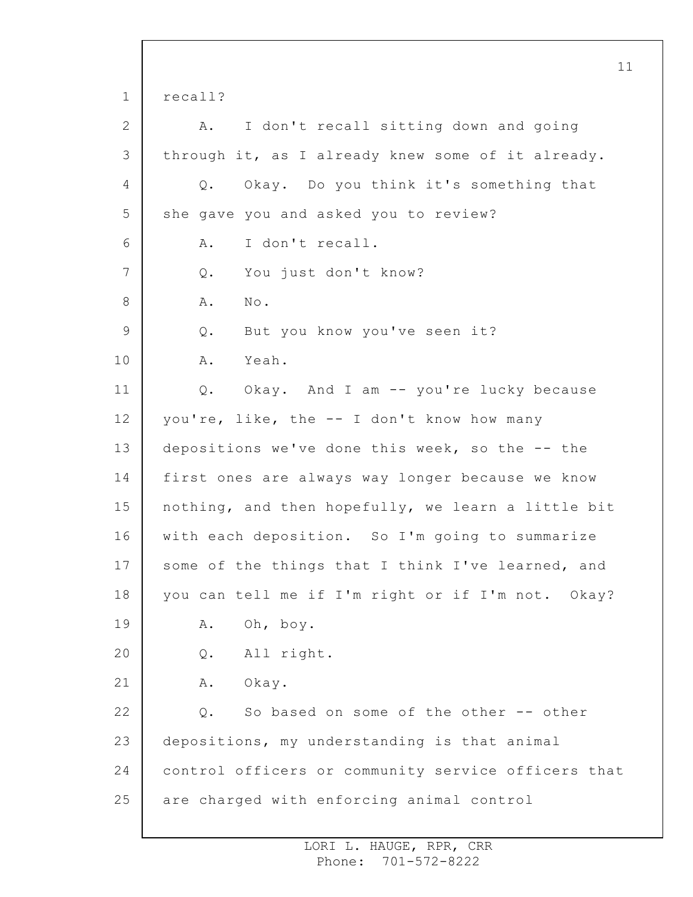recall?

A. I don't recall sitting down and going through it, as I already knew some of it already.

Q. Okay. Do you think it's something that she gave you and asked you to review?

A. I don't recall.

Q. You just don't know?

A. No.

Q. But you know you've seen it?

A. Yeah.

Q. Okay. And I am -- you're lucky because you're, like, the -- I don't know how many depositions we've done this week, so the -- the first ones are always way longer because we know nothing, and then hopefully, we learn a little bit with each deposition. So I'm going to summarize some of the things that I think I've learned, and you can tell me if I'm right or if I'm not. Okay?

A. Oh, boy.

Q. All right.

A. Okay.

Q. So based on some of the other -- other depositions, my understanding is that animal control officers or community service officers that are charged with enforcing animal control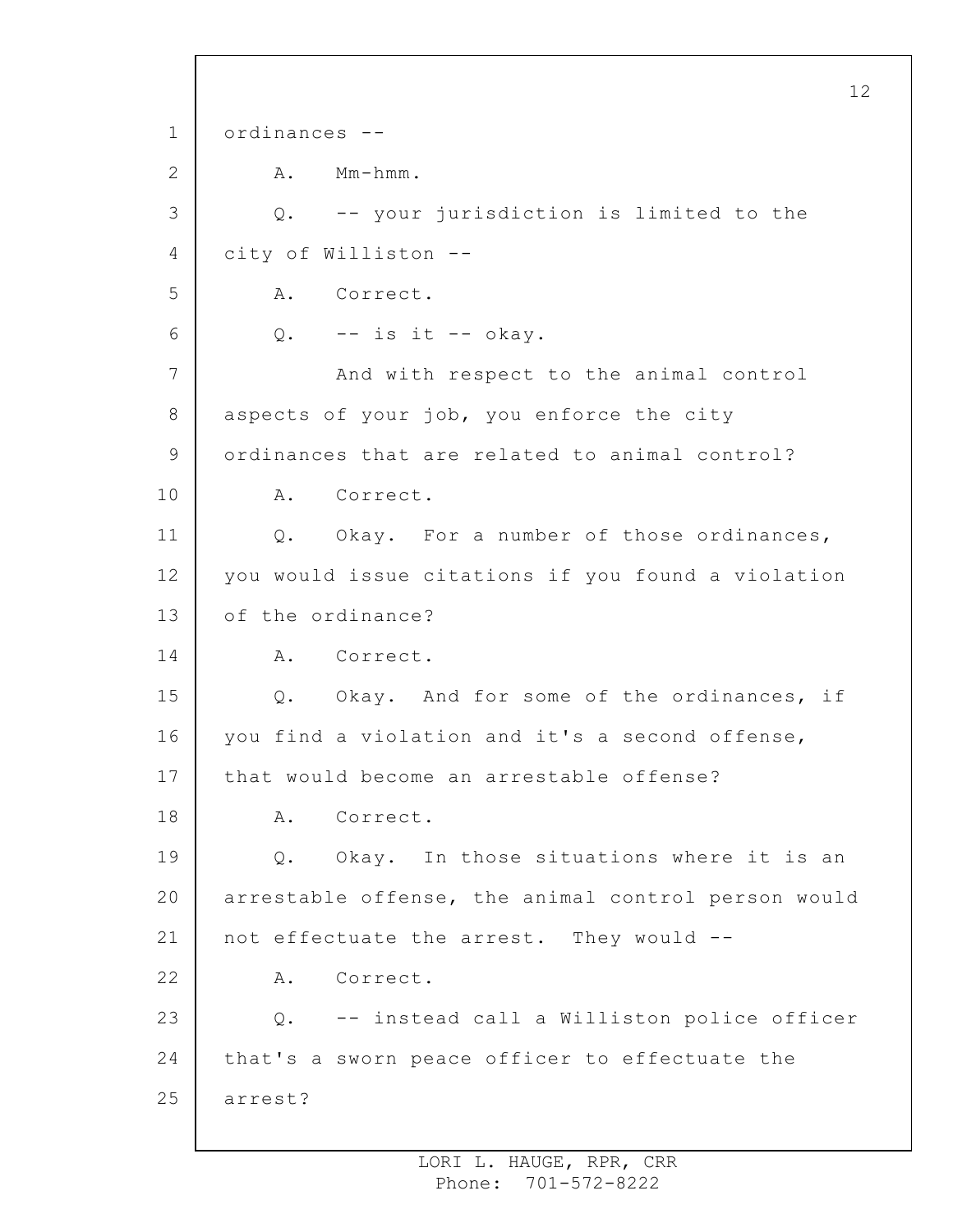ordinances --

A. Mm-hmm.

Q. -- your jurisdiction is limited to the city of Williston --

A. Correct.

Q. -- is it -- okay.

And with respect to the animal control aspects of your job, you enforce the city ordinances that are related to animal control?

A. Correct.

Q. Okay. For a number of those ordinances, you would issue citations if you found a violation of the ordinance?

A. Correct.

Q. Okay. And for some of the ordinances, if you find a violation and it's a second offense, that would become an arrestable offense?

A. Correct.

Q. Okay. In those situations where it is an arrestable offense, the animal control person would not effectuate the arrest. They would --

A. Correct.

Q. -- instead call a Williston police officer that's a sworn peace officer to effectuate the arrest?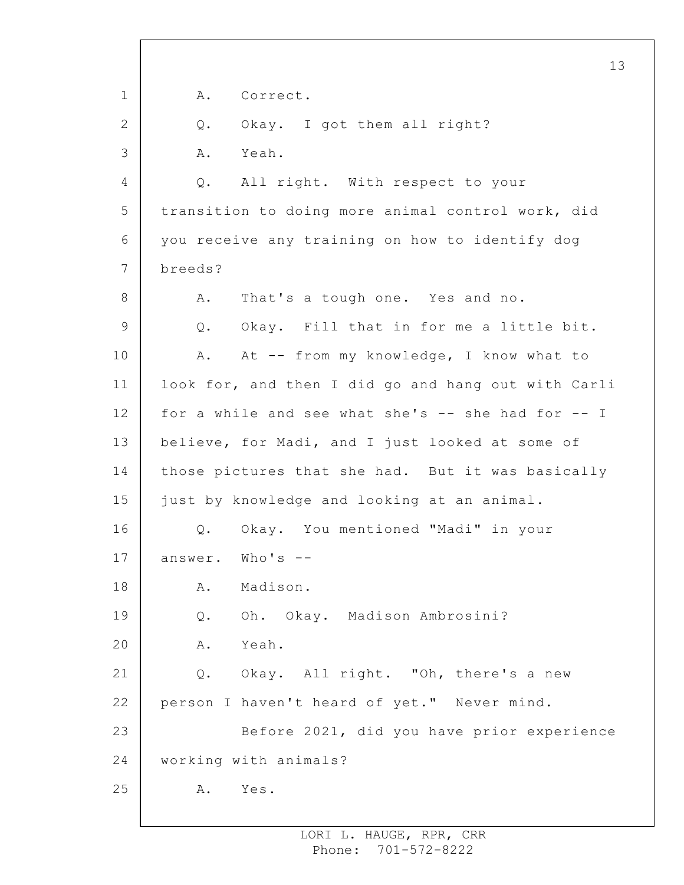A. Correct.

Q. Okay. I got them all right?

A. Yeah.

Q. All right. With respect to your transition to doing more animal control work, did you receive any training on how to identify dog breeds?

A. That's a tough one. Yes and no.

Q. Okay. Fill that in for me a little bit.

A. At -- from my knowledge, I know what to look for, and then I did go and hang out with Carli for a while and see what she's -- she had for -- I believe, for Madi, and I just looked at some of those pictures that she had. But it was basically just by knowledge and looking at an animal.

Q. Okay. You mentioned "Madi" in your answer. Who's --

A. Madison.

Q. Oh. Okay. Madison Ambrosini?

A. Yeah.

Q. Okay. All right. "Oh, there's a new person I haven't heard of yet." Never mind.

Before 2021, did you have prior experience working with animals?

A. Yes.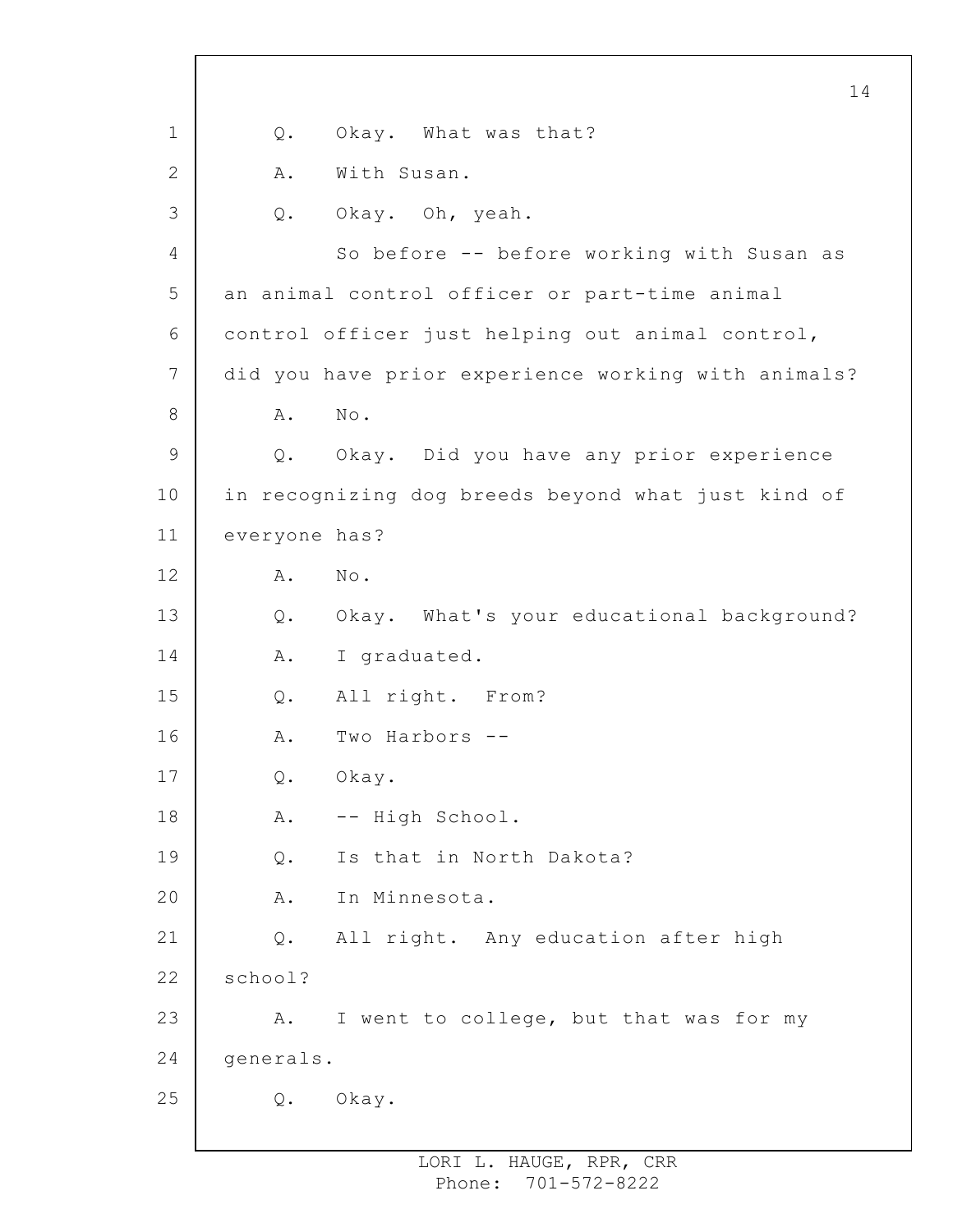Q. Okay. What was that?

A. With Susan.

Q. Okay. Oh, yeah.

So before -- before working with Susan as an animal control officer or part-time animal control officer just helping out animal control, did you have prior experience working with animals?

A. No.

Q. Okay. Did you have any prior experience in recognizing dog breeds beyond what just kind of everyone has?

A. No.

Q. Okay. What's your educational background?

A. I graduated.

Q. All right. From?

A. Two Harbors --

Q. Okay.

A. -- High School.

Q. Is that in North Dakota?

A. In Minnesota.

Q. All right. Any education after high school?

A. I went to college, but that was for my generals.

Q. Okay.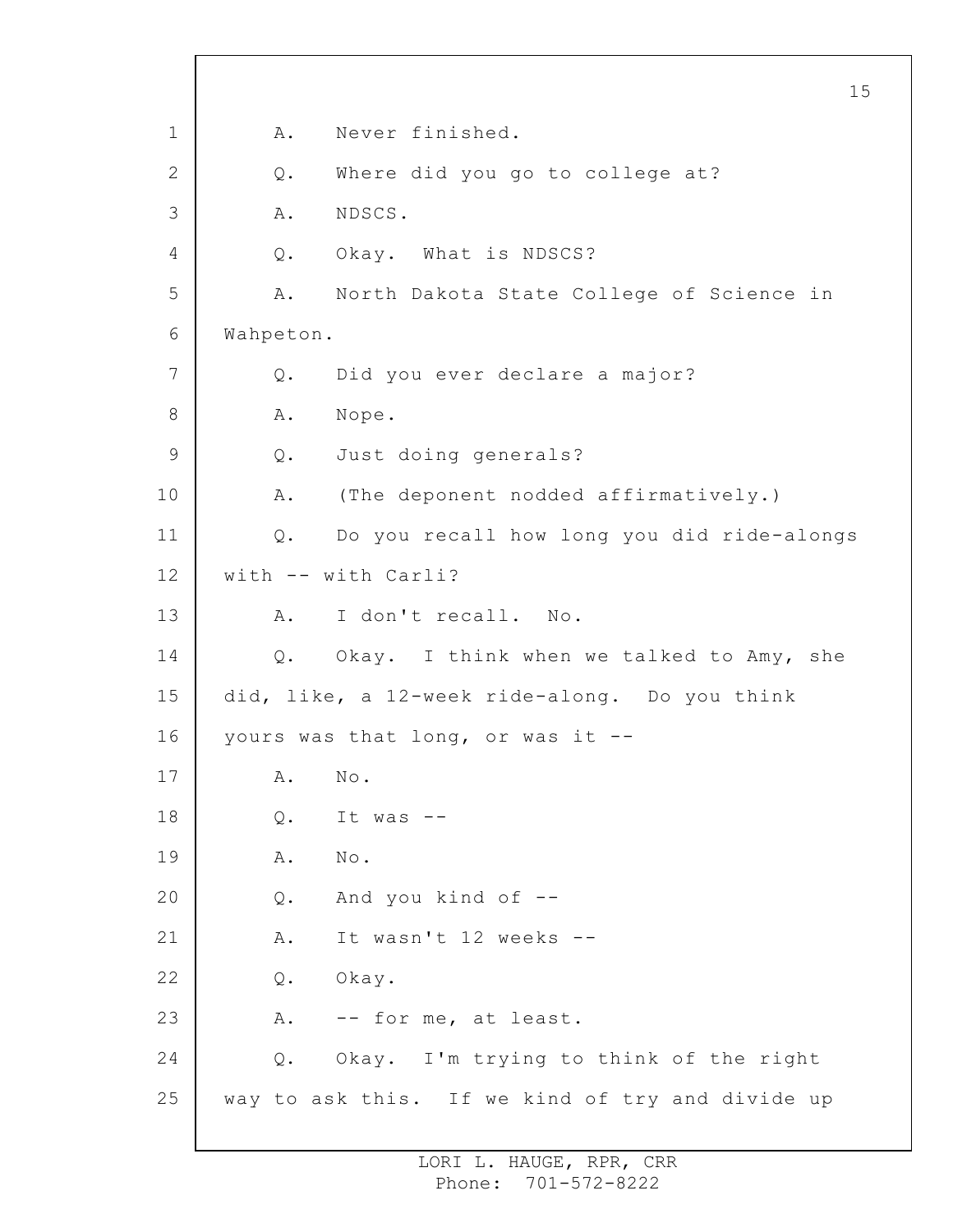A. Never finished.

Q. Where did you go to college at?

A. NDSCS.

Q. Okay. What is NDSCS?

A. North Dakota State College of Science in Wahpeton.

Q. Did you ever declare a major?

A. Nope.

Q. Just doing generals?

A. (The deponent nodded affirmatively.)

Q. Do you recall how long you did ride-alongs with -- with Carli?

A. I don't recall. No.

Q. Okay. I think when we talked to Amy, she did, like, a 12-week ride-along. Do you think yours was that long, or was it --

A. No.

Q. It was --

A. No.

Q. And you kind of --

A. It wasn't 12 weeks --

Q. Okay.

A. -- for me, at least.

Q. Okay. I'm trying to think of the right way to ask this. If we kind of try and divide up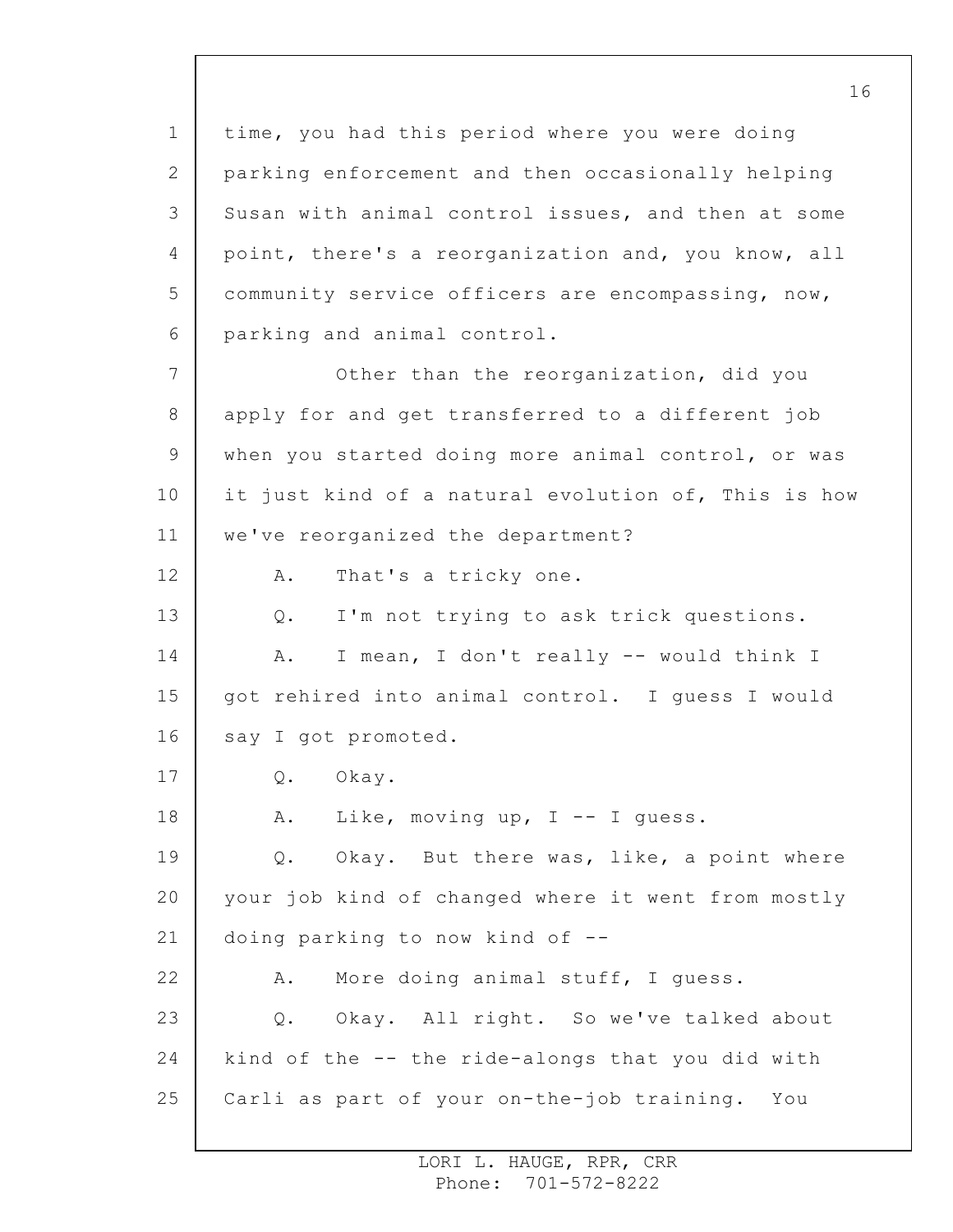time, you had this period where you were doing parking enforcement and then occasionally helping Susan with animal control issues, and then at some point, there's a reorganization and, you know, all community service officers are encompassing, now, parking and animal control.

Other than the reorganization, did you apply for and get transferred to a different job when you started doing more animal control, or was it just kind of a natural evolution of, This is how we've reorganized the department?

A. That's a tricky one.

Q. I'm not trying to ask trick questions.

A. I mean, I don't really -- would think I got rehired into animal control. I guess I would say I got promoted.

Q. Okay.

A. Like, moving up, I -- I guess.

Q. Okay. But there was, like, a point where your job kind of changed where it went from mostly doing parking to now kind of --

A. More doing animal stuff, I guess.

Q. Okay. All right. So we've talked about kind of the -- the ride-alongs that you did with Carli as part of your on-the-job training. You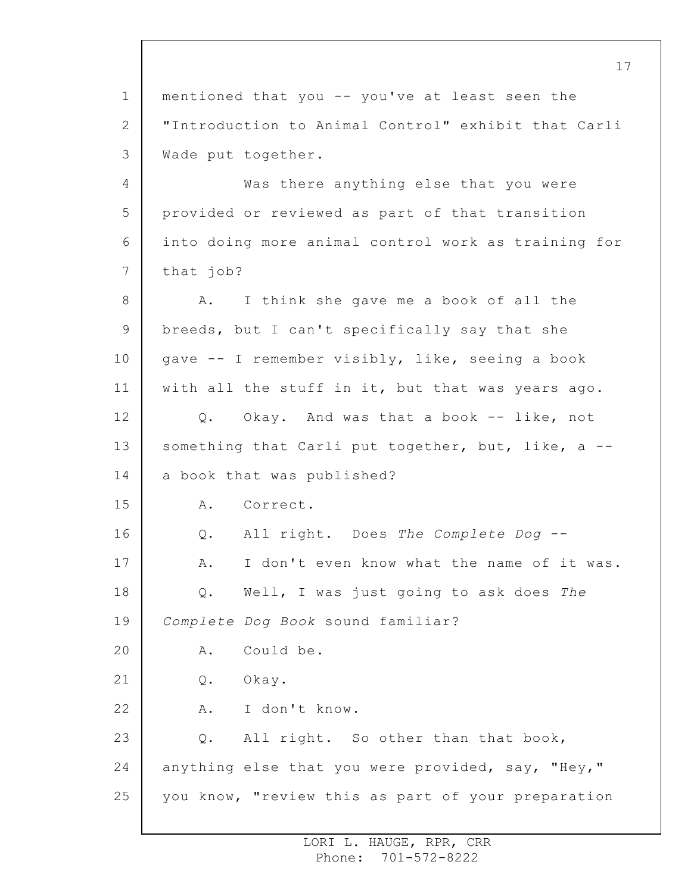mentioned that you -- you've at least seen the "Introduction to Animal Control" exhibit that Carli Wade put together.

Was there anything else that you were provided or reviewed as part of that transition into doing more animal control work as training for that job?

A. I think she gave me a book of all the breeds, but I can't specifically say that she gave -- I remember visibly, like, seeing a book with all the stuff in it, but that was years ago.

Q. Okay. And was that a book -- like, not something that Carli put together, but, like, a -- a book that was published?

A. Correct.

Q. All right. Does *The Complete Dog* --

A. I don't even know what the name of it was.

Q. Well, I was just going to ask does *The Complete Dog Book* sound familiar?

A. Could be.

Q. Okay.

A. I don't know.

Q. All right. So other than that book, anything else that you were provided, say, "Hey," you know, "review this as part of your preparation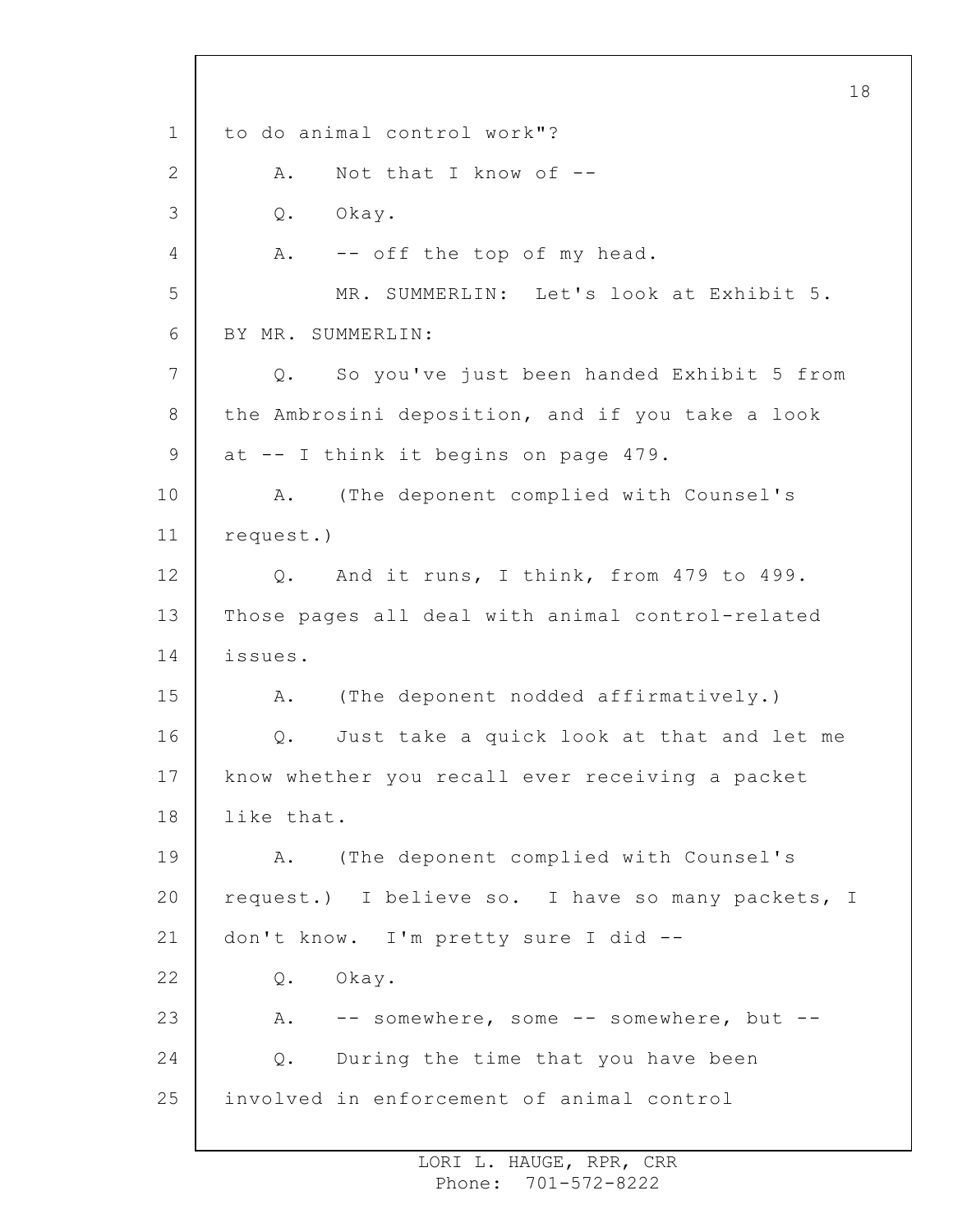to do animal control work"?

A. Not that I know of --

Q. Okay.

A. -- off the top of my head.

MR. SUMMERLIN: Let's look at Exhibit 5.

BY MR. SUMMERLIN:

Q. So you've just been handed Exhibit 5 from the Ambrosini deposition, and if you take a look at -- I think it begins on page 479.

A. (The deponent complied with Counsel's request.)

Q. And it runs, I think, from 479 to 499. Those pages all deal with animal control-related issues.

A. (The deponent nodded affirmatively.)

Q. Just take a quick look at that and let me know whether you recall ever receiving a packet like that.

A. (The deponent complied with Counsel's request.) I believe so. I have so many packets, I don't know. I'm pretty sure I did --

Q. Okay.

A. -- somewhere, some -- somewhere, but --

Q. During the time that you have been involved in enforcement of animal control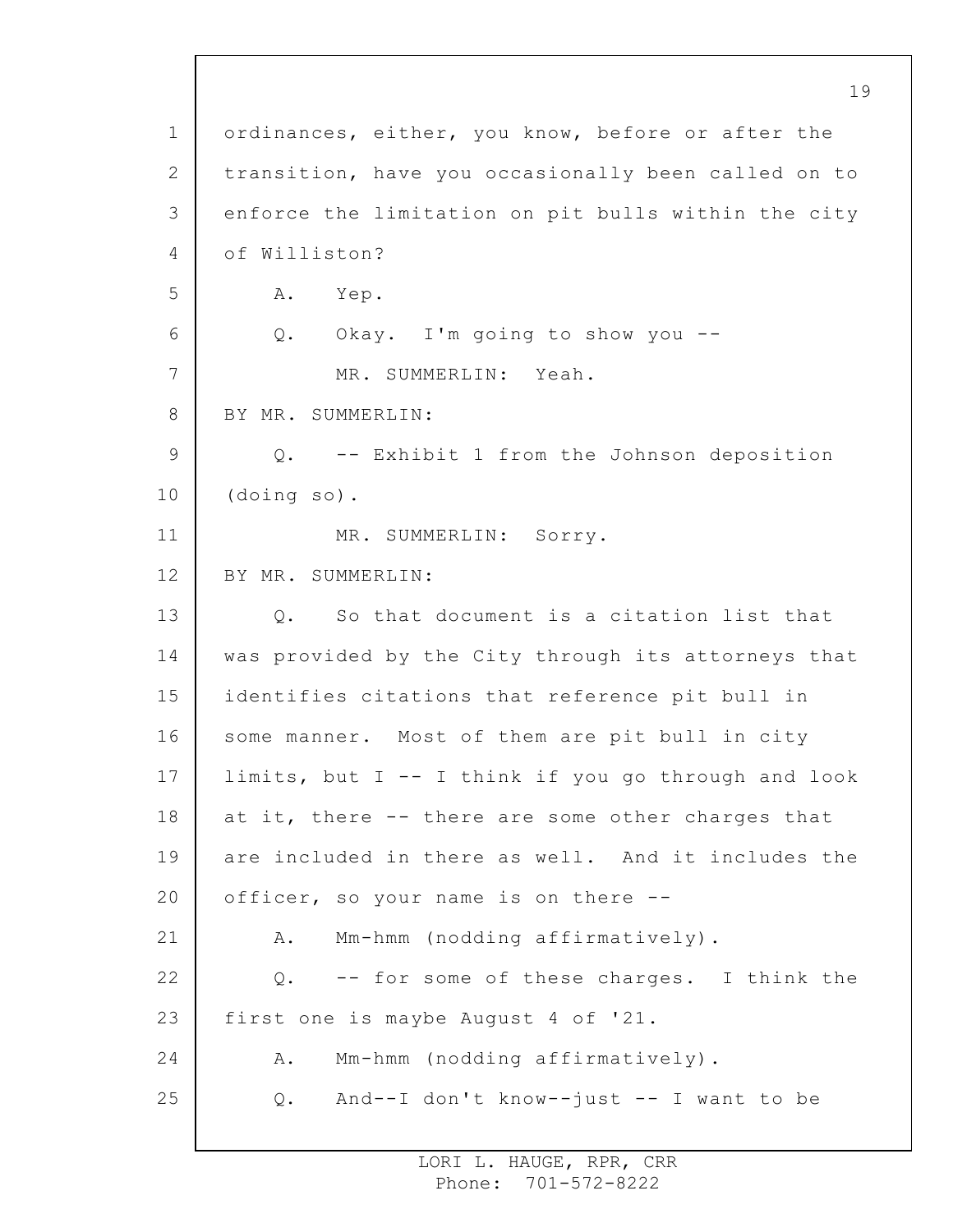ordinances, either, you know, before or after the transition, have you occasionally been called on to enforce the limitation on pit bulls within the city of Williston?

A. Yep.

Q. Okay. I'm going to show you --

MR. SUMMERLIN: Yeah.

BY MR. SUMMERLIN:

Q. -- Exhibit 1 from the Johnson deposition (doing so).

MR. SUMMERLIN: Sorry.

BY MR. SUMMERLIN:

Q. So that document is a citation list that was provided by the City through its attorneys that identifies citations that reference pit bull in some manner. Most of them are pit bull in city limits, but I -- I think if you go through and look at it, there -- there are some other charges that are included in there as well. And it includes the officer, so your name is on there --

A. Mm-hmm (nodding affirmatively).

Q. -- for some of these charges. I think the first one is maybe August 4 of '21.

A. Mm-hmm (nodding affirmatively).

Q. And--I don't know--just -- I want to be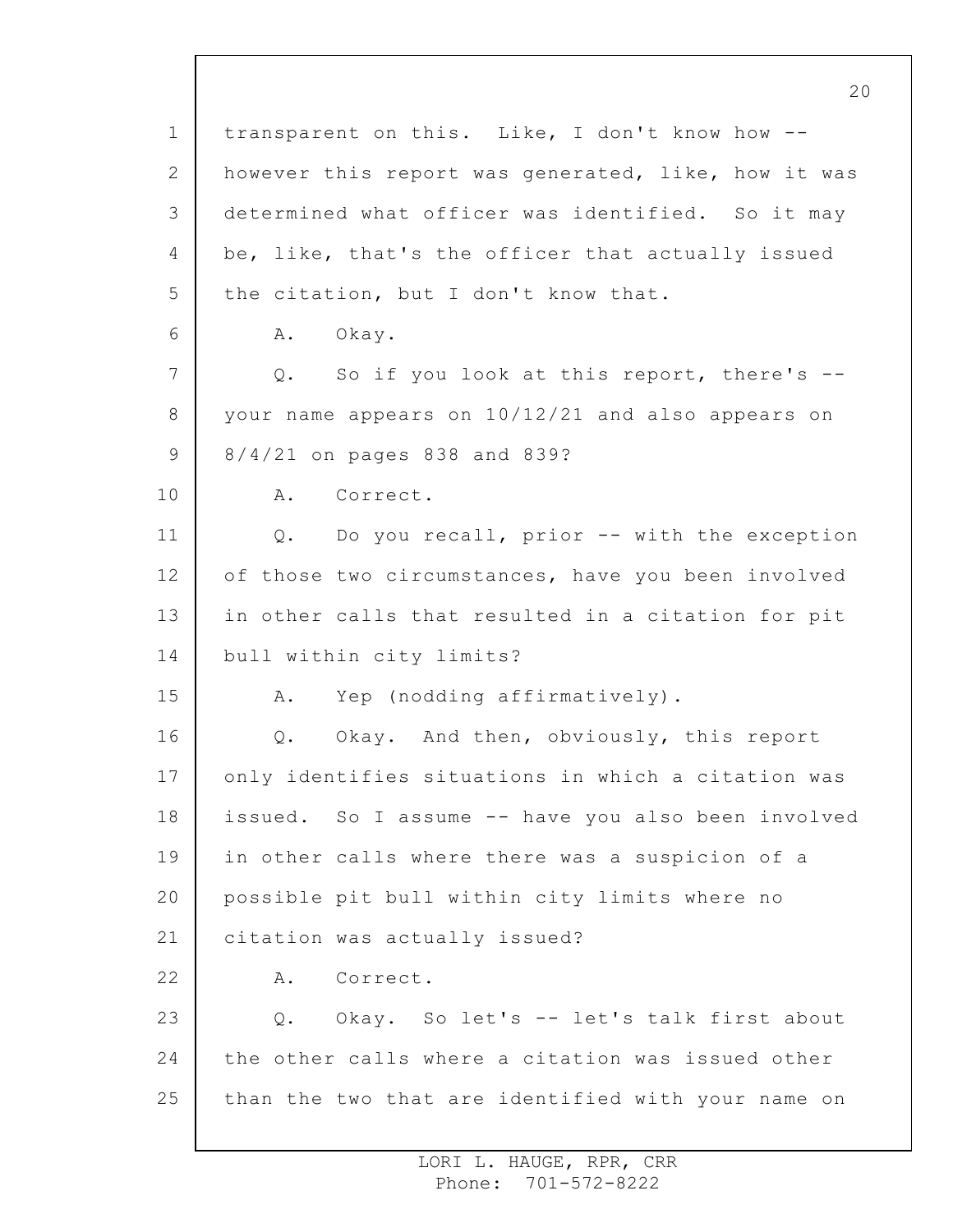transparent on this. Like, I don't know how -- however this report was generated, like, how it was determined what officer was identified. So it may be, like, that's the officer that actually issued the citation, but I don't know that.

A. Okay.

Q. So if you look at this report, there's -- your name appears on 10/12/21 and also appears on 8/4/21 on pages 838 and 839?

A. Correct.

Q. Do you recall, prior -- with the exception of those two circumstances, have you been involved in other calls that resulted in a citation for pit bull within city limits?

A. Yep (nodding affirmatively).

Q. Okay. And then, obviously, this report only identifies situations in which a citation was issued. So I assume -- have you also been involved in other calls where there was a suspicion of a possible pit bull within city limits where no citation was actually issued?

A. Correct.

Q. Okay. So let's -- let's talk first about the other calls where a citation was issued other than the two that are identified with your name on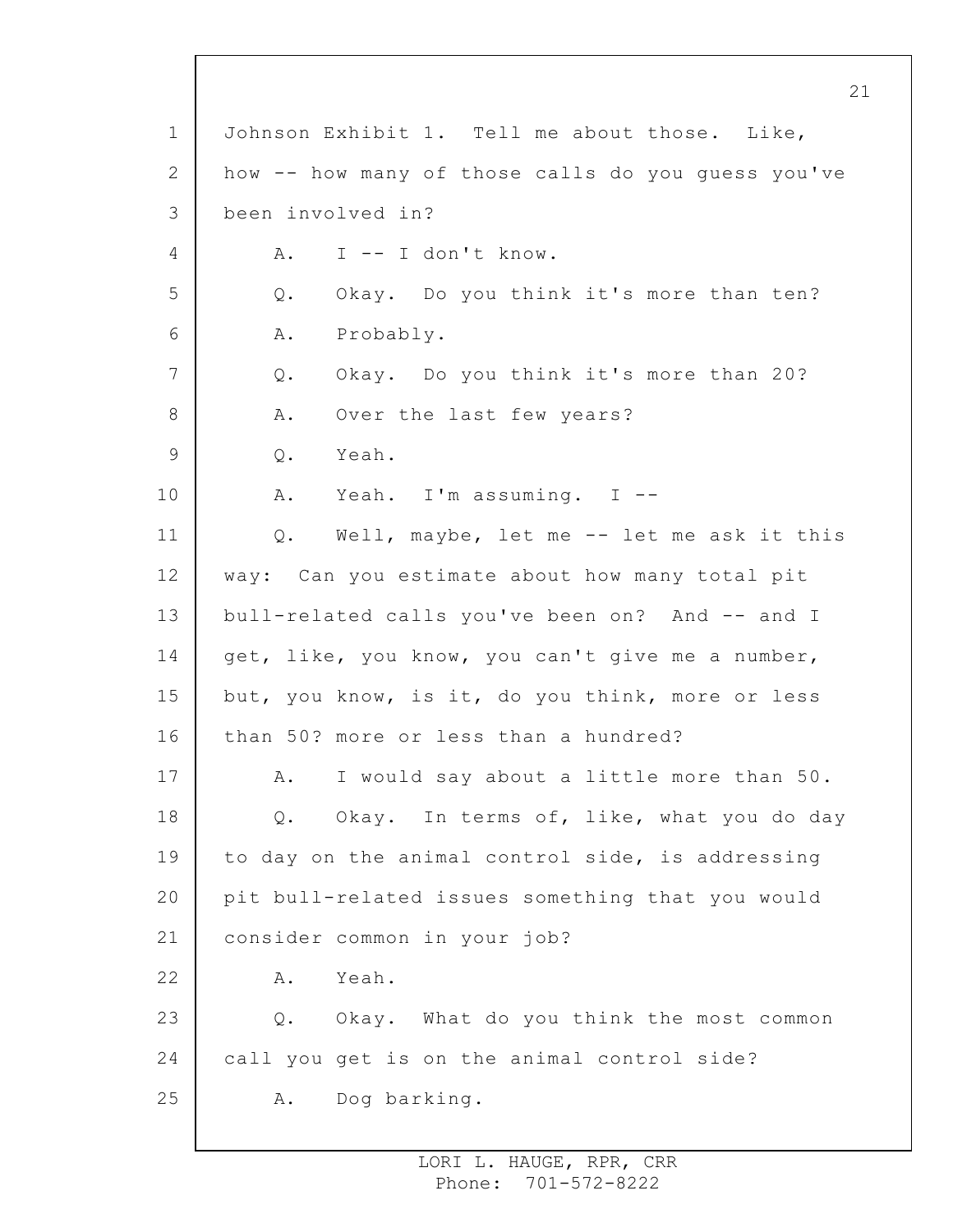Johnson Exhibit 1. Tell me about those. Like, how -- how many of those calls do you guess you've been involved in?

A. I -- I don't know.

Q. Okay. Do you think it's more than ten?

A. Probably.

Q. Okay. Do you think it's more than 20?

A. Over the last few years?

Q. Yeah.

A. Yeah. I'm assuming. I --

Q. Well, maybe, let me -- let me ask it this way: Can you estimate about how many total pit bull-related calls you've been on? And -- and I get, like, you know, you can't give me a number, but, you know, is it, do you think, more or less than 50? more or less than a hundred?

A. I would say about a little more than 50.

Q. Okay. In terms of, like, what you do day to day on the animal control side, is addressing pit bull-related issues something that you would consider common in your job?

A. Yeah.

Q. Okay. What do you think the most common call you get is on the animal control side?

A. Dog barking.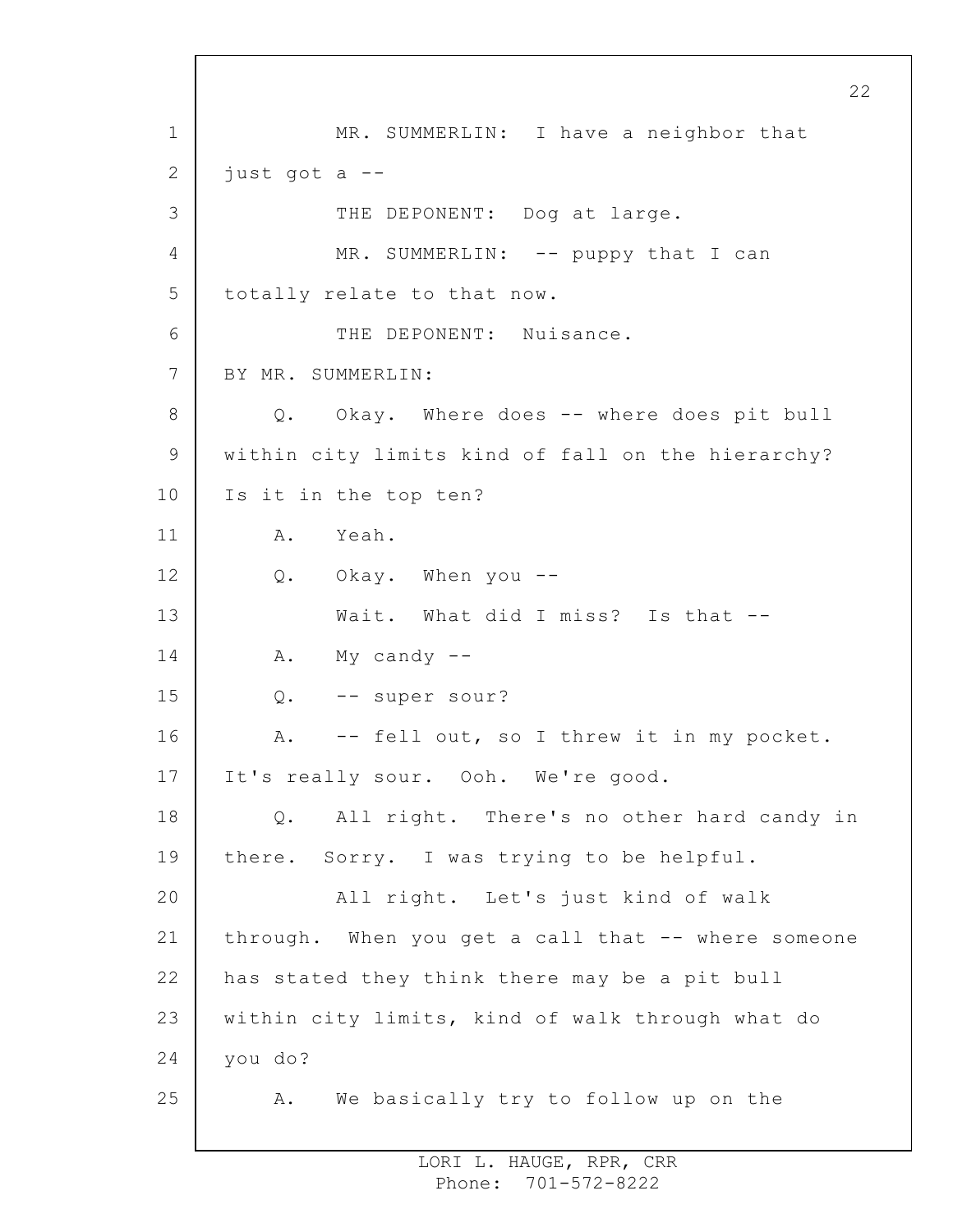MR. SUMMERLIN: I have a neighbor that just got a --

THE DEPONENT: Dog at large.

MR. SUMMERLIN: -- puppy that I can totally relate to that now.

THE DEPONENT: Nuisance.

BY MR. SUMMERLIN:

Q. Okay. Where does -- where does pit bull within city limits kind of fall on the hierarchy? Is it in the top ten?

A. Yeah.

Q. Okay. When you --

Wait. What did I miss? Is that --

A. My candy --

Q. -- super sour?

A. -- fell out, so I threw it in my pocket. It's really sour. Ooh. We're good.

Q. All right. There's no other hard candy in there. Sorry. I was trying to be helpful.

All right. Let's just kind of walk through. When you get a call that -- where someone has stated they think there may be a pit bull within city limits, kind of walk through what do you do?

A. We basically try to follow up on the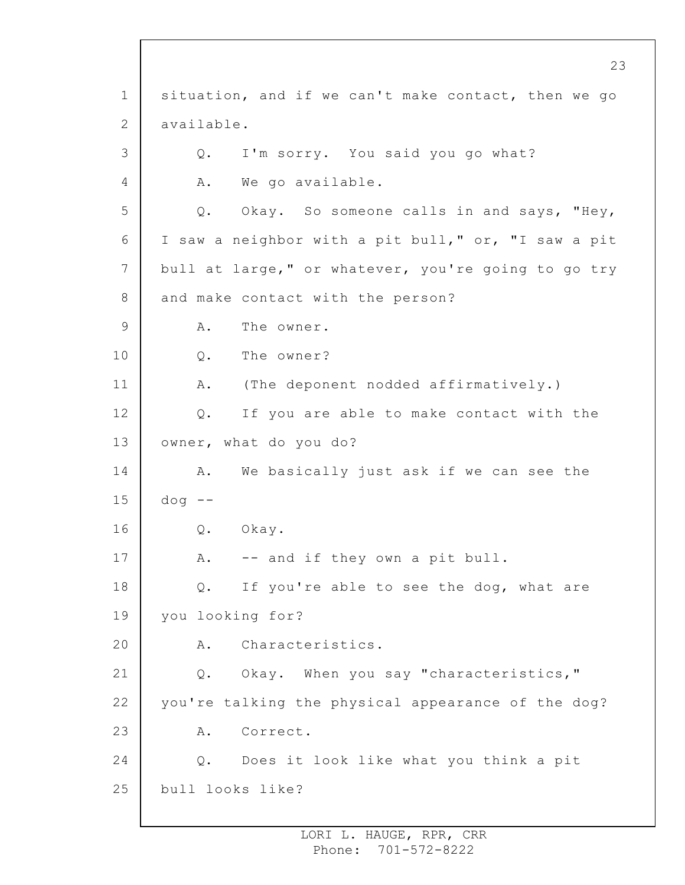situation, and if we can't make contact, then we go available.

Q. I'm sorry. You said you go what?

A. We go available.

Q. Okay. So someone calls in and says, "Hey, I saw a neighbor with a pit bull," or, "I saw a pit bull at large," or whatever, you're going to go try and make contact with the person?

A. The owner.

Q. The owner?

A. (The deponent nodded affirmatively.)

Q. If you are able to make contact with the owner, what do you do?

A. We basically just ask if we can see the dog --

Q. Okay.

A. -- and if they own a pit bull.

Q. If you're able to see the dog, what are you looking for?

A. Characteristics.

Q. Okay. When you say "characteristics," you're talking the physical appearance of the dog?

A. Correct.

Q. Does it look like what you think a pit bull looks like?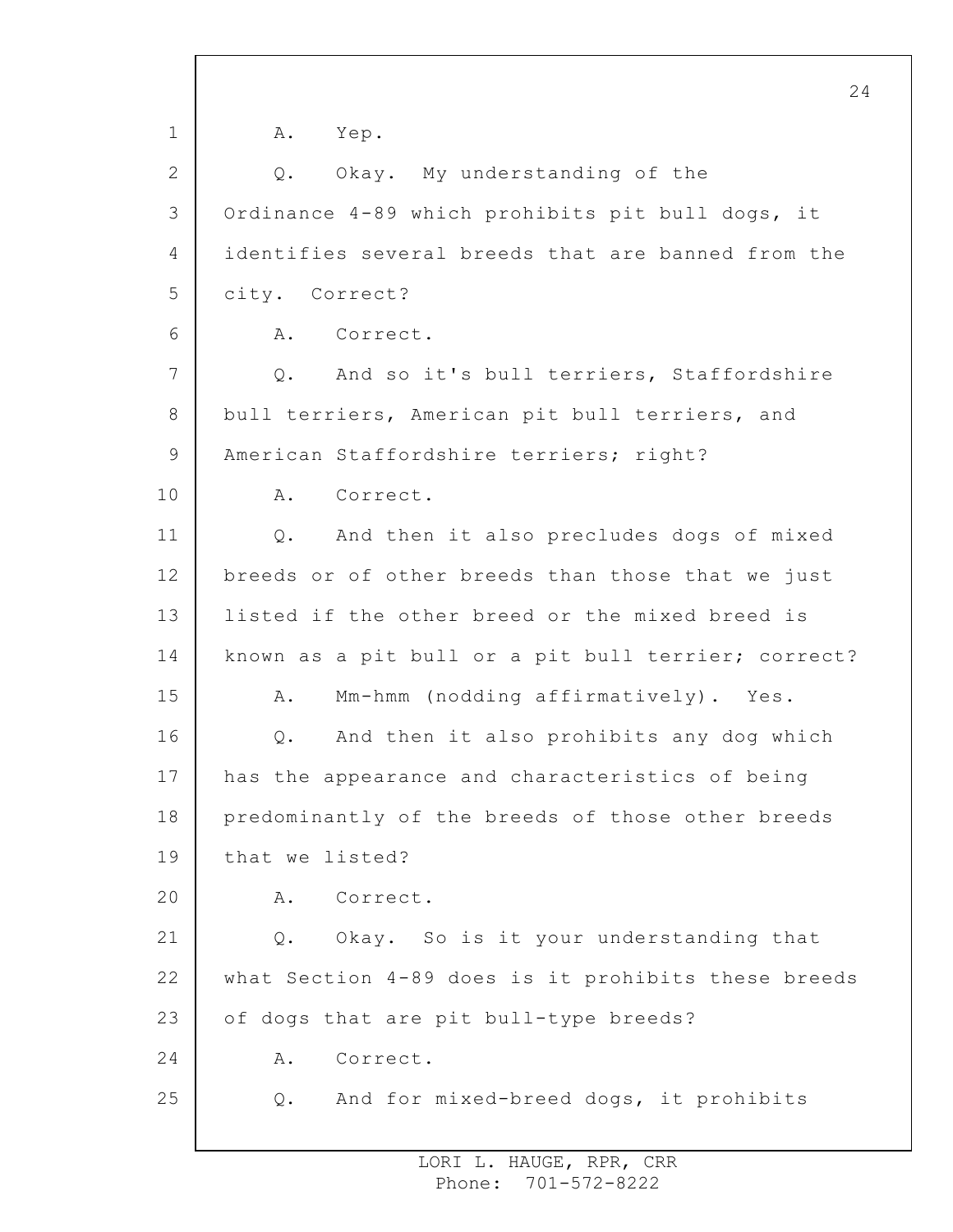A. Yep.

Q. Okay. My understanding of the Ordinance 4-89 which prohibits pit bull dogs, it identifies several breeds that are banned from the city. Correct?

A. Correct.

Q. And so it's bull terriers, Staffordshire bull terriers, American pit bull terriers, and American Staffordshire terriers; right?

A. Correct.

Q. And then it also precludes dogs of mixed breeds or of other breeds than those that we just listed if the other breed or the mixed breed is known as a pit bull or a pit bull terrier; correct?

A. Mm-hmm (nodding affirmatively). Yes.

Q. And then it also prohibits any dog which has the appearance and characteristics of being predominantly of the breeds of those other breeds that we listed?

A. Correct.

Q. Okay. So is it your understanding that what Section 4-89 does is it prohibits these breeds of dogs that are pit bull-type breeds?

A. Correct.

Q. And for mixed-breed dogs, it prohibits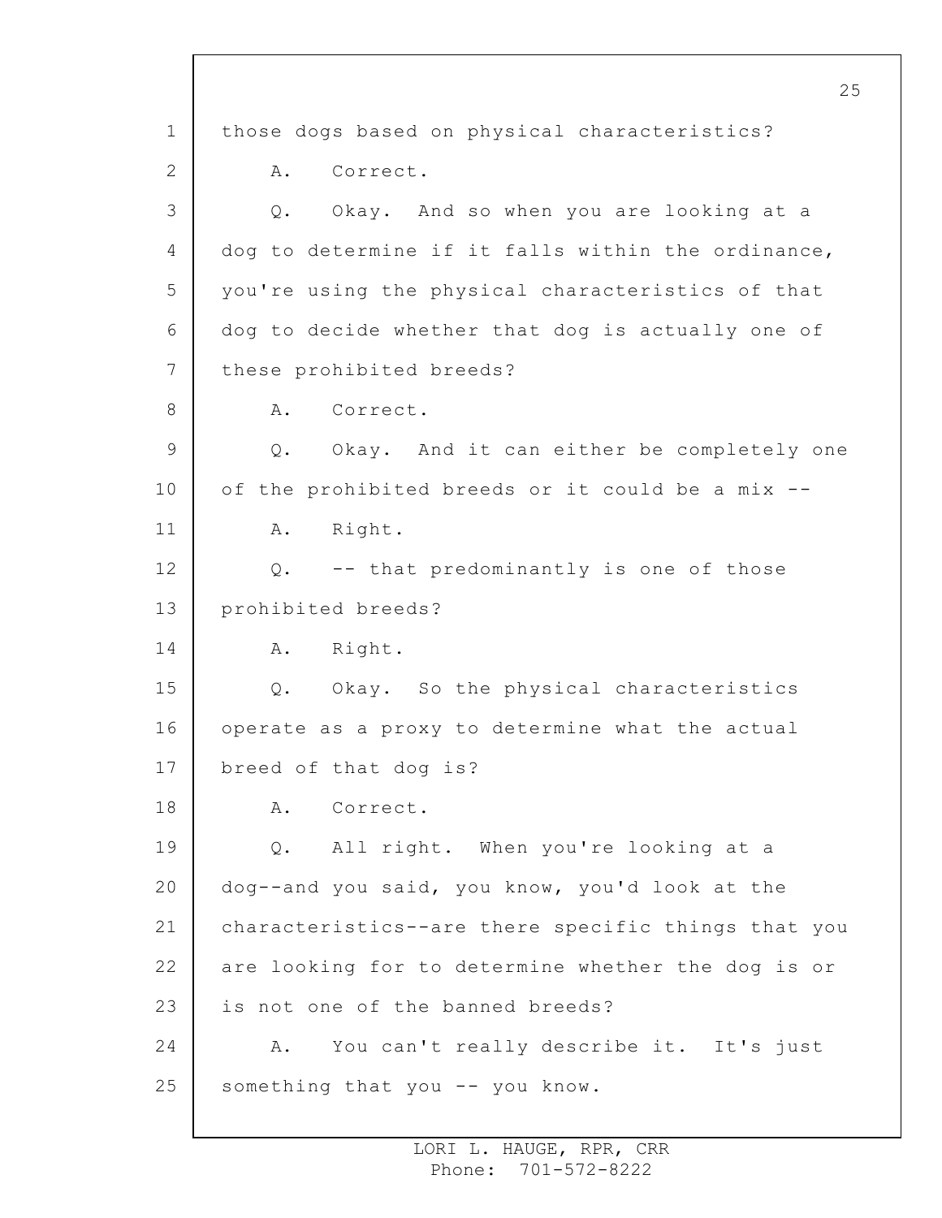those dogs based on physical characteristics?

A. Correct.

Q. Okay. And so when you are looking at a dog to determine if it falls within the ordinance, you're using the physical characteristics of that dog to decide whether that dog is actually one of these prohibited breeds?

A. Correct.

Q. Okay. And it can either be completely one of the prohibited breeds or it could be a mix --

A. Right.

Q. -- that predominantly is one of those prohibited breeds?

A. Right.

Q. Okay. So the physical characteristics operate as a proxy to determine what the actual breed of that dog is?

A. Correct.

Q. All right. When you're looking at a dog--and you said, you know, you'd look at the characteristics--are there specific things that you are looking for to determine whether the dog is or is not one of the banned breeds?

A. You can't really describe it. It's just something that you -- you know.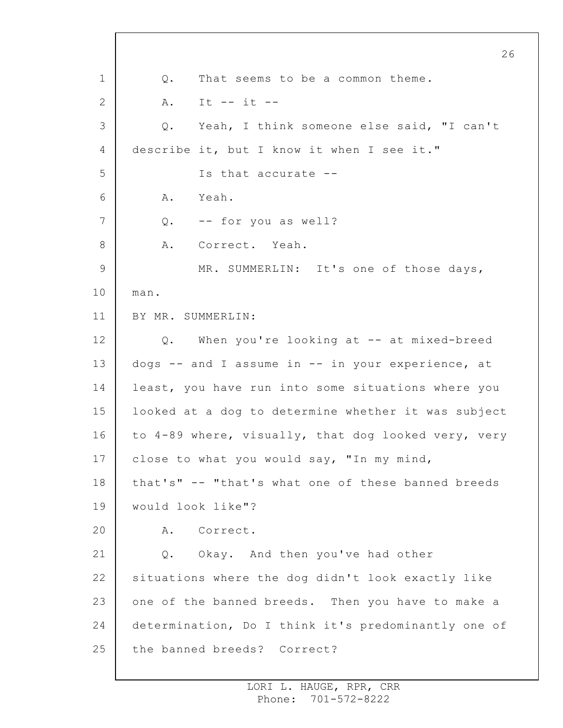Q. That seems to be a common theme.

A. It -- it --

Q. Yeah, I think someone else said, "I can't describe it, but I know it when I see it."

Is that accurate --

A. Yeah.

Q. -- for you as well?

A. Correct. Yeah.

MR. SUMMERLIN: It's one of those days, man.

BY MR. SUMMERLIN:

Q. When you're looking at -- at mixed-breed dogs -- and I assume in -- in your experience, at least, you have run into some situations where you looked at a dog to determine whether it was subject to 4-89 where, visually, that dog looked very, very close to what you would say, "In my mind, that's" -- "that's what one of these banned breeds would look like"?

A. Correct.

Q. Okay. And then you've had other situations where the dog didn't look exactly like one of the banned breeds. Then you have to make a determination, Do I think it's predominantly one of the banned breeds? Correct?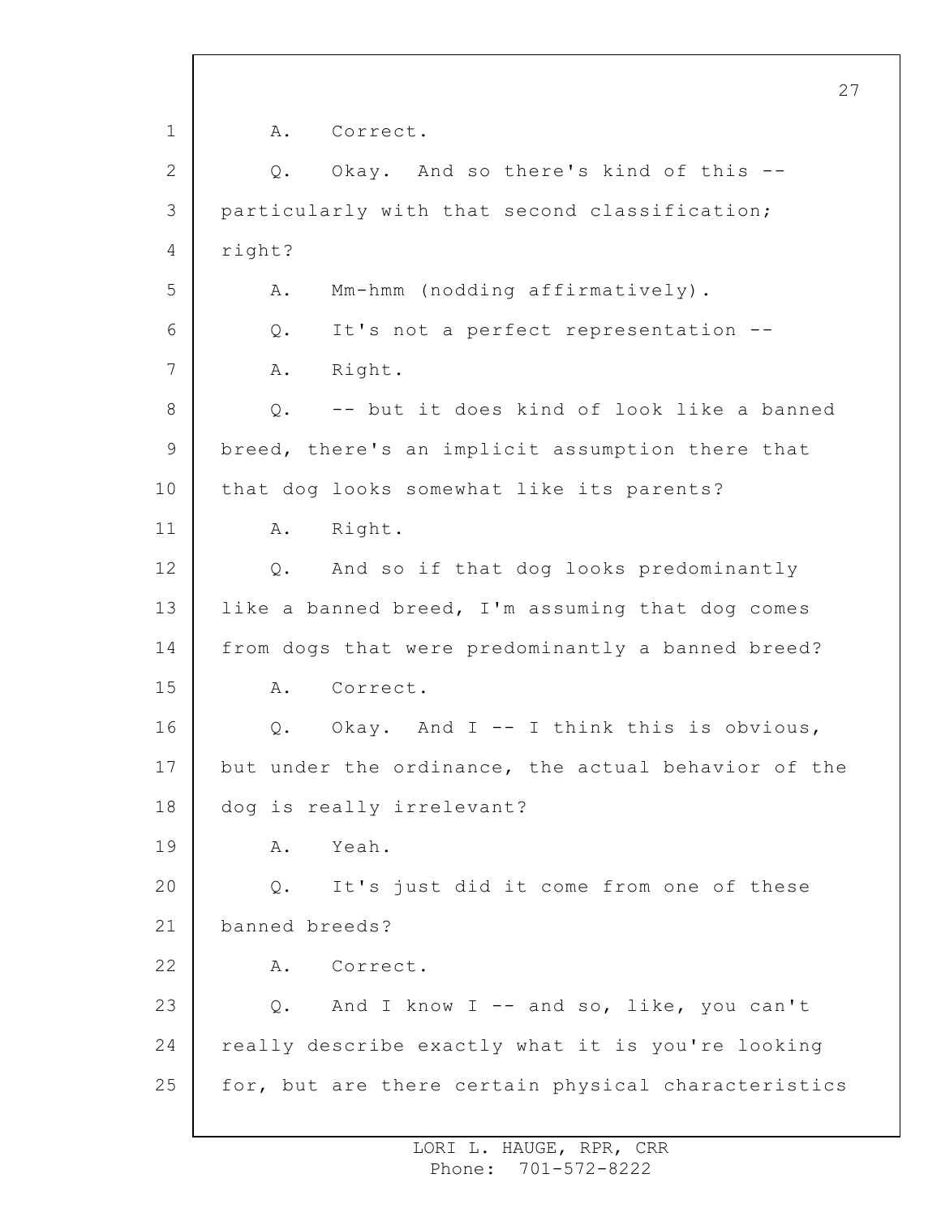A. Correct.

Q. Okay. And so there's kind of this -- particularly with that second classification; right?

A. Mm-hmm (nodding affirmatively).

Q. It's not a perfect representation --

A. Right.

Q. -- but it does kind of look like a banned breed, there's an implicit assumption there that that dog looks somewhat like its parents?

A. Right.

Q. And so if that dog looks predominantly like a banned breed, I'm assuming that dog comes from dogs that were predominantly a banned breed?

A. Correct.

Q. Okay. And I -- I think this is obvious, but under the ordinance, the actual behavior of the dog is really irrelevant?

A. Yeah.

Q. It's just did it come from one of these banned breeds?

A. Correct.

Q. And I know I -- and so, like, you can't really describe exactly what it is you're looking for, but are there certain physical characteristics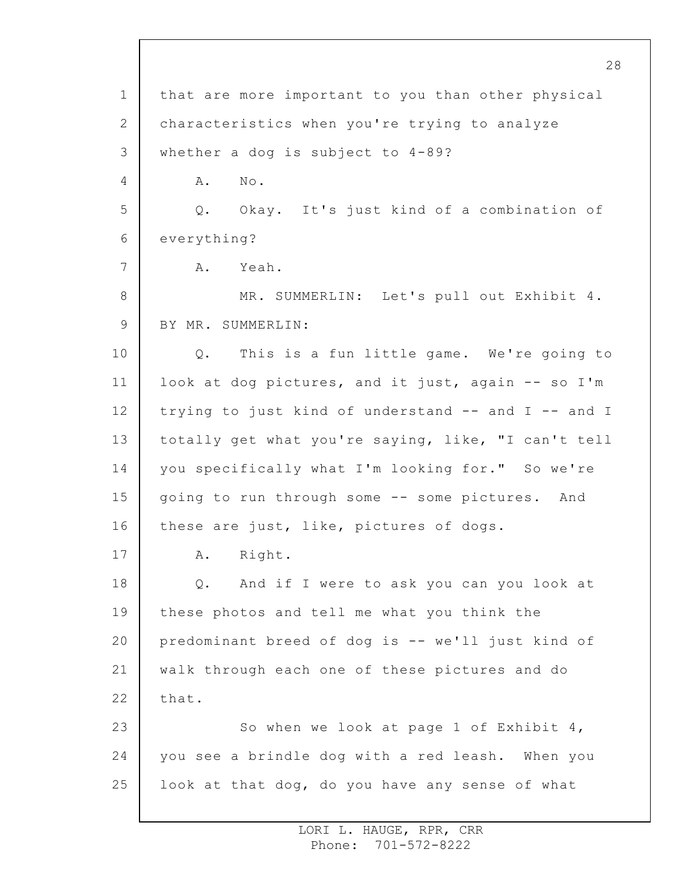that are more important to you than other physical characteristics when you're trying to analyze whether a dog is subject to 4-89?

A. No.

Q. Okay. It's just kind of a combination of everything?

A. Yeah.

MR. SUMMERLIN: Let's pull out Exhibit 4.

BY MR. SUMMERLIN:

Q. This is a fun little game. We're going to look at dog pictures, and it just, again -- so I'm trying to just kind of understand -- and I -- and I totally get what you're saying, like, "I can't tell you specifically what I'm looking for." So we're going to run through some -- some pictures. And these are just, like, pictures of dogs.

A. Right.

Q. And if I were to ask you can you look at these photos and tell me what you think the predominant breed of dog is -- we'll just kind of walk through each one of these pictures and do that.

So when we look at page 1 of Exhibit 4, you see a brindle dog with a red leash. When you look at that dog, do you have any sense of what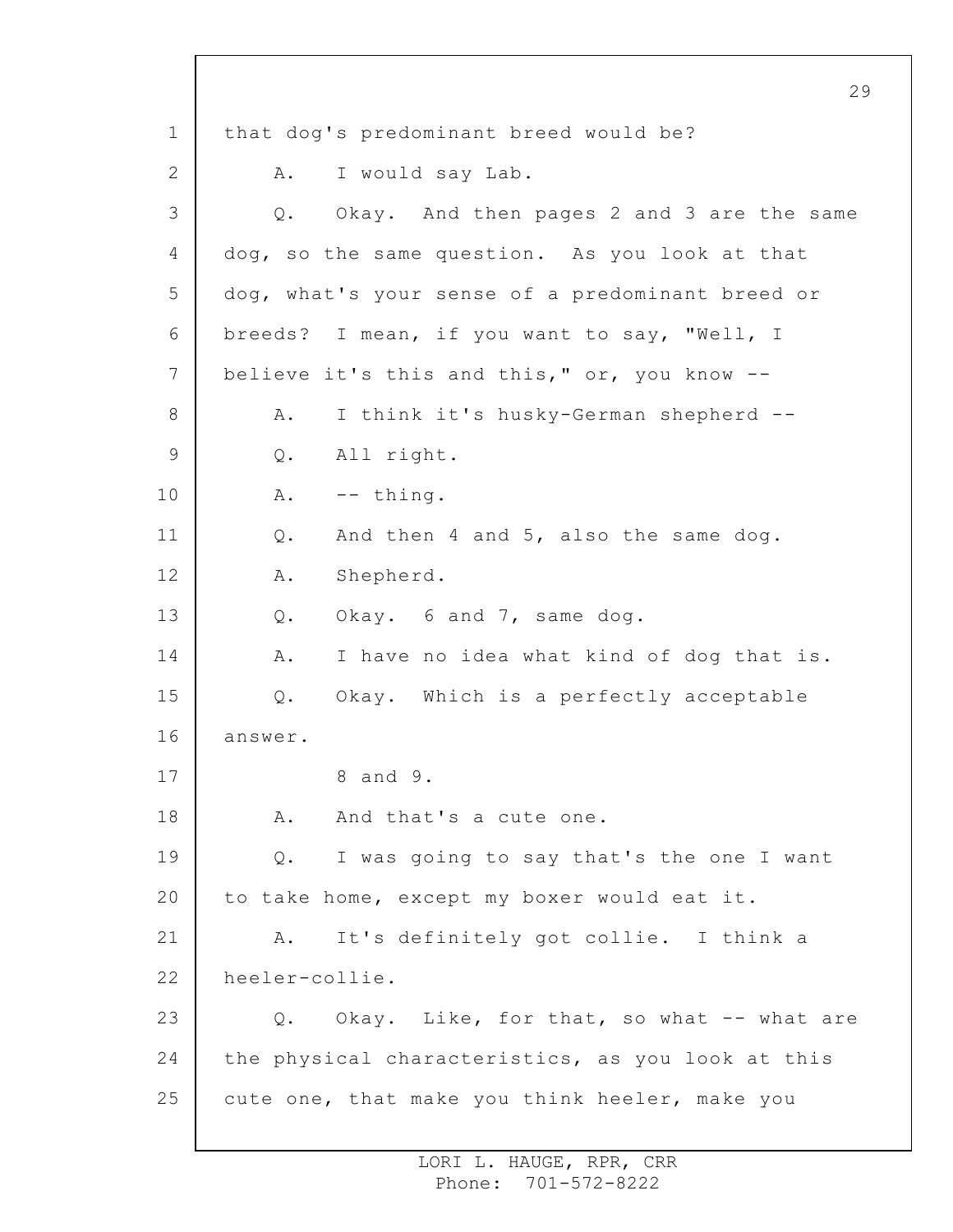that dog's predominant breed would be?

A. I would say Lab.

Q. Okay. And then pages 2 and 3 are the same dog, so the same question. As you look at that dog, what's your sense of a predominant breed or breeds? I mean, if you want to say, "Well, I believe it's this and this," or, you know --

A. I think it's husky-German shepherd --

Q. All right.

A. -- thing.

Q. And then 4 and 5, also the same dog.

A. Shepherd.

Q. Okay. 6 and 7, same dog.

A. I have no idea what kind of dog that is.

Q. Okay. Which is a perfectly acceptable answer.

8 and 9.

A. And that's a cute one.

Q. I was going to say that's the one I want to take home, except my boxer would eat it.

A. It's definitely got collie. I think a heeler-collie.

Q. Okay. Like, for that, so what -- what are the physical characteristics, as you look at this cute one, that make you think heeler, make you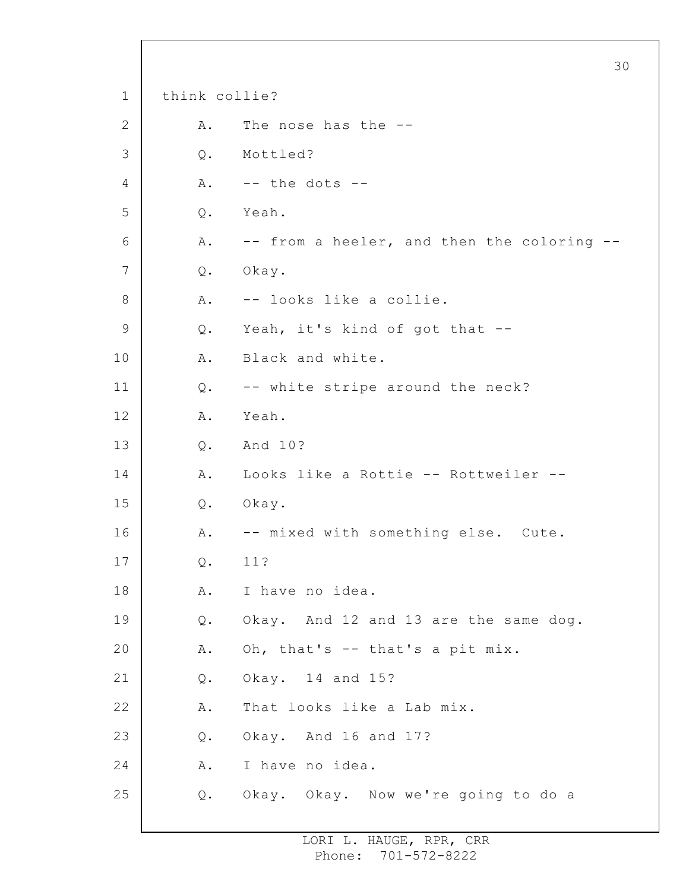1 think collie?

2 A. The nose has the --

3 Q. Mottled?

4 A. -- the dots --

5 Q. Yeah.

6 A. -- from a heeler, and then the coloring --

7 Q. Okay.

8 A. -- looks like a collie.

9 Q. Yeah, it's kind of got that --

10 A. Black and white.

11 Q. -- white stripe around the neck?

12 A. Yeah.

13 Q. And 10?

14 A. Looks like a Rottie -- Rottweiler --

15 Q. Okay.

16 A. -- mixed with something else. Cute.

17 Q. 11?

18 A. I have no idea.

19 Q. Okay. And 12 and 13 are the same dog.

20 A. Oh, that's -- that's a pit mix.

21 Q. Okay. 14 and 15?

22 A. That looks like a Lab mix.

23 Q. Okay. And 16 and 17?

24 A. I have no idea.

25 Q. Okay. Okay. Now we're going to do a

LORI L. HAUGE, RPR, CRR
Phone: 701-572-8222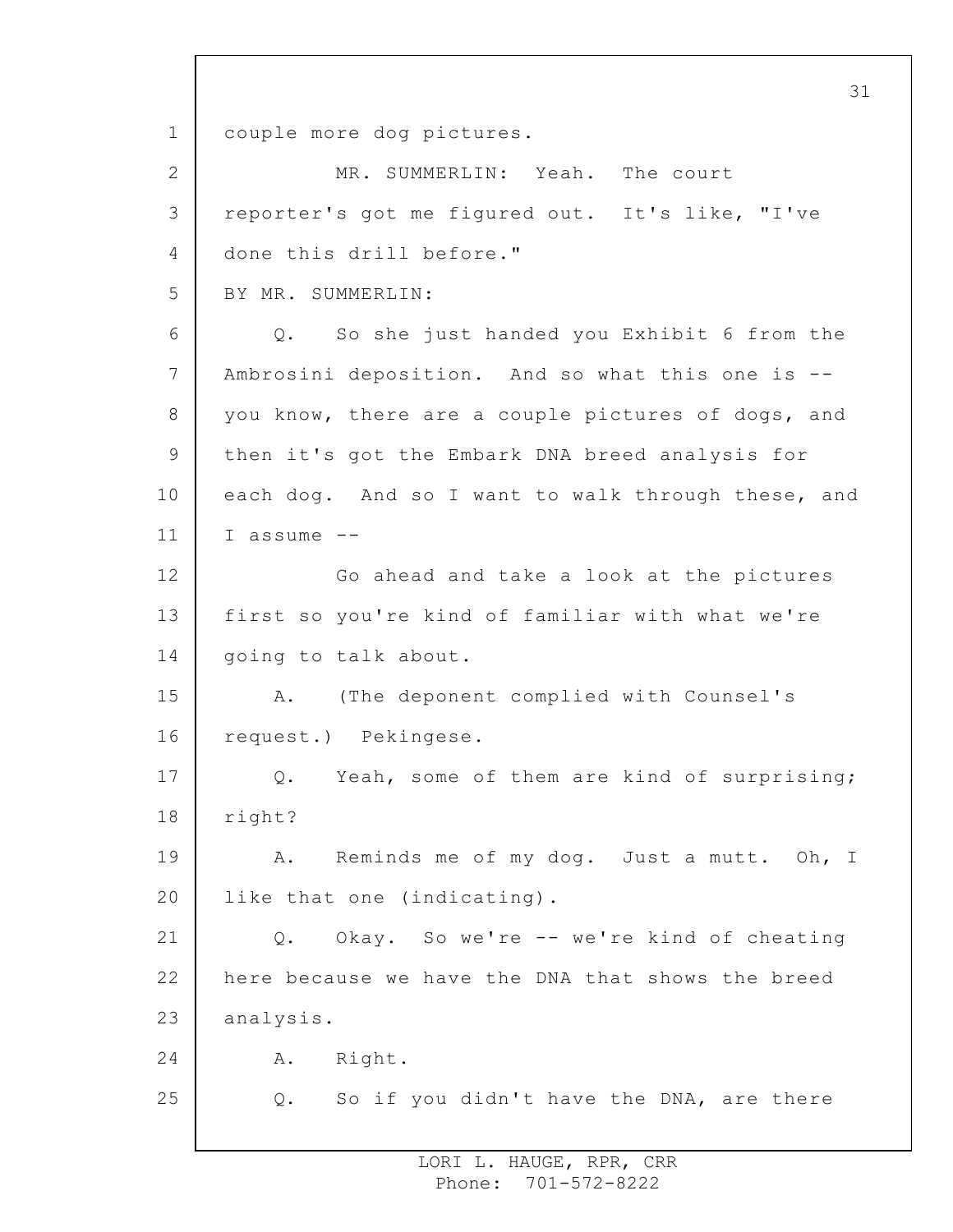couple more dog pictures.

MR. SUMMERLIN: Yeah. The court reporter's got me figured out. It's like, "I've done this drill before."

BY MR. SUMMERLIN:

Q. So she just handed you Exhibit 6 from the Ambrosini deposition. And so what this one is -- you know, there are a couple pictures of dogs, and then it's got the Embark DNA breed analysis for each dog. And so I want to walk through these, and I assume --

Go ahead and take a look at the pictures first so you're kind of familiar with what we're going to talk about.

A. (The deponent complied with Counsel's request.) Pekingese.

Q. Yeah, some of them are kind of surprising; right?

A. Reminds me of my dog. Just a mutt. Oh, I like that one (indicating).

Q. Okay. So we're -- we're kind of cheating here because we have the DNA that shows the breed analysis.

A. Right.

Q. So if you didn't have the DNA, are there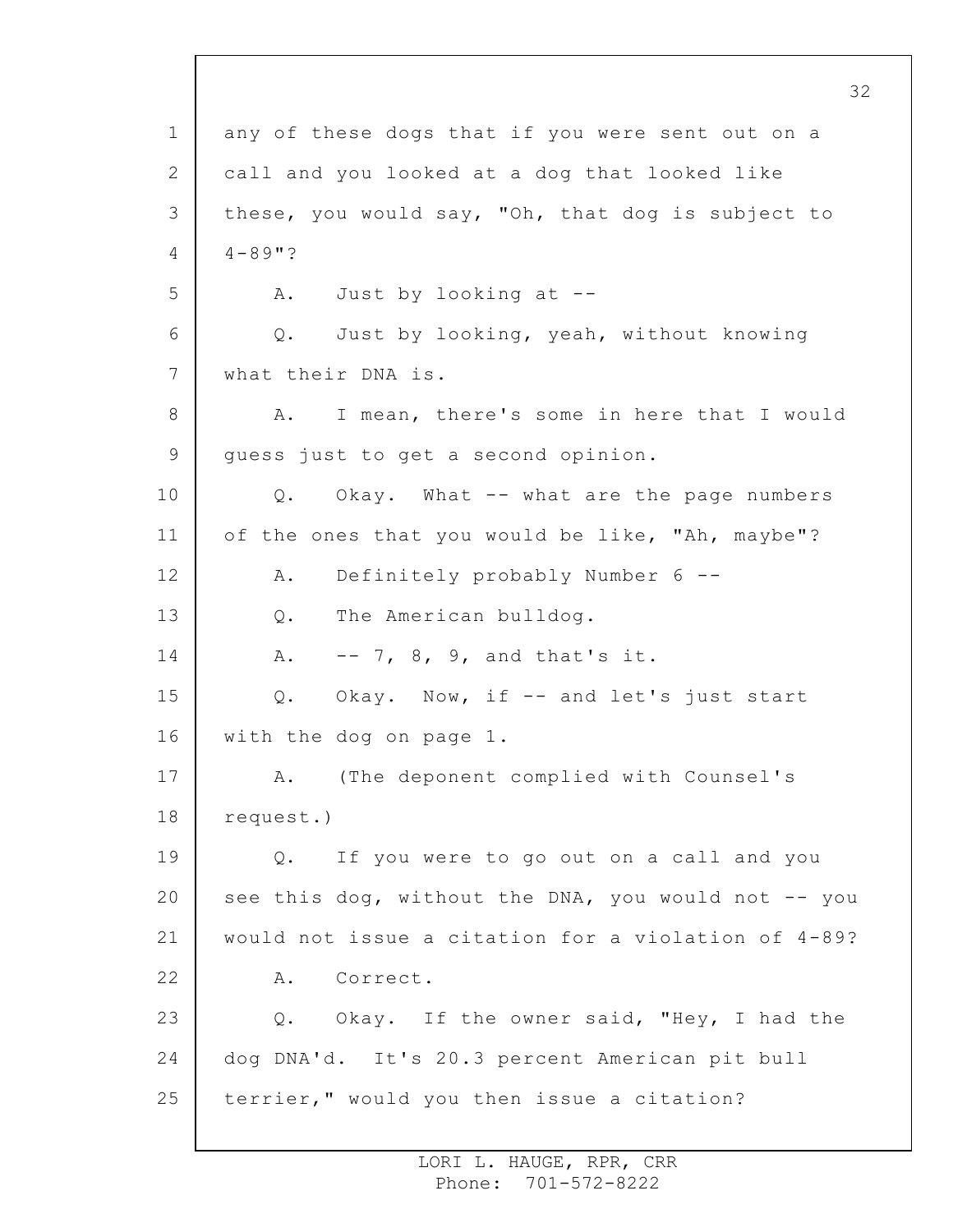any of these dogs that if you were sent out on a call and you looked at a dog that looked like these, you would say, "Oh, that dog is subject to 4-89"?

A. Just by looking at --

Q. Just by looking, yeah, without knowing what their DNA is.

A. I mean, there's some in here that I would guess just to get a second opinion.

Q. Okay. What -- what are the page numbers of the ones that you would be like, "Ah, maybe"?

A. Definitely probably Number 6 --

Q. The American bulldog.

A. -- 7, 8, 9, and that's it.

Q. Okay. Now, if -- and let's just start with the dog on page 1.

A. (The deponent complied with Counsel's request.)

Q. If you were to go out on a call and you see this dog, without the DNA, you would not -- you would not issue a citation for a violation of 4-89?

A. Correct.

Q. Okay. If the owner said, "Hey, I had the dog DNA'd. It's 20.3 percent American pit bull terrier," would you then issue a citation?

LORI L. HAUGE, RPR, CRR
Phone: 701-572-8222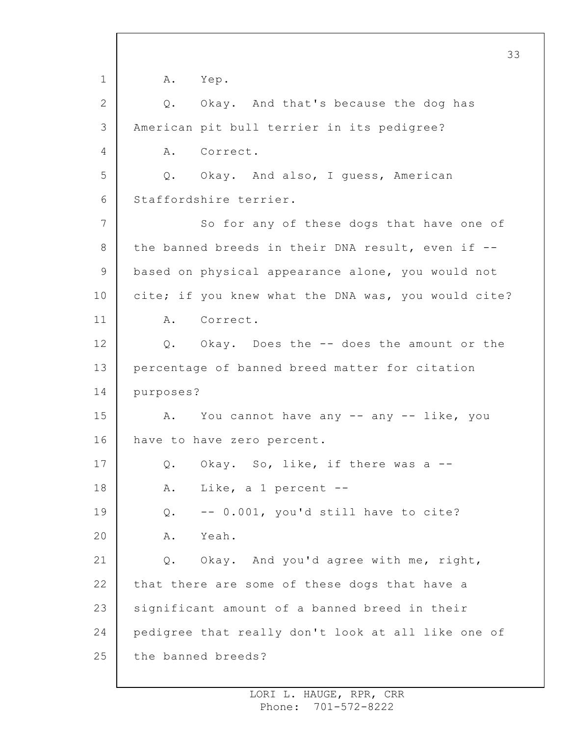A. Yep.

Q. Okay. And that's because the dog has American pit bull terrier in its pedigree?

A. Correct.

Q. Okay. And also, I guess, American Staffordshire terrier.

So for any of these dogs that have one of the banned breeds in their DNA result, even if -- based on physical appearance alone, you would not cite; if you knew what the DNA was, you would cite?

A. Correct.

Q. Okay. Does the -- does the amount or the percentage of banned breed matter for citation purposes?

A. You cannot have any -- any -- like, you have to have zero percent.

Q. Okay. So, like, if there was a --

A. Like, a 1 percent --

Q. -- 0.001, you'd still have to cite?

A. Yeah.

Q. Okay. And you'd agree with me, right, that there are some of these dogs that have a significant amount of a banned breed in their pedigree that really don't look at all like one of the banned breeds?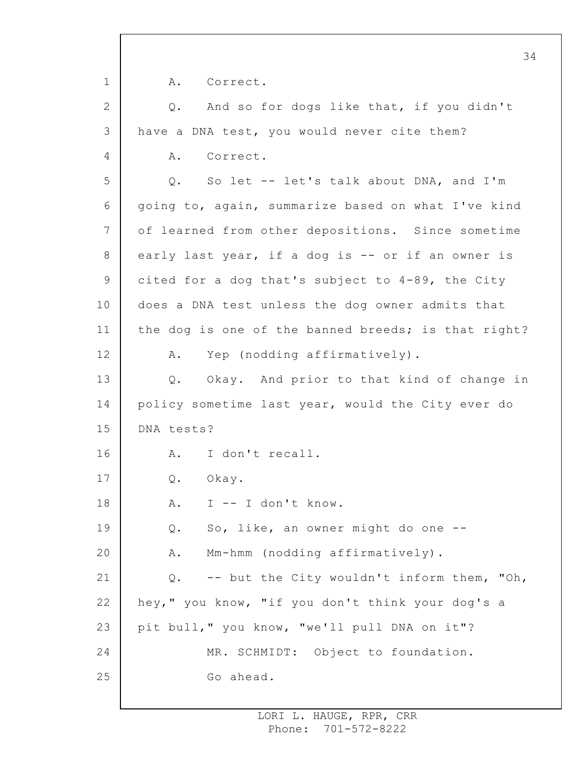A. Correct.

Q. And so for dogs like that, if you didn't have a DNA test, you would never cite them?

A. Correct.

Q. So let -- let's talk about DNA, and I'm going to, again, summarize based on what I've kind of learned from other depositions. Since sometime early last year, if a dog is -- or if an owner is cited for a dog that's subject to 4-89, the City does a DNA test unless the dog owner admits that the dog is one of the banned breeds; is that right?

A. Yep (nodding affirmatively).

Q. Okay. And prior to that kind of change in policy sometime last year, would the City ever do DNA tests?

A. I don't recall.

Q. Okay.

A. I -- I don't know.

Q. So, like, an owner might do one --

A. Mm-hmm (nodding affirmatively).

Q. -- but the City wouldn't inform them, "Oh, hey," you know, "if you don't think your dog's a pit bull," you know, "we'll pull DNA on it"?

MR. SCHMIDT: Object to foundation.

Go ahead.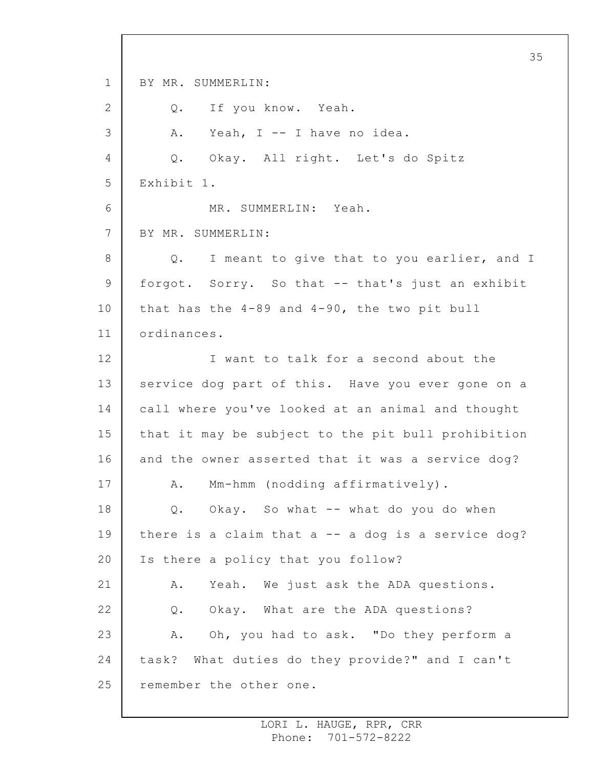BY MR. SUMMERLIN:

Q. If you know. Yeah.

A. Yeah, I -- I have no idea.

Q. Okay. All right. Let's do Spitz Exhibit 1.

MR. SUMMERLIN: Yeah.

BY MR. SUMMERLIN:

Q. I meant to give that to you earlier, and I forgot. Sorry. So that -- that's just an exhibit that has the 4-89 and 4-90, the two pit bull ordinances.

I want to talk for a second about the service dog part of this. Have you ever gone on a call where you've looked at an animal and thought that it may be subject to the pit bull prohibition and the owner asserted that it was a service dog?

A. Mm-hmm (nodding affirmatively).

Q. Okay. So what -- what do you do when there is a claim that a -- a dog is a service dog? Is there a policy that you follow?

A. Yeah. We just ask the ADA questions.

Q. Okay. What are the ADA questions?

A. Oh, you had to ask. "Do they perform a task? What duties do they provide?" and I can't remember the other one.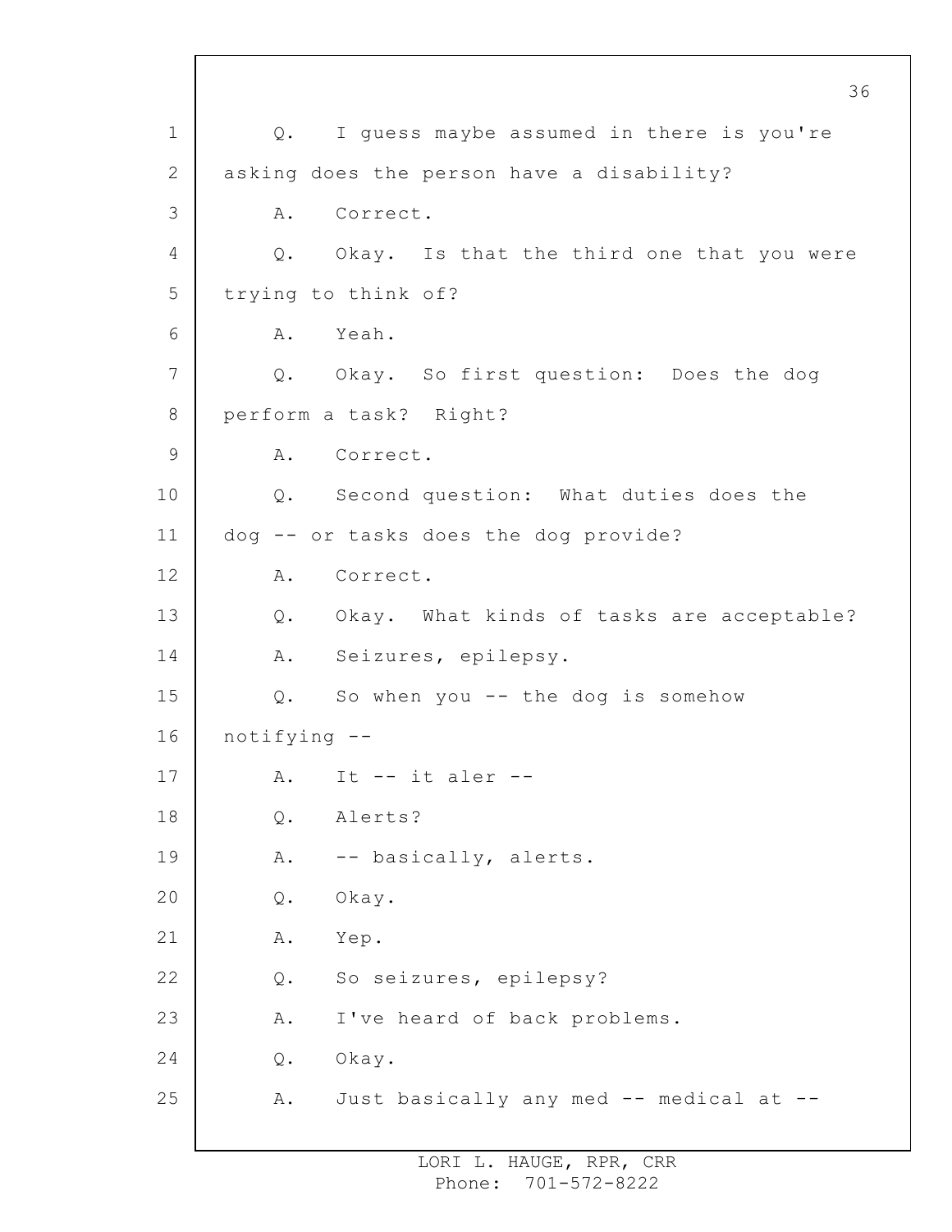Q. I guess maybe assumed in there is you're asking does the person have a disability?

A. Correct.

Q. Okay. Is that the third one that you were trying to think of?

A. Yeah.

Q. Okay. So first question: Does the dog perform a task? Right?

A. Correct.

Q. Second question: What duties does the dog -- or tasks does the dog provide?

A. Correct.

Q. Okay. What kinds of tasks are acceptable?

A. Seizures, epilepsy.

Q. So when you -- the dog is somehow notifying --

A. It -- it aler --

Q. Alerts?

A. -- basically, alerts.

Q. Okay.

A. Yep.

Q. So seizures, epilepsy?

A. I've heard of back problems.

Q. Okay.

A. Just basically any med -- medical at --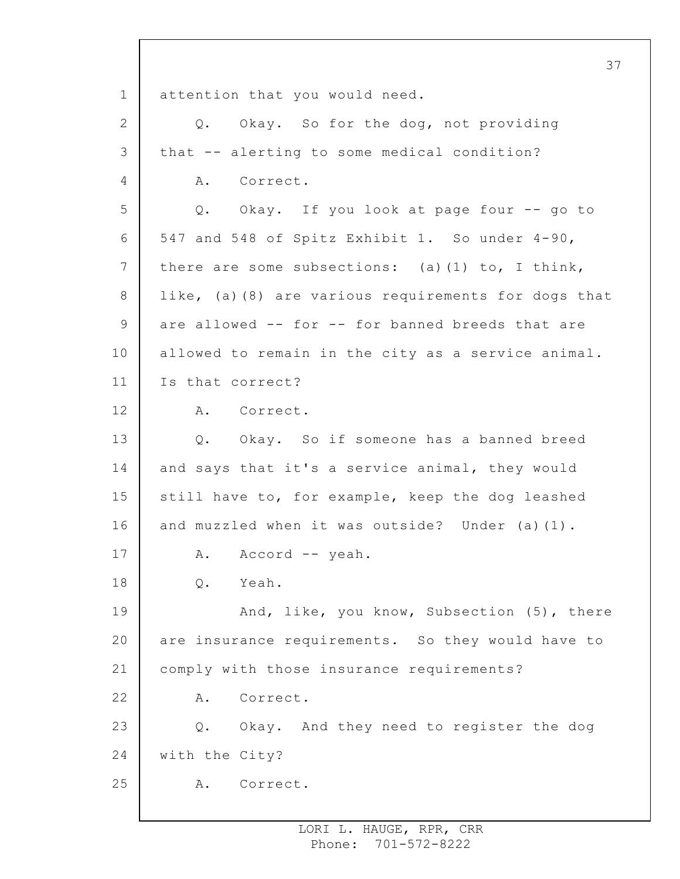attention that you would need.

Q. Okay. So for the dog, not providing that -- alerting to some medical condition?

A. Correct.

Q. Okay. If you look at page four -- go to 547 and 548 of Spitz Exhibit 1. So under 4-90, there are some subsections: (a)(1) to, I think, like, (a)(8) are various requirements for dogs that are allowed -- for -- for banned breeds that are allowed to remain in the city as a service animal. Is that correct?

A. Correct.

Q. Okay. So if someone has a banned breed and says that it's a service animal, they would still have to, for example, keep the dog leashed and muzzled when it was outside? Under (a)(1).

A. Accord -- yeah.

Q. Yeah.

And, like, you know, Subsection (5), there are insurance requirements. So they would have to comply with those insurance requirements?

A. Correct.

Q. Okay. And they need to register the dog with the City?

A. Correct.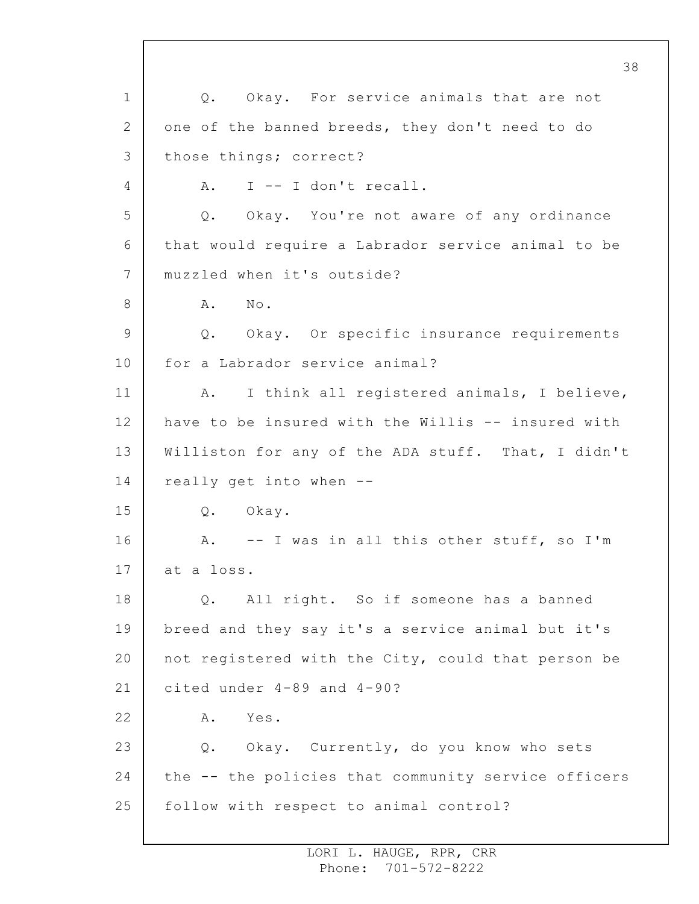Q. Okay. For service animals that are not one of the banned breeds, they don't need to do those things; correct?

A. I -- I don't recall.

Q. Okay. You're not aware of any ordinance that would require a Labrador service animal to be muzzled when it's outside?

A. No.

Q. Okay. Or specific insurance requirements for a Labrador service animal?

A. I think all registered animals, I believe, have to be insured with the Willis -- insured with Williston for any of the ADA stuff. That, I didn't really get into when --

Q. Okay.

A. -- I was in all this other stuff, so I'm at a loss.

Q. All right. So if someone has a banned breed and they say it's a service animal but it's not registered with the City, could that person be cited under 4-89 and 4-90?

A. Yes.

Q. Okay. Currently, do you know who sets the -- the policies that community service officers follow with respect to animal control?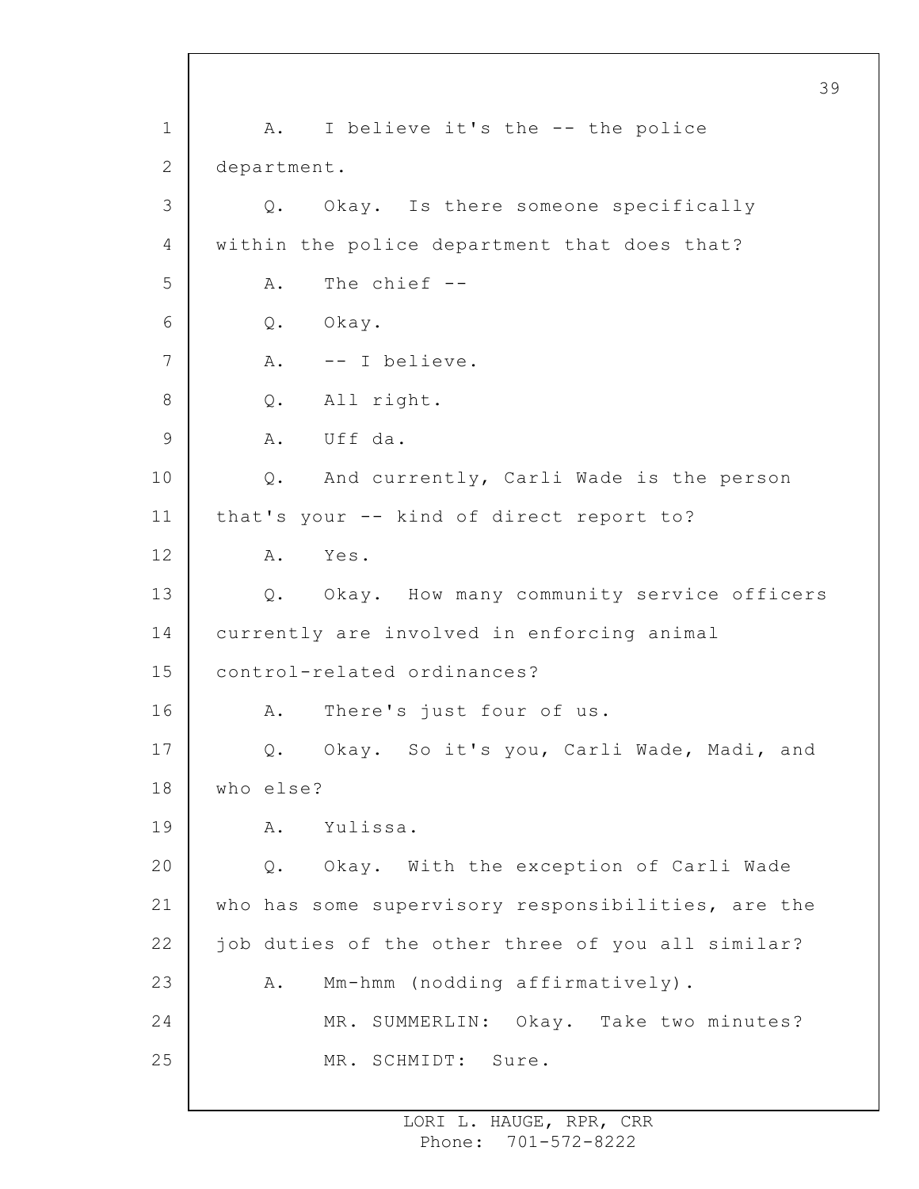A. I believe it's the -- the police department.

Q. Okay. Is there someone specifically within the police department that does that?

A. The chief --

Q. Okay.

A. -- I believe.

Q. All right.

A. Uff da.

Q. And currently, Carli Wade is the person that's your -- kind of direct report to?

A. Yes.

Q. Okay. How many community service officers currently are involved in enforcing animal control-related ordinances?

A. There's just four of us.

Q. Okay. So it's you, Carli Wade, Madi, and who else?

A. Yulissa.

Q. Okay. With the exception of Carli Wade who has some supervisory responsibilities, are the job duties of the other three of you all similar?

A. Mm-hmm (nodding affirmatively).

MR. SUMMERLIN: Okay. Take two minutes?

MR. SCHMIDT: Sure.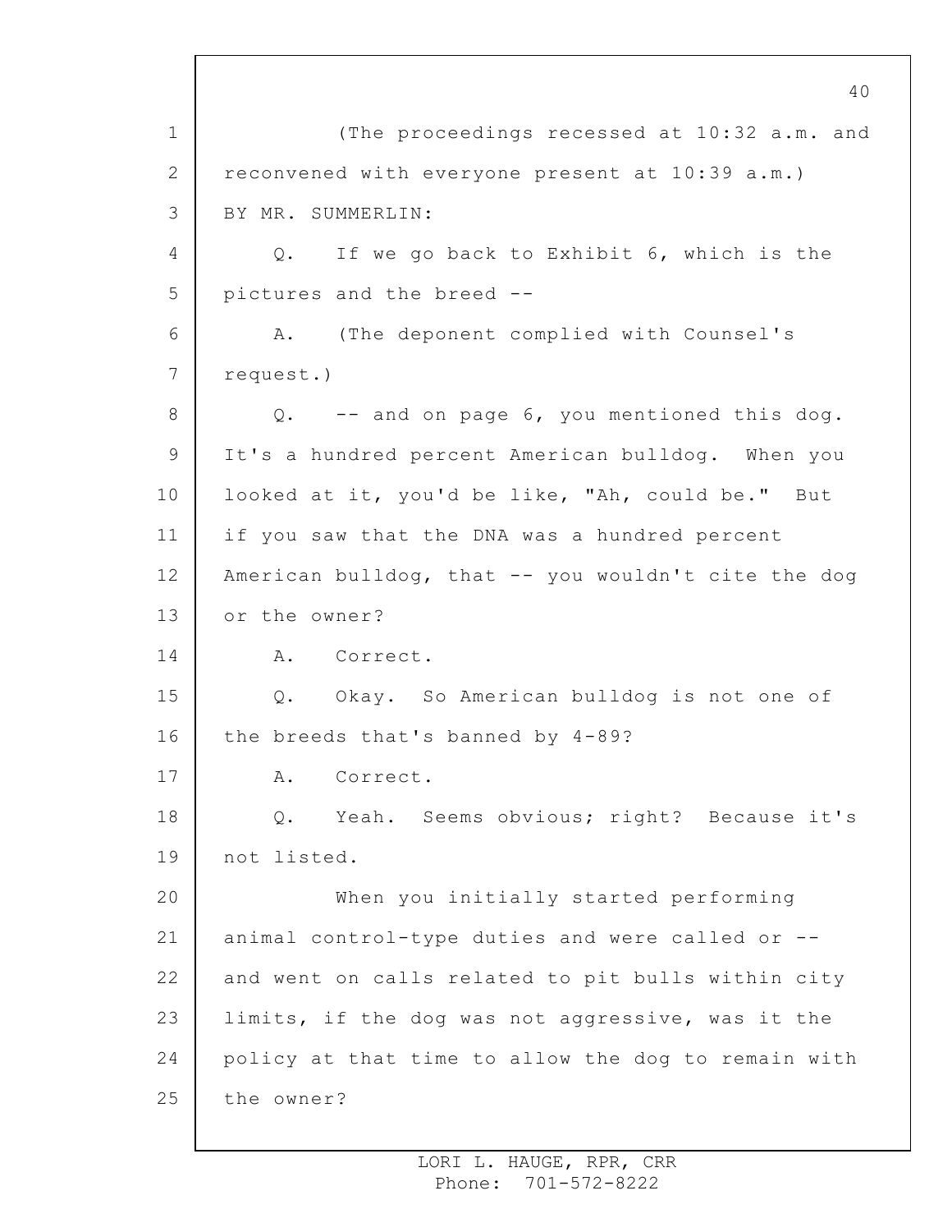(The proceedings recessed at 10:32 a.m. and reconvened with everyone present at 10:39 a.m.)

BY MR. SUMMERLIN:

Q. If we go back to Exhibit 6, which is the pictures and the breed --

A. (The deponent complied with Counsel's request.)

Q. -- and on page 6, you mentioned this dog. It's a hundred percent American bulldog. When you looked at it, you'd be like, "Ah, could be." But if you saw that the DNA was a hundred percent American bulldog, that -- you wouldn't cite the dog or the owner?

A. Correct.

Q. Okay. So American bulldog is not one of the breeds that's banned by 4-89?

A. Correct.

Q. Yeah. Seems obvious; right? Because it's not listed.

When you initially started performing animal control-type duties and were called or -- and went on calls related to pit bulls within city limits, if the dog was not aggressive, was it the policy at that time to allow the dog to remain with the owner?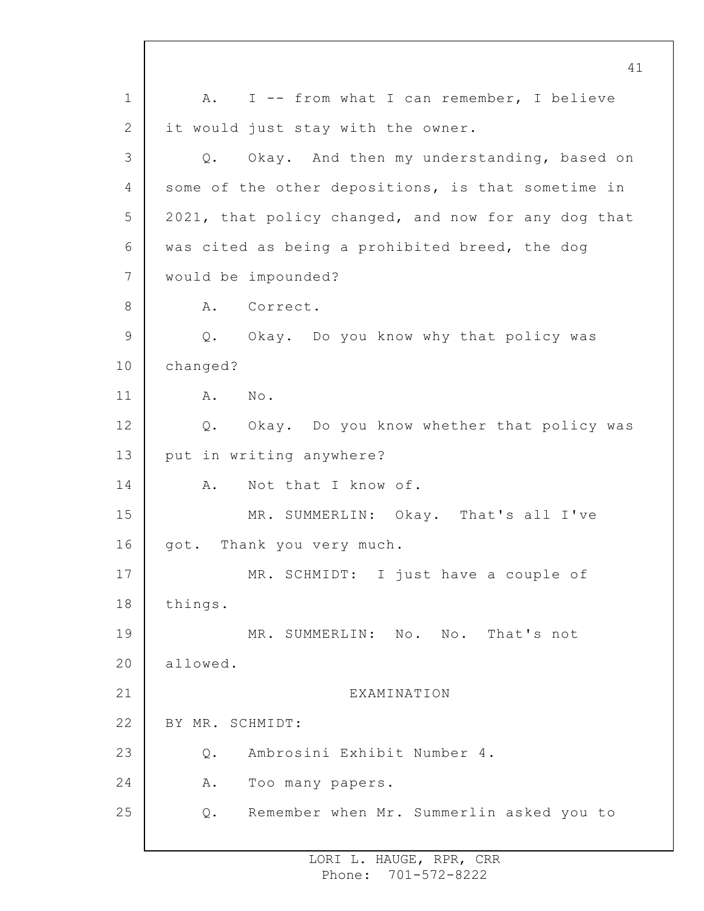A. I -- from what I can remember, I believe it would just stay with the owner.

Q. Okay. And then my understanding, based on some of the other depositions, is that sometime in 2021, that policy changed, and now for any dog that was cited as being a prohibited breed, the dog would be impounded?

A. Correct.

Q. Okay. Do you know why that policy was changed?

A. No.

Q. Okay. Do you know whether that policy was put in writing anywhere?

A. Not that I know of.

MR. SUMMERLIN: Okay. That's all I've got. Thank you very much.

MR. SCHMIDT: I just have a couple of things.

MR. SUMMERLIN: No. No. That's not allowed.

EXAMINATION

BY MR. SCHMIDT:

Q. Ambrosini Exhibit Number 4.

A. Too many papers.

Q. Remember when Mr. Summerlin asked you to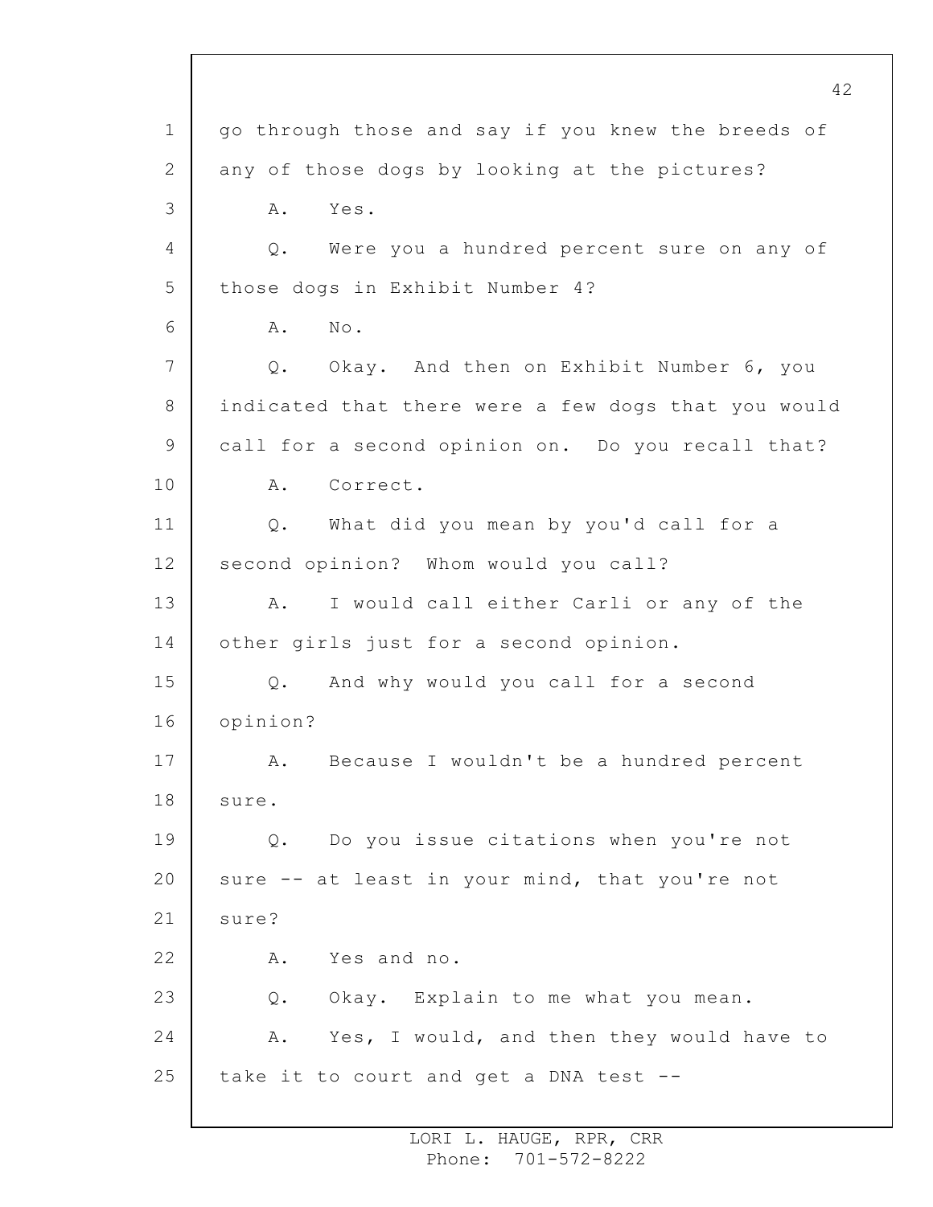1 go through those and say if you knew the breeds of
2 any of those dogs by looking at the pictures?
3 A. Yes.
4 Q. Were you a hundred percent sure on any of
5 those dogs in Exhibit Number 4?
6 A. No.
7 Q. Okay. And then on Exhibit Number 6, you
8 indicated that there were a few dogs that you would
9 call for a second opinion on. Do you recall that?
10 A. Correct.
11 Q. What did you mean by you'd call for a
12 second opinion? Whom would you call?
13 A. I would call either Carli or any of the
14 other girls just for a second opinion.
15 Q. And why would you call for a second
16 opinion?
17 A. Because I wouldn't be a hundred percent
18 sure.
19 Q. Do you issue citations when you're not
20 sure -- at least in your mind, that you're not
21 sure?
22 A. Yes and no.
23 Q. Okay. Explain to me what you mean.
24 A. Yes, I would, and then they would have to
25 take it to court and get a DNA test --

LORI L. HAUGE, RPR, CRR
Phone: 701-572-8222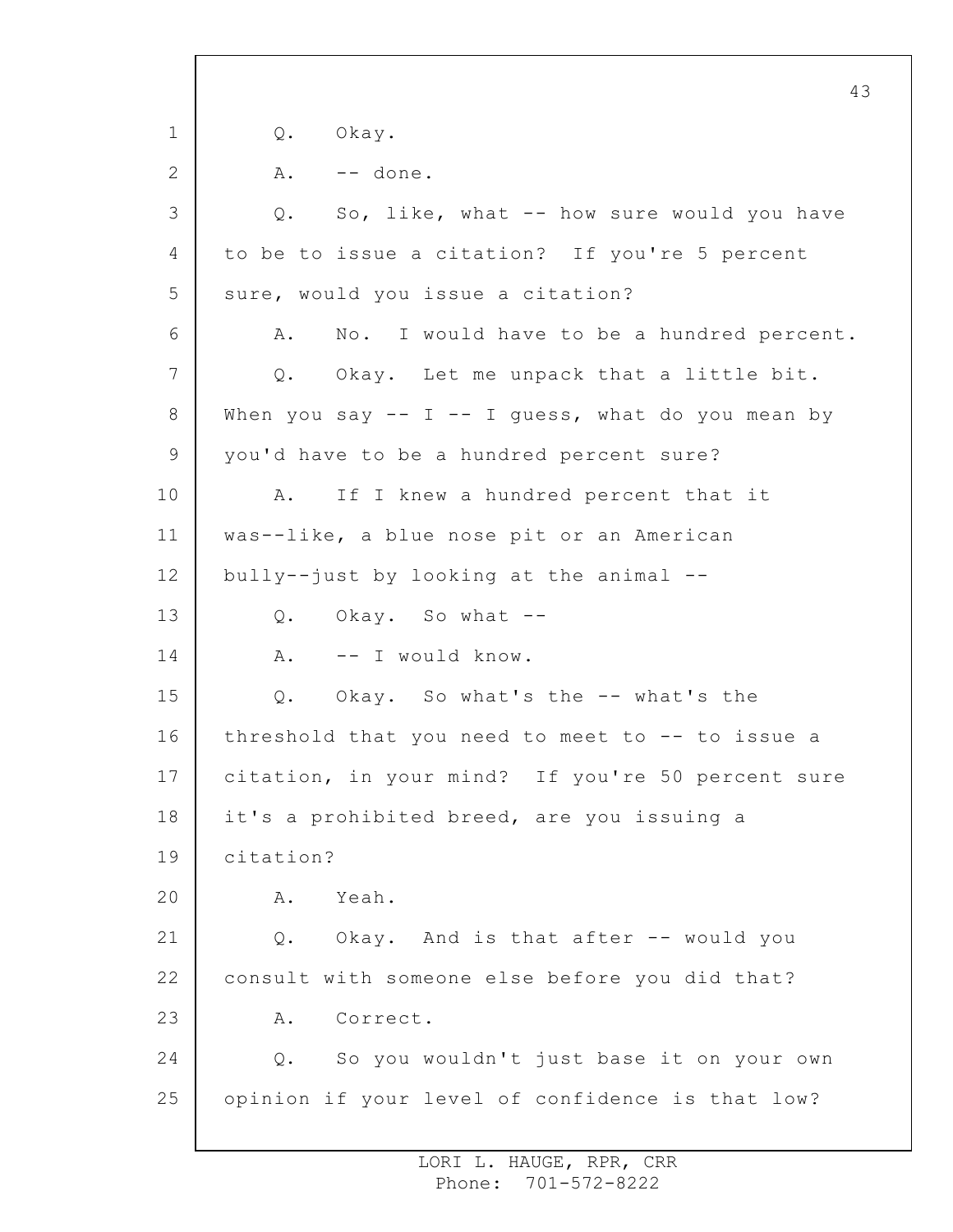Q. Okay.

A. -- done.

Q. So, like, what -- how sure would you have to be to issue a citation? If you're 5 percent sure, would you issue a citation?

A. No. I would have to be a hundred percent.

Q. Okay. Let me unpack that a little bit. When you say -- I -- I guess, what do you mean by you'd have to be a hundred percent sure?

A. If I knew a hundred percent that it was--like, a blue nose pit or an American bully--just by looking at the animal --

Q. Okay. So what --

A. -- I would know.

Q. Okay. So what's the -- what's the threshold that you need to meet to -- to issue a citation, in your mind? If you're 50 percent sure it's a prohibited breed, are you issuing a citation?

A. Yeah.

Q. Okay. And is that after -- would you consult with someone else before you did that?

A. Correct.

Q. So you wouldn't just base it on your own opinion if your level of confidence is that low?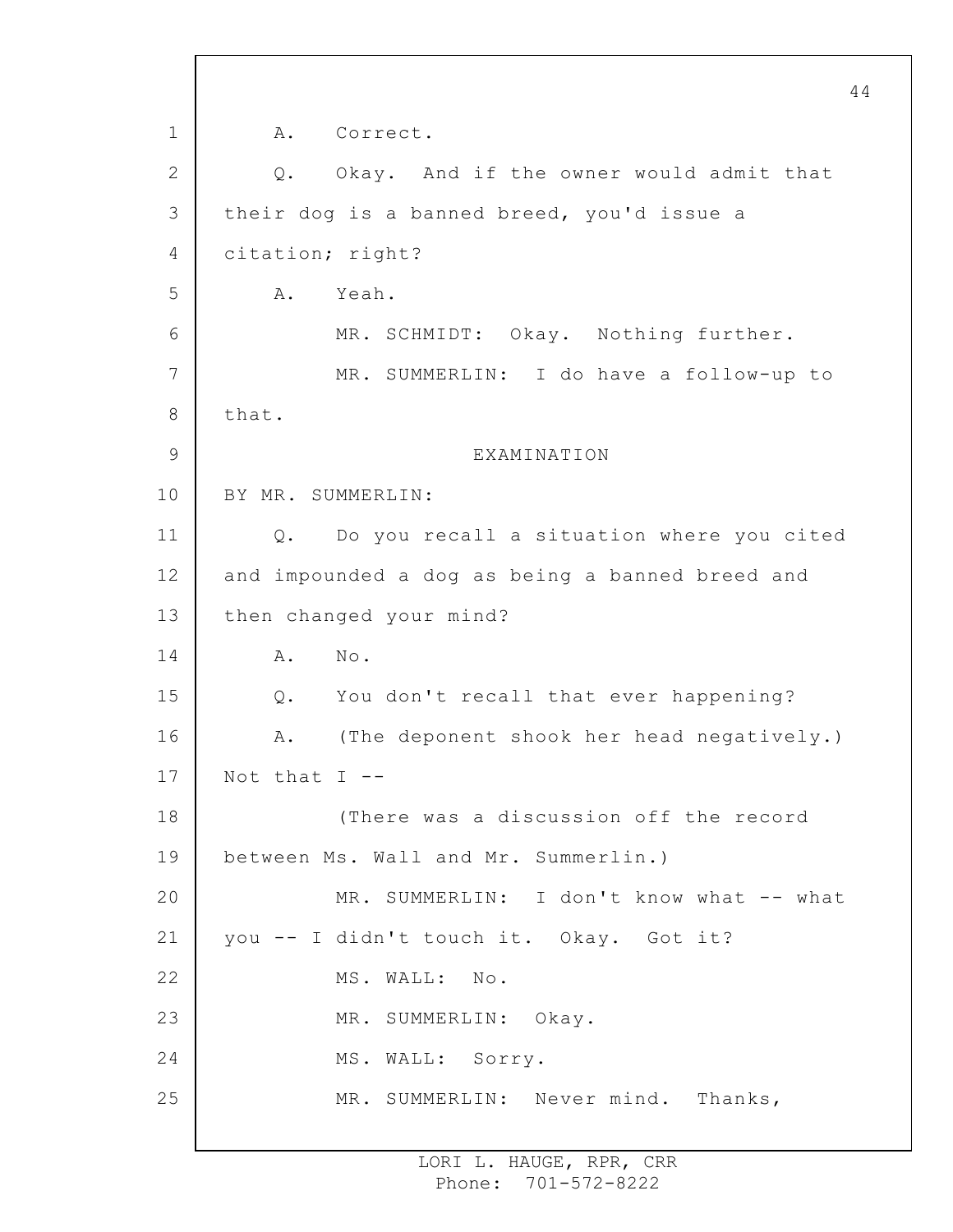A. Correct.

Q. Okay. And if the owner would admit that their dog is a banned breed, you'd issue a citation; right?

A. Yeah.

MR. SCHMIDT: Okay. Nothing further.

MR. SUMMERLIN: I do have a follow-up to that.

EXAMINATION

BY MR. SUMMERLIN:

Q. Do you recall a situation where you cited and impounded a dog as being a banned breed and then changed your mind?

A. No.

Q. You don't recall that ever happening?

A. (The deponent shook her head negatively.) Not that I --

(There was a discussion off the record between Ms. Wall and Mr. Summerlin.)

MR. SUMMERLIN: I don't know what -- what you -- I didn't touch it. Okay. Got it?

MS. WALL: No.

MR. SUMMERLIN: Okay.

MS. WALL: Sorry.

MR. SUMMERLIN: Never mind. Thanks,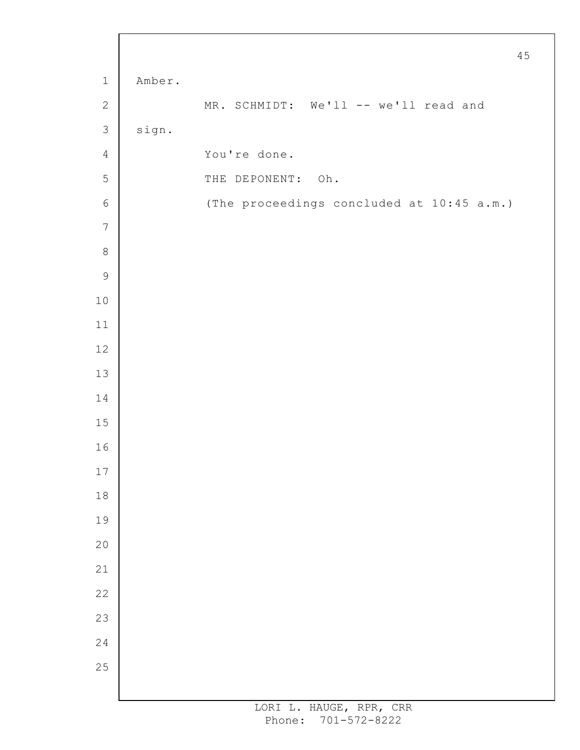Amber.

MR. SCHMIDT: We'll -- we'll read and sign.

You're done.

THE DEPONENT: Oh.

(The proceedings concluded at 10:45 a.m.)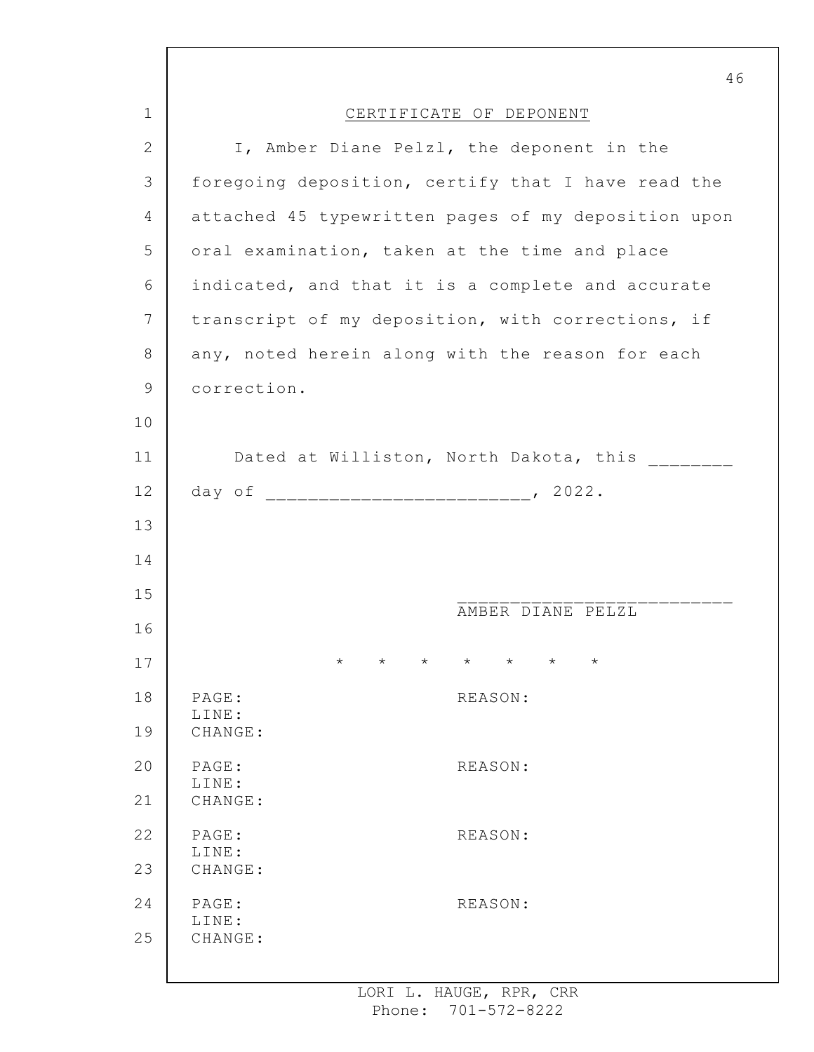# CERTIFICATE OF DEPONENT

I, Amber Diane Pelzl, the deponent in the foregoing deposition, certify that I have read the attached 45 typewritten pages of my deposition upon oral examination, taken at the time and place indicated, and that it is a complete and accurate transcript of my deposition, with corrections, if any, noted herein along with the reason for each correction.

Dated at Williston, North Dakota, this ________ day of ________________________, 2022.

__________________________
AMBER DIANE PELZL

\* \* \* \* \* \* \*

PAGE: REASON:
LINE:
CHANGE:

PAGE: REASON:
LINE:
CHANGE:

PAGE: REASON:
LINE:
CHANGE:

PAGE: REASON:
LINE:
CHANGE:

LORI L. HAUGE, RPR, CRR
Phone: 701-572-8222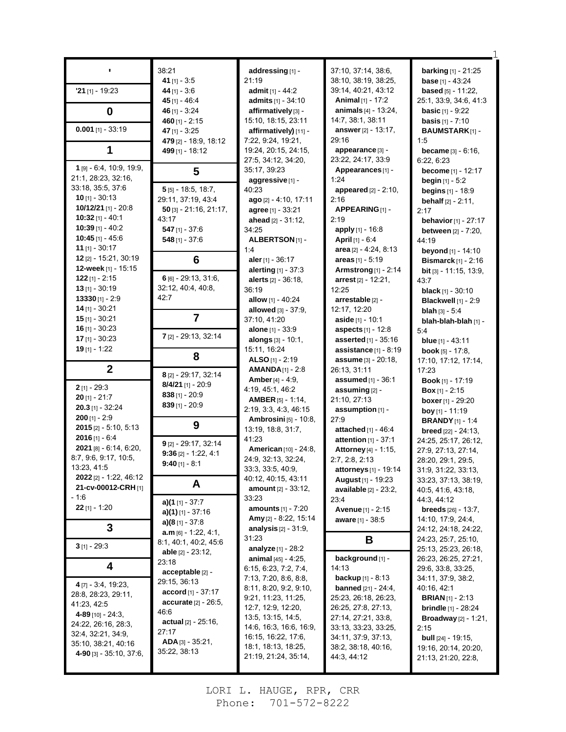**'**

**'21** [1] - 19:23

**0**

**0.001** [1] - 33:19

**1**

**1** [9] - 6:4, 10:9, 19:9, 21:1, 28:23, 32:16, 33:18, 35:5, 37:6
**10** [1] - 30:13
**10/12/21** [1] - 20:8
**10:32** [1] - 40:1
**10:39** [1] - 40:2
**10:45** [1] - 45:6
**11** [1] - 30:17
**12** [2] - 15:21, 30:19
**12-week** [1] - 15:15
**122** [1] - 2:15
**13** [1] - 30:19
**13330** [1] - 2:9
**14** [1] - 30:21
**15** [1] - 30:21
**16** [1] - 30:23
**17** [1] - 30:23
**19** [1] - 1:22

**2**

**2** [1] - 29:3
**20** [1] - 21:7
**20.3** [1] - 32:24
**200** [1] - 2:9
**2015** [2] - 5:10, 5:13
**2016** [1] - 6:4
**2021** [8] - 6:14, 6:20, 8:7, 9:6, 9:17, 10:5, 13:23, 41:5
**2022** [2] - 1:22, 46:12
**21-cv-00012-CRH** [1] - 1:6
**22** [1] - 1:20

**3**

**3** [1] - 29:3

**4**

**4** [7] - 3:4, 19:23, 28:8, 28:23, 29:11, 41:23, 42:5
**4-89** [10] - 24:3, 24:22, 26:16, 28:3, 32:4, 32:21, 34:9, 35:10, 38:21, 40:16
**4-90** [3] - 35:10, 37:6, 38:21
**41** [1] - 3:5
**44** [1] - 3:6
**45** [1] - 46:4
**46** [1] - 3:24
**460** [1] - 2:15
**47** [1] - 3:25
**479** [2] - 18:9, 18:12
**499** [1] - 18:12

**5**

**5** [5] - 18:5, 18:7, 29:11, 37:19, 43:4
**50** [3] - 21:16, 21:17, 43:17
**547** [1] - 37:6
**548** [1] - 37:6

**6**

**6** [6] - 29:13, 31:6, 32:12, 40:4, 40:8, 42:7

**7**

**7** [2] - 29:13, 32:14

**8**

**8** [2] - 29:17, 32:14
**8/4/21** [1] - 20:9
**838** [1] - 20:9
**839** [1] - 20:9

**9**

**9** [2] - 29:17, 32:14
**9:36** [2] - 1:22, 4:1
**9:40** [1] - 8:1

**A**

**a)(1** [1] - 37:7
**a)(1)** [1] - 37:16
**a)(8** [1] - 37:8
**a.m** [6] - 1:22, 4:1, 8:1, 40:1, 40:2, 45:6
**able** [2] - 23:12, 23:18
**acceptable** [2] - 29:15, 36:13
**accord** [1] - 37:17
**accurate** [2] - 26:5, 46:6
**actual** [2] - 25:16, 27:17
**ADA** [3] - 35:21, 35:22, 38:13
**addressing** [1] - 21:19
**admit** [1] - 44:2
**admits** [1] - 34:10
**affirmatively** [3] - 15:10, 18:15, 23:11
**affirmatively)** [11] - 7:22, 9:24, 19:21, 19:24, 20:15, 24:15, 27:5, 34:12, 34:20, 35:17, 39:23
**aggressive** [1] - 40:23
**ago** [2] - 4:10, 17:11
**agree** [1] - 33:21
**ahead** [2] - 31:12, 34:25
**ALBERTSON** [1] - 1:4
**aler** [1] - 36:17
**alerting** [1] - 37:3
**alerts** [2] - 36:18, 36:19
**allow** [1] - 40:24
**allowed** [3] - 37:9, 37:10, 41:20
**alone** [1] - 33:9
**alongs** [3] - 10:1, 15:11, 16:24
**ALSO** [1] - 2:19
**AMANDA** [1] - 2:8
**Amber** [4] - 4:9, 4:19, 45:1, 46:2
**AMBER** [5] - 1:14, 2:19, 3:3, 4:3, 46:15
**Ambrosini** [5] - 10:8, 13:19, 18:8, 31:7, 41:23
**American** [10] - 24:8, 24:9, 32:13, 32:24, 33:3, 33:5, 40:9, 40:12, 40:15, 43:11
**amount** [2] - 33:12, 33:23
**amounts** [1] - 7:20
**Amy** [2] - 8:22, 15:14
**analysis** [2] - 31:9, 31:23
**analyze** [1] - 28:2
**animal** [45] - 4:25, 6:15, 6:23, 7:2, 7:4, 7:13, 7:20, 8:6, 8:8, 8:11, 8:20, 9:2, 9:10, 9:21, 11:23, 11:25, 12:7, 12:9, 12:20, 13:5, 13:15, 14:5, 14:6, 16:3, 16:6, 16:9, 16:15, 16:22, 17:6, 18:1, 18:13, 18:25, 21:19, 21:24, 35:14, 37:10, 37:14, 38:6, 38:10, 38:19, 38:25, 39:14, 40:21, 43:12
**Animal** [1] - 17:2
**animals** [4] - 13:24, 14:7, 38:1, 38:11
**answer** [2] - 13:17, 29:16
**appearance** [3] - 23:22, 24:17, 33:9
**Appearances** [1] - 1:24
**appeared** [2] - 2:10, 2:16
**APPEARING** [1] - 2:19
**apply** [1] - 16:8
**April** [1] - 6:4
**area** [2] - 4:24, 8:13
**areas** [1] - 5:19
**Armstrong** [1] - 2:14
**arrest** [2] - 12:21, 12:25
**arrestable** [2] - 12:17, 12:20
**aside** [1] - 10:1
**aspects** [1] - 12:8
**asserted** [1] - 35:16
**assistance** [1] - 8:19
**assume** [3] - 20:18, 26:13, 31:11
**assumed** [1] - 36:1
**assuming** [2] - 21:10, 27:13
**assumption** [1] - 27:9
**attached** [1] - 46:4
**attention** [1] - 37:1
**Attorney** [4] - 1:15, 2:7, 2:8, 2:13
**attorneys** [1] - 19:14
**August** [1] - 19:23
**available** [2] - 23:2, 23:4
**Avenue** [1] - 2:15
**aware** [1] - 38:5

**B**

**background** [1] - 14:13
**backup** [1] - 8:13
**banned** [21] - 24:4, 25:23, 26:18, 26:23, 26:25, 27:8, 27:13, 27:14, 27:21, 33:8, 33:13, 33:23, 33:25, 34:11, 37:9, 37:13, 38:2, 38:18, 40:16, 44:3, 44:12
**barking** [1] - 21:25
**base** [1] - 43:24
**based** [5] - 11:22, 25:1, 33:9, 34:6, 41:3
**basic** [1] - 9:22
**basis** [1] - 7:10
**BAUMSTARK** [1] - 1:5
**became** [3] - 6:16, 6:22, 6:23
**become** [1] - 12:17
**begin** [1] - 5:2
**begins** [1] - 18:9
**behalf** [2] - 2:11, 2:17
**behavior** [1] - 27:17
**between** [2] - 7:20, 44:19
**beyond** [1] - 14:10
**Bismarck** [1] - 2:16
**bit** [3] - 11:15, 13:9, 43:7
**black** [1] - 30:10
**Blackwell** [1] - 2:9
**blah** [3] - 5:4
**blah-blah-blah** [1] - 5:4
**blue** [1] - 43:11
**book** [5] - 17:8, 17:10, 17:12, 17:14, 17:23
**Book** [1] - 17:19
**Box** [1] - 2:15
**boxer** [1] - 29:20
**boy** [1] - 11:19
**BRANDY** [1] - 1:4
**breed** [22] - 24:13, 24:25, 25:17, 26:12, 27:9, 27:13, 27:14, 28:20, 29:1, 29:5, 31:9, 31:22, 33:13, 33:23, 37:13, 38:19, 40:5, 41:6, 43:18, 44:3, 44:12
**breeds** [26] - 13:7, 14:10, 17:9, 24:4, 24:12, 24:18, 24:22, 24:23, 25:7, 25:10, 25:13, 25:23, 26:18, 26:23, 26:25, 27:21, 29:6, 33:8, 33:25, 34:11, 37:9, 38:2, 40:16, 42:1
**BRIAN** [1] - 2:13
**brindle** [1] - 28:24
**Broadway** [2] - 1:21, 2:15
**bull** [24] - 19:15, 19:16, 20:14, 20:20, 21:13, 21:20, 22:8,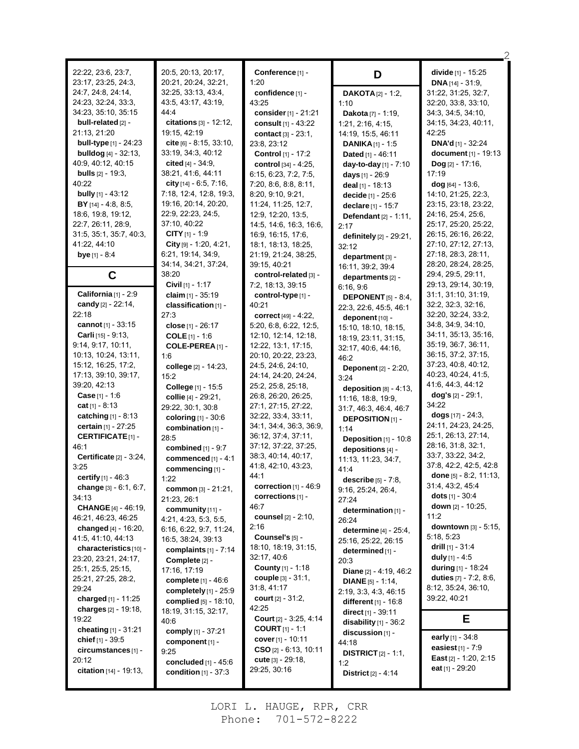22:22, 23:6, 23:7, 23:17, 23:25, 24:3, 24:7, 24:8, 24:14, 24:23, 32:24, 33:3, 34:23, 35:10, 35:15

**bull-related** [2] - 21:13, 21:20

**bull-type** [1] - 24:23

**bulldog** [4] - 32:13, 40:9, 40:12, 40:15

**bulls** [2] - 19:3, 40:22

**bully** [1] - 43:12

**BY** [14] - 4:8, 8:5, 18:6, 19:8, 19:12, 22:7, 26:11, 28:9, 31:5, 35:1, 35:7, 40:3, 41:22, 44:10

**bye** [1] - 8:4

## C

**California** [1] - 2:9

**candy** [2] - 22:14, 22:18

**cannot** [1] - 33:15

**Carli** [15] - 9:13, 9:14, 9:17, 10:11, 10:13, 10:24, 13:11, 15:12, 16:25, 17:2, 17:13, 39:10, 39:17, 39:20, 42:13

**Case** [1] - 1:6

**cat** [1] - 8:13

**catching** [1] - 8:13

**certain** [1] - 27:25

**CERTIFICATE** [1] - 46:1

**Certificate** [2] - 3:24, 3:25

**certify** [1] - 46:3

**change** [3] - 6:1, 6:7, 34:13

**CHANGE** [4] - 46:19, 46:21, 46:23, 46:25

**changed** [4] - 16:20, 41:5, 41:10, 44:13

**characteristics** [10] - 23:20, 23:21, 24:17, 25:1, 25:5, 25:15, 25:21, 27:25, 28:2, 29:24

**charged** [1] - 11:25

**charges** [2] - 19:18, 19:22

**cheating** [1] - 31:21

**chief** [1] - 39:5

**circumstances** [1] - 20:12

**citation** [14] - 19:13, 20:5, 20:13, 20:17, 20:21, 20:24, 32:21, 32:25, 33:13, 43:4, 43:5, 43:17, 43:19, 44:4

**citations** [3] - 12:12, 19:15, 42:19

**cite** [6] - 8:15, 33:10, 33:19, 34:3, 40:12

**cited** [4] - 34:9, 38:21, 41:6, 44:11

**city** [14] - 6:5, 7:16, 7:18, 12:4, 12:8, 19:3, 19:16, 20:14, 20:20, 22:9, 22:23, 24:5, 37:10, 40:22

**CITY** [1] - 1:9

**City** [9] - 1:20, 4:21, 6:21, 19:14, 34:9, 34:14, 34:21, 37:24, 38:20

**Civil** [1] - 1:17

**claim** [1] - 35:19

**classification** [1] - 27:3

**close** [1] - 26:17

**COLE** [1] - 1:6

**COLE-PEREA** [1] - 1:6

**college** [2] - 14:23, 15:2

**College** [1] - 15:5

**collie** [4] - 29:21, 29:22, 30:1, 30:8

**coloring** [1] - 30:6

**combination** [1] - 28:5

**combined** [1] - 9:7

**commenced** [1] - 4:1

**commencing** [1] - 1:22

**common** [3] - 21:21, 21:23, 26:1

**community** [11] - 4:21, 4:23, 5:3, 5:5, 6:16, 6:22, 9:7, 11:24, 16:5, 38:24, 39:13

**complaints** [1] - 7:14

**Complete** [2] - 17:16, 17:19

**complete** [1] - 46:6

**completely** [1] - 25:9

**complied** [5] - 18:10, 18:19, 31:15, 32:17, 40:6

**comply** [1] - 37:21

**component** [1] - 9:25

**concluded** [1] - 45:6

**condition** [1] - 37:3

**Conference** [1] - 1:20

**confidence** [1] - 43:25

**consider** [1] - 21:21

**consult** [1] - 43:22

**contact** [3] - 23:1, 23:8, 23:12

**Control** [1] - 17:2

**control** [34] - 4:25, 6:15, 6:23, 7:2, 7:5, 7:20, 8:6, 8:8, 8:11, 8:20, 9:10, 9:21, 11:24, 11:25, 12:7, 12:9, 12:20, 13:5, 14:5, 14:6, 16:3, 16:6, 16:9, 16:15, 17:6, 18:1, 18:13, 18:25, 21:19, 21:24, 38:25, 39:15, 40:21

**control-related** [3] - 7:2, 18:13, 39:15

**control-type** [1] - 40:21

**correct** [49] - 4:22, 5:20, 6:8, 6:22, 12:5, 12:10, 12:14, 12:18, 12:22, 13:1, 17:15, 20:10, 20:22, 23:23, 24:5, 24:6, 24:10, 24:14, 24:20, 24:24, 25:2, 25:8, 25:18, 26:8, 26:20, 26:25, 27:1, 27:15, 27:22, 32:22, 33:4, 33:11, 34:1, 34:4, 36:3, 36:9, 36:12, 37:4, 37:11, 37:12, 37:22, 37:25, 38:3, 40:14, 40:17, 41:8, 42:10, 43:23, 44:1

**correction** [1] - 46:9

**corrections** [1] - 46:7

**counsel** [2] - 2:10, 2:16

**Counsel's** [5] - 18:10, 18:19, 31:15, 32:17, 40:6

**County** [1] - 1:18

**couple** [3] - 31:1, 31:8, 41:17

**court** [2] - 31:2, 42:25

**Court** [2] - 3:25, 4:14

**COURT** [1] - 1:1

**cover** [1] - 10:11

**CSO** [2] - 6:13, 10:11

**cute** [3] - 29:18, 29:25, 30:16

## D

**DAKOTA** [2] - 1:2, 1:10

**Dakota** [7] - 1:19, 1:21, 2:16, 4:15, 14:19, 15:5, 46:11

**DANIKA** [1] - 1:5

**Dated** [1] - 46:11

**day-to-day** [1] - 7:10

**days** [1] - 26:9

**deal** [1] - 18:13

**decide** [1] - 25:6

**declare** [1] - 15:7

**Defendant** [2] - 1:11, 2:17

**definitely** [2] - 29:21, 32:12

**department** [3] - 16:11, 39:2, 39:4

**departments** [2] - 6:16, 9:6

**DEPONENT** [5] - 8:4, 22:3, 22:6, 45:5, 46:1

**deponent** [10] - 15:10, 18:10, 18:15, 18:19, 23:11, 31:15, 32:17, 40:6, 44:16, 46:2

**Deponent** [2] - 2:20, 3:24

**deposition** [8] - 4:13, 11:16, 18:8, 19:9, 31:7, 46:3, 46:4, 46:7

**DEPOSITION** [1] - 1:14

**Deposition** [1] - 10:8

**depositions** [4] - 11:13, 11:23, 34:7, 41:4

**describe** [5] - 7:8, 9:16, 25:24, 26:4, 27:24

**determination** [1] - 26:24

**determine** [4] - 25:4, 25:16, 25:22, 26:15

**determined** [1] - 20:3

**Diane** [2] - 4:19, 46:2

**DIANE** [5] - 1:14, 2:19, 3:3, 4:3, 46:15

**different** [1] - 16:8

**direct** [1] - 39:11

**disability** [1] - 36:2

**discussion** [1] - 44:18

**DISTRICT** [2] - 1:1, 1:2

**District** [2] - 4:14

**divide** [1] - 15:25

**DNA** [14] - 31:9, 31:22, 31:25, 32:7, 32:20, 33:8, 33:10, 34:3, 34:5, 34:10, 34:15, 34:23, 40:11, 42:25

**DNA'd** [1] - 32:24

**document** [1] - 19:13

**Dog** [2] - 17:16, 17:19

**dog** [64] - 13:6, 14:10, 21:25, 22:3, 23:15, 23:18, 23:22, 24:16, 25:4, 25:6, 25:17, 25:20, 25:22, 26:15, 26:16, 26:22, 27:10, 27:12, 27:13, 27:18, 28:3, 28:11, 28:20, 28:24, 28:25, 29:4, 29:5, 29:11, 29:13, 29:14, 30:19, 31:1, 31:10, 31:19, 32:2, 32:3, 32:16, 32:20, 32:24, 33:2, 34:8, 34:9, 34:10, 34:11, 35:13, 35:16, 35:19, 36:7, 36:11, 36:15, 37:2, 37:15, 37:23, 40:8, 40:12, 40:23, 40:24, 41:5, 41:6, 44:3, 44:12

**dog's** [2] - 29:1, 34:22

**dogs** [17] - 24:3, 24:11, 24:23, 24:25, 25:1, 26:13, 27:14, 28:16, 31:8, 32:1, 33:7, 33:22, 34:2, 37:8, 42:2, 42:5, 42:8

**done** [5] - 8:2, 11:13, 31:4, 43:2, 45:4

**dots** [1] - 30:4

**down** [2] - 10:25, 11:2

**downtown** [3] - 5:15, 5:18, 5:23

**drill** [1] - 31:4

**duly** [1] - 4:5

**during** [1] - 18:24

**duties** [7] - 7:2, 8:6, 8:12, 35:24, 36:10, 39:22, 40:21

## E

**early** [1] - 34:8

**easiest** [1] - 7:9

**East** [2] - 1:20, 2:15

**eat** [1] - 29:20

LORI L. HAUGE, RPR, CRR
Phone: 701-572-8222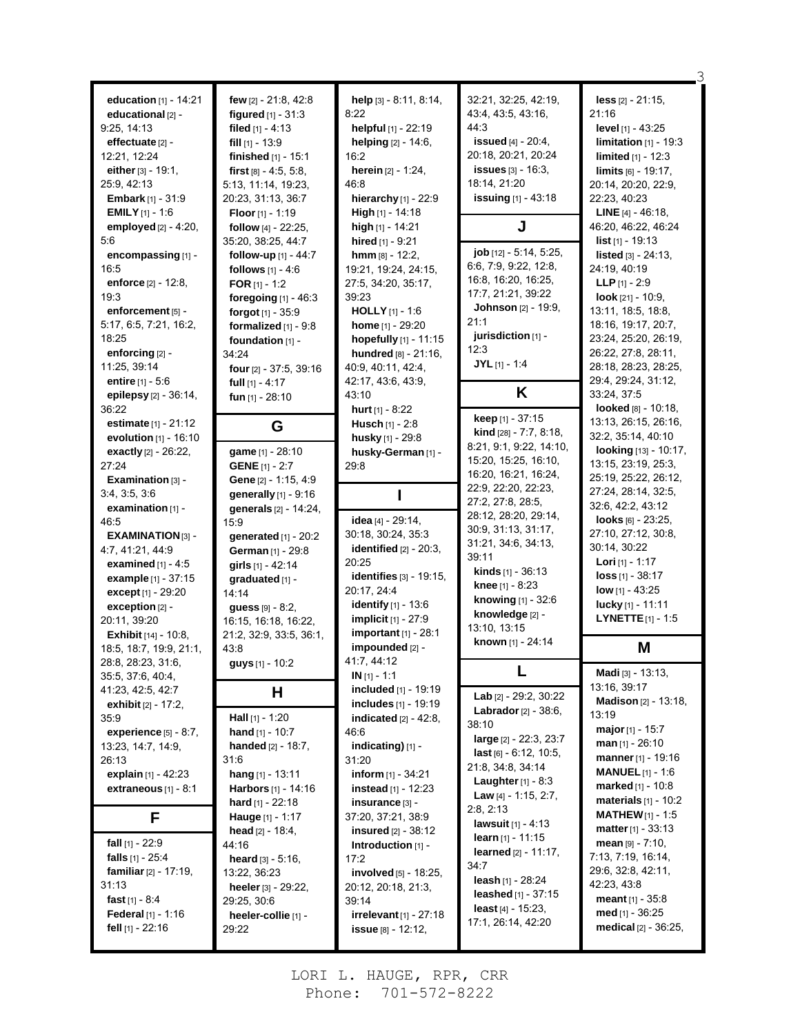**education** [1] - 14:21
**educational** [2] - 9:25, 14:13
**effectuate** [2] - 12:21, 12:24
**either** [3] - 19:1, 25:9, 42:13
**Embark** [1] - 31:9
**EMILY** [1] - 1:6
**employed** [2] - 4:20, 5:6
**encompassing** [1] - 16:5
**enforce** [2] - 12:8, 19:3
**enforcement** [5] - 5:17, 6:5, 7:21, 16:2, 18:25
**enforcing** [2] - 11:25, 39:14
**entire** [1] - 5:6
**epilepsy** [2] - 36:14, 36:22
**estimate** [1] - 21:12
**evolution** [1] - 16:10
**exactly** [2] - 26:22, 27:24
**Examination** [3] - 3:4, 3:5, 3:6
**examination** [1] - 46:5
**EXAMINATION** [3] - 4:7, 41:21, 44:9
**examined** [1] - 4:5
**example** [1] - 37:15
**except** [1] - 29:20
**exception** [2] - 20:11, 39:20
**Exhibit** [14] - 10:8, 18:5, 18:7, 19:9, 21:1, 28:8, 28:23, 31:6, 35:5, 37:6, 40:4, 41:23, 42:5, 42:7
**exhibit** [2] - 17:2, 35:9
**experience** [5] - 8:7, 13:23, 14:7, 14:9, 26:13
**explain** [1] - 42:23
**extraneous** [1] - 8:1

## F

**fall** [1] - 22:9
**falls** [1] - 25:4
**familiar** [2] - 17:19, 31:13
**fast** [1] - 8:4
**Federal** [1] - 1:16
**fell** [1] - 22:16
**few** [2] - 21:8, 42:8
**figured** [1] - 31:3
**filed** [1] - 4:13
**fill** [1] - 13:9
**finished** [1] - 15:1
**first** [8] - 4:5, 5:8, 5:13, 11:14, 19:23, 20:23, 31:13, 36:7
**Floor** [1] - 1:19
**follow** [4] - 22:25, 35:20, 38:25, 44:7
**follow-up** [1] - 44:7
**follows** [1] - 4:6
**FOR** [1] - 1:2
**foregoing** [1] - 46:3
**forgot** [1] - 35:9
**formalized** [1] - 9:8
**foundation** [1] - 34:24
**four** [2] - 37:5, 39:16
**full** [1] - 4:17
**fun** [1] - 28:10

## G

**game** [1] - 28:10
**GENE** [1] - 2:7
**Gene** [2] - 1:15, 4:9
**generally** [1] - 9:16
**generals** [2] - 14:24, 15:9
**generated** [1] - 20:2
**German** [1] - 29:8
**girls** [1] - 42:14
**graduated** [1] - 14:14
**guess** [9] - 8:2, 16:15, 16:18, 16:22, 21:2, 32:9, 33:5, 36:1, 43:8
**guys** [1] - 10:2

## H

**Hall** [1] - 1:20
**hand** [1] - 10:7
**handed** [2] - 18:7, 31:6
**hang** [1] - 13:11
**Harbors** [1] - 14:16
**hard** [1] - 22:18
**Hauge** [1] - 1:17
**head** [2] - 18:4, 44:16
**heard** [3] - 5:16, 13:22, 36:23
**heeler** [3] - 29:22, 29:25, 30:6
**heeler-collie** [1] - 29:22
**help** [3] - 8:11, 8:14, 8:22
**helpful** [1] - 22:19
**helping** [2] - 14:6, 16:2
**herein** [2] - 1:24, 46:8
**hierarchy** [1] - 22:9
**High** [1] - 14:18
**high** [1] - 14:21
**hired** [1] - 9:21
**hmm** [8] - 12:2, 19:21, 19:24, 24:15, 27:5, 34:20, 35:17, 39:23
**HOLLY** [1] - 1:6
**home** [1] - 29:20
**hopefully** [1] - 11:15
**hundred** [8] - 21:16, 40:9, 40:11, 42:4, 42:17, 43:6, 43:9, 43:10
**hurt** [1] - 8:22
**Husch** [1] - 2:8
**husky** [1] - 29:8
**husky-German** [1] - 29:8

## I

**idea** [4] - 29:14, 30:18, 30:24, 35:3
**identified** [2] - 20:3, 20:25
**identifies** [3] - 19:15, 20:17, 24:4
**identify** [1] - 13:6
**implicit** [1] - 27:9
**important** [1] - 28:1
**impounded** [2] - 41:7, 44:12
**IN** [1] - 1:1
**included** [1] - 19:19
**includes** [1] - 19:19
**indicated** [2] - 42:8, 46:6
**indicating)** [1] - 31:20
**inform** [1] - 34:21
**instead** [1] - 12:23
**insurance** [3] - 37:20, 37:21, 38:9
**insured** [2] - 38:12
**Introduction** [1] - 17:2
**involved** [5] - 18:25, 20:12, 20:18, 21:3, 39:14
**irrelevant** [1] - 27:18
**issue** [8] - 12:12, 32:21, 32:25, 42:19, 43:4, 43:5, 43:16, 44:3
**issued** [4] - 20:4, 20:18, 20:21, 20:24
**issues** [3] - 16:3, 18:14, 21:20
**issuing** [1] - 43:18

## J

**job** [12] - 5:14, 5:25, 6:6, 7:9, 9:22, 12:8, 16:8, 16:20, 16:25, 17:7, 21:21, 39:22
**Johnson** [2] - 19:9, 21:1
**jurisdiction** [1] - 12:3
**JYL** [1] - 1:4

## K

**keep** [1] - 37:15
**kind** [28] - 7:7, 8:18, 8:21, 9:1, 9:22, 14:10, 15:20, 15:25, 16:10, 16:20, 16:21, 16:24, 22:9, 22:20, 22:23, 27:2, 27:8, 28:5, 28:12, 28:20, 29:14, 30:9, 31:13, 31:17, 31:21, 34:6, 34:13, 39:11
**kinds** [1] - 36:13
**knee** [1] - 8:23
**knowing** [1] - 32:6
**knowledge** [2] - 13:10, 13:15
**known** [1] - 24:14

## L

**Lab** [2] - 29:2, 30:22
**Labrador** [2] - 38:6, 38:10
**large** [2] - 22:3, 23:7
**last** [6] - 6:12, 10:5, 21:8, 34:8, 34:14
**Laughter** [1] - 8:3
**Law** [4] - 1:15, 2:7, 2:8, 2:13
**lawsuit** [1] - 4:13
**learn** [1] - 11:15
**learned** [2] - 11:17, 34:7
**leash** [1] - 28:24
**leashed** [1] - 37:15
**least** [4] - 15:23, 17:1, 26:14, 42:20
**less** [2] - 21:15, 21:16
**level** [1] - 43:25
**limitation** [1] - 19:3
**limited** [1] - 12:3
**limits** [6] - 19:17, 20:14, 20:20, 22:9, 22:23, 40:23
**LINE** [4] - 46:18, 46:20, 46:22, 46:24
**list** [1] - 19:13
**listed** [3] - 24:13, 24:19, 40:19
**LLP** [1] - 2:9
**look** [21] - 10:9, 13:11, 18:5, 18:8, 18:16, 19:17, 20:7, 23:24, 25:20, 26:19, 26:22, 27:8, 28:11, 28:18, 28:23, 28:25, 29:4, 29:24, 31:12, 33:24, 37:5
**looked** [8] - 10:18, 13:13, 26:15, 26:16, 32:2, 35:14, 40:10
**looking** [13] - 10:17, 13:15, 23:19, 25:3, 25:19, 25:22, 26:12, 27:24, 28:14, 32:5, 32:6, 42:2, 43:12
**looks** [6] - 23:25, 27:10, 27:12, 30:8, 30:14, 30:22
**Lori** [1] - 1:17
**loss** [1] - 38:17
**low** [1] - 43:25
**lucky** [1] - 11:11
**LYNETTE** [1] - 1:5

## M

**Madi** [3] - 13:13, 13:16, 39:17
**Madison** [2] - 13:18, 13:19
**major** [1] - 15:7
**man** [1] - 26:10
**manner** [1] - 19:16
**MANUEL** [1] - 1:6
**marked** [1] - 10:8
**materials** [1] - 10:2
**MATHEW** [1] - 1:5
**matter** [1] - 33:13
**mean** [9] - 7:10, 7:13, 7:19, 16:14, 29:6, 32:8, 42:11, 42:23, 43:8
**meant** [1] - 35:8
**med** [1] - 36:25
**medical** [2] - 36:25,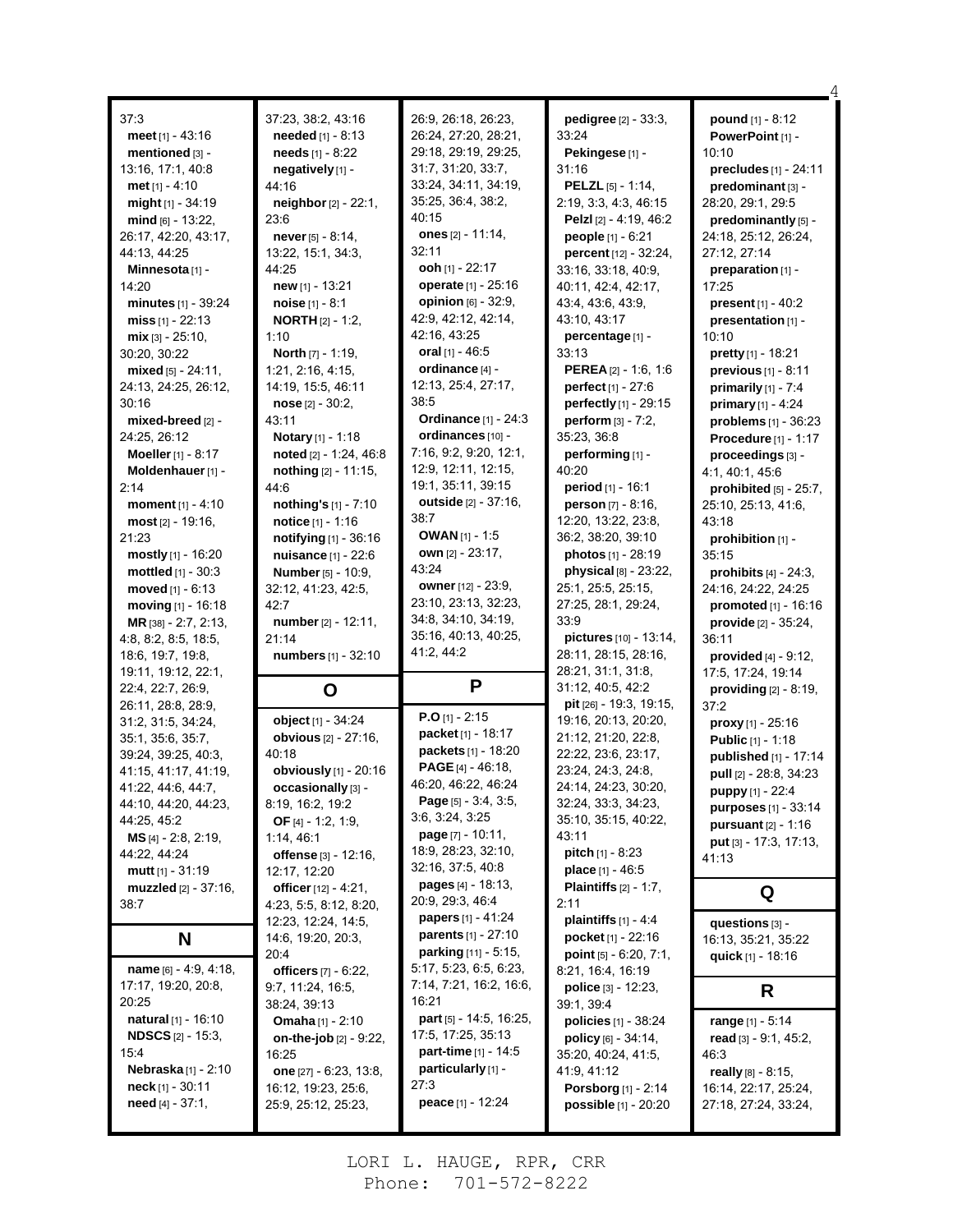37:3

**meet** [1] - 43:16

**mentioned** [3] - 13:16, 17:1, 40:8

**met** [1] - 4:10

**might** [1] - 34:19

**mind** [6] - 13:22, 26:17, 42:20, 43:17, 44:13, 44:25

**Minnesota** [1] - 14:20

**minutes** [1] - 39:24

**miss** [1] - 22:13

**mix** [3] - 25:10, 30:20, 30:22

**mixed** [5] - 24:11, 24:13, 24:25, 26:12, 30:16

**mixed-breed** [2] - 24:25, 26:12

**Moeller** [1] - 8:17

**Moldenhauer** [1] - 2:14

**moment** [1] - 4:10

**most** [2] - 19:16, 21:23

**mostly** [1] - 16:20

**mottled** [1] - 30:3

**moved** [1] - 6:13

**moving** [1] - 16:18

**MR** [38] - 2:7, 2:13, 4:8, 8:2, 8:5, 18:5, 18:6, 19:7, 19:8, 19:11, 19:12, 22:1, 22:4, 22:7, 26:9, 26:11, 28:8, 28:9, 31:2, 31:5, 34:24, 35:1, 35:6, 35:7, 39:24, 39:25, 40:3, 41:15, 41:17, 41:19, 41:22, 44:6, 44:7, 44:10, 44:20, 44:23, 44:25, 45:2

**MS** [4] - 2:8, 2:19, 44:22, 44:24

**mutt** [1] - 31:19

**muzzled** [2] - 37:16, 38:7

## N

**name** [6] - 4:9, 4:18, 17:17, 19:20, 20:8, 20:25

**natural** [1] - 16:10

**NDSCS** [2] - 15:3, 15:4

**Nebraska** [1] - 2:10

**neck** [1] - 30:11

**need** [4] - 37:1, 37:23, 38:2, 43:16

**needed** [1] - 8:13

**needs** [1] - 8:22

**negatively** [1] - 44:16

**neighbor** [2] - 22:1, 23:6

**never** [5] - 8:14, 13:22, 15:1, 34:3, 44:25

**new** [1] - 13:21

**noise** [1] - 8:1

**NORTH** [2] - 1:2, 1:10

**North** [7] - 1:19, 1:21, 2:16, 4:15, 14:19, 15:5, 46:11

**nose** [2] - 30:2, 43:11

**Notary** [1] - 1:18

**noted** [2] - 1:24, 46:8

**nothing** [2] - 11:15, 44:6

**nothing's** [1] - 7:10

**notice** [1] - 1:16

**notifying** [1] - 36:16

**nuisance** [1] - 22:6

**Number** [5] - 10:9, 32:12, 41:23, 42:5, 42:7

**number** [2] - 12:11, 21:14

**numbers** [1] - 32:10

## O

**object** [1] - 34:24

**obvious** [2] - 27:16, 40:18

**obviously** [1] - 20:16

**occasionally** [3] - 8:19, 16:2, 19:2

**OF** [4] - 1:2, 1:9, 1:14, 46:1

**offense** [3] - 12:16, 12:17, 12:20

**officer** [12] - 4:21, 4:23, 5:5, 8:12, 8:20, 12:23, 12:24, 14:5, 14:6, 19:20, 20:3, 20:4

**officers** [7] - 6:22, 9:7, 11:24, 16:5, 38:24, 39:13

**Omaha** [1] - 2:10

**on-the-job** [2] - 9:22, 16:25

**one** [27] - 6:23, 13:8, 16:12, 19:23, 25:6, 25:9, 25:12, 25:23, 26:9, 26:18, 26:23, 26:24, 27:20, 28:21, 29:18, 29:19, 29:25, 31:7, 31:20, 33:7, 33:24, 34:11, 34:19, 35:25, 36:4, 38:2, 40:15

**ones** [2] - 11:14, 32:11

**ooh** [1] - 22:17

**operate** [1] - 25:16

**opinion** [6] - 32:9, 42:9, 42:12, 42:14, 42:16, 43:25

**oral** [1] - 46:5

**ordinance** [4] - 12:13, 25:4, 27:17, 38:5

**Ordinance** [1] - 24:3

**ordinances** [10] - 7:16, 9:2, 9:20, 12:1, 12:9, 12:11, 12:15, 19:1, 35:11, 39:15

**outside** [2] - 37:16, 38:7

**OWAN** [1] - 1:5

**own** [2] - 23:17, 43:24

**owner** [12] - 23:9, 23:10, 23:13, 32:23, 34:8, 34:10, 34:19, 35:16, 40:13, 40:25, 41:2, 44:2

## P

**P.O** [1] - 2:15

**packet** [1] - 18:17

**packets** [1] - 18:20

**PAGE** [4] - 46:18, 46:20, 46:22, 46:24

**Page** [5] - 3:4, 3:5, 3:6, 3:24, 3:25

**page** [7] - 10:11, 18:9, 28:23, 32:10, 32:16, 37:5, 40:8

**pages** [4] - 18:13, 20:9, 29:3, 46:4

**papers** [1] - 41:24

**parents** [1] - 27:10

**parking** [11] - 5:15, 5:17, 5:23, 6:5, 6:23, 7:14, 7:21, 16:2, 16:6, 16:21

**part** [5] - 14:5, 16:25, 17:5, 17:25, 35:13

**part-time** [1] - 14:5

**particularly** [1] - 27:3

**peace** [1] - 12:24

**pedigree** [2] - 33:3, 33:24

**Pekingese** [1] - 31:16

**PELZL** [5] - 1:14, 2:19, 3:3, 4:3, 46:15

**Pelzl** [2] - 4:19, 46:2

**people** [1] - 6:21

**percent** [12] - 32:24, 33:16, 33:18, 40:9, 40:11, 42:4, 42:17, 43:4, 43:6, 43:9, 43:10, 43:17

**percentage** [1] - 33:13

**PEREA** [2] - 1:6, 1:6

**perfect** [1] - 27:6

**perfectly** [1] - 29:15

**perform** [3] - 7:2, 35:23, 36:8

**performing** [1] - 40:20

**period** [1] - 16:1

**person** [7] - 8:16, 12:20, 13:22, 23:8, 36:2, 38:20, 39:10

**photos** [1] - 28:19

**physical** [8] - 23:22, 25:1, 25:5, 25:15, 27:25, 28:1, 29:24, 33:9

**pictures** [10] - 13:14, 28:11, 28:15, 28:16, 28:21, 31:1, 31:8, 31:12, 40:5, 42:2

**pit** [26] - 19:3, 19:15, 19:16, 20:13, 20:20, 21:12, 21:20, 22:8, 22:22, 23:6, 23:17, 23:24, 24:3, 24:8, 24:14, 24:23, 30:20, 32:24, 33:3, 34:23, 35:10, 35:15, 40:22, 43:11

**pitch** [1] - 8:23

**place** [1] - 46:5

**Plaintiffs** [2] - 1:7, 2:11

**plaintiffs** [1] - 4:4

**pocket** [1] - 22:16

**point** [5] - 6:20, 7:1, 8:21, 16:4, 16:19

**police** [3] - 12:23, 39:1, 39:4

**policies** [1] - 38:24

**policy** [6] - 34:14, 35:20, 40:24, 41:5, 41:9, 41:12

**Porsborg** [1] - 2:14

**possible** [1] - 20:20

**pound** [1] - 8:12

**PowerPoint** [1] - 10:10

**precludes** [1] - 24:11

**predominant** [3] - 28:20, 29:1, 29:5

**predominantly** [5] - 24:18, 25:12, 26:24, 27:12, 27:14

**preparation** [1] - 17:25

**present** [1] - 40:2

**presentation** [1] - 10:10

**pretty** [1] - 18:21

**previous** [1] - 8:11

**primarily** [1] - 7:4

**primary** [1] - 4:24

**problems** [1] - 36:23

**Procedure** [1] - 1:17

**proceedings** [3] - 4:1, 40:1, 45:6

**prohibited** [5] - 25:7, 25:10, 25:13, 41:6, 43:18

**prohibition** [1] - 35:15

**prohibits** [4] - 24:3, 24:16, 24:22, 24:25

**promoted** [1] - 16:16

**provide** [2] - 35:24, 36:11

**provided** [4] - 9:12, 17:5, 17:24, 19:14

**providing** [2] - 8:19, 37:2

**proxy** [1] - 25:16

**Public** [1] - 1:18

**published** [1] - 17:14

**pull** [2] - 28:8, 34:23

**puppy** [1] - 22:4

**purposes** [1] - 33:14

**pursuant** [2] - 1:16

**put** [3] - 17:3, 17:13, 41:13

## Q

**questions** [3] - 16:13, 35:21, 35:22

**quick** [1] - 18:16

## R

**range** [1] - 5:14

**read** [3] - 9:1, 45:2, 46:3

**really** [8] - 8:15, 16:14, 22:17, 25:24, 27:18, 27:24, 33:24,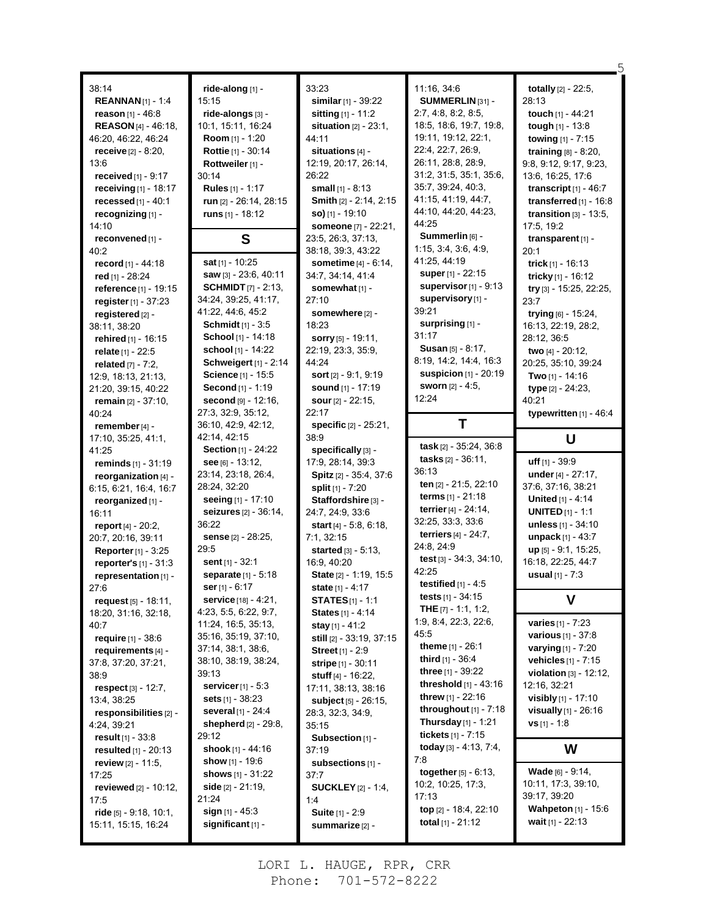38:14
**REANNAN** [1] - 1:4
**reason** [1] - 46:8
**REASON** [4] - 46:18, 46:20, 46:22, 46:24
**receive** [2] - 8:20, 13:6
**received** [1] - 9:17
**receiving** [1] - 18:17
**recessed** [1] - 40:1
**recognizing** [1] - 14:10
**reconvened** [1] - 40:2
**record** [1] - 44:18
**red** [1] - 28:24
**reference** [1] - 19:15
**register** [1] - 37:23
**registered** [2] - 38:11, 38:20
**rehired** [1] - 16:15
**relate** [1] - 22:5
**related** [7] - 7:2, 12:9, 18:13, 21:13, 21:20, 39:15, 40:22
**remain** [2] - 37:10, 40:24
**remember** [4] - 17:10, 35:25, 41:1, 41:25
**reminds** [1] - 31:19
**reorganization** [4] - 6:15, 6:21, 16:4, 16:7
**reorganized** [1] - 16:11
**report** [4] - 20:2, 20:7, 20:16, 39:11
**Reporter** [1] - 3:25
**reporter's** [1] - 31:3
**representation** [1] - 27:6
**request** [5] - 18:11, 18:20, 31:16, 32:18, 40:7
**require** [1] - 38:6
**requirements** [4] - 37:8, 37:20, 37:21, 38:9
**respect** [3] - 12:7, 13:4, 38:25
**responsibilities** [2] - 4:24, 39:21
**result** [1] - 33:8
**resulted** [1] - 20:13
**review** [2] - 11:5, 17:25
**reviewed** [2] - 10:12, 17:5
**ride** [5] - 9:18, 10:1, 15:11, 15:15, 16:24
**ride-along** [1] - 15:15
**ride-alongs** [3] - 10:1, 15:11, 16:24
**Room** [1] - 1:20
**Rottie** [1] - 30:14
**Rottweiler** [1] - 30:14
**Rules** [1] - 1:17
**run** [2] - 26:14, 28:15
**runs** [1] - 18:12

## S

**sat** [1] - 10:25
**saw** [3] - 23:6, 40:11
**SCHMIDT** [7] - 2:13, 34:24, 39:25, 41:17, 41:22, 44:6, 45:2
**Schmidt** [1] - 3:5
**School** [1] - 14:18
**school** [1] - 14:22
**Schweigert** [1] - 2:14
**Science** [1] - 15:5
**Second** [1] - 1:19
**second** [9] - 12:16, 27:3, 32:9, 35:12, 36:10, 42:9, 42:12, 42:14, 42:15
**Section** [1] - 24:22
**see** [6] - 13:12, 23:14, 23:18, 26:4, 28:24, 32:20
**seeing** [1] - 17:10
**seizures** [2] - 36:14, 36:22
**sense** [2] - 28:25, 29:5
**sent** [1] - 32:1
**separate** [1] - 5:18
**ser** [1] - 6:17
**service** [18] - 4:21, 4:23, 5:5, 6:22, 9:7, 11:24, 16:5, 35:13, 35:16, 35:19, 37:10, 37:14, 38:1, 38:6, 38:10, 38:19, 38:24, 39:13
**servicer** [1] - 5:3
**sets** [1] - 38:23
**several** [1] - 24:4
**shepherd** [2] - 29:8, 29:12
**shook** [1] - 44:16
**show** [1] - 19:6
**shows** [1] - 31:22
**side** [2] - 21:19, 21:24
**sign** [1] - 45:3
**significant** [1] - 33:23
**similar** [1] - 39:22
**sitting** [1] - 11:2
**situation** [2] - 23:1, 44:11
**situations** [4] - 12:19, 20:17, 26:14, 26:22
**small** [1] - 8:13
**Smith** [2] - 2:14, 2:15
**so)** [1] - 19:10
**someone** [7] - 22:21, 23:5, 26:3, 37:13, 38:18, 39:3, 43:22
**sometime** [4] - 6:14, 34:7, 34:14, 41:4
**somewhat** [1] - 27:10
**somewhere** [2] - 18:23
**sorry** [5] - 19:11, 22:19, 23:3, 35:9, 44:24
**sort** [2] - 9:1, 9:19
**sound** [1] - 17:19
**sour** [2] - 22:15, 22:17
**specific** [2] - 25:21, 38:9
**specifically** [3] - 17:9, 28:14, 39:3
**Spitz** [2] - 35:4, 37:6
**split** [1] - 7:20
**Staffordshire** [3] - 24:7, 24:9, 33:6
**start** [4] - 5:8, 6:18, 7:1, 32:15
**started** [3] - 5:13, 16:9, 40:20
**State** [2] - 1:19, 15:5
**state** [1] - 4:17
**STATES** [1] - 1:1
**States** [1] - 4:14
**stay** [1] - 41:2
**still** [2] - 33:19, 37:15
**Street** [1] - 2:9
**stripe** [1] - 30:11
**stuff** [4] - 16:22, 17:11, 38:13, 38:16
**subject** [5] - 26:15, 28:3, 32:3, 34:9, 35:15
**Subsection** [1] - 37:19
**subsections** [1] - 37:7
**SUCKLEY** [2] - 1:4, 1:4
**Suite** [1] - 2:9
**summarize** [2] - 11:16, 34:6
**SUMMERLIN** [31] - 2:7, 4:8, 8:2, 8:5, 18:5, 18:6, 19:7, 19:8, 19:11, 19:12, 22:1, 22:4, 22:7, 26:9, 26:11, 28:8, 28:9, 31:2, 31:5, 35:1, 35:6, 35:7, 39:24, 40:3, 41:15, 41:19, 44:7, 44:10, 44:20, 44:23, 44:25
**Summerlin** [6] - 1:15, 3:4, 3:6, 4:9, 41:25, 44:19
**super** [1] - 22:15
**supervisor** [1] - 9:13
**supervisory** [1] - 39:21
**surprising** [1] - 31:17
**Susan** [5] - 8:17, 8:19, 14:2, 14:4, 16:3
**suspicion** [1] - 20:19
**sworn** [2] - 4:5, 12:24

## T

**task** [2] - 35:24, 36:8
**tasks** [2] - 36:11, 36:13
**ten** [2] - 21:5, 22:10
**terms** [1] - 21:18
**terrier** [4] - 24:14, 32:25, 33:3, 33:6
**terriers** [4] - 24:7, 24:8, 24:9
**test** [3] - 34:3, 34:10, 42:25
**testified** [1] - 4:5
**tests** [1] - 34:15
**THE** [7] - 1:1, 1:2, 1:9, 8:4, 22:3, 22:6, 45:5
**theme** [1] - 26:1
**third** [1] - 36:4
**three** [1] - 39:22
**threshold** [1] - 43:16
**threw** [1] - 22:16
**throughout** [1] - 7:18
**Thursday** [1] - 1:21
**tickets** [1] - 7:15
**today** [3] - 4:13, 7:4, 7:8
**together** [5] - 6:13, 10:2, 10:25, 17:3, 17:13
**top** [2] - 18:4, 22:10
**total** [1] - 21:12
**totally** [2] - 22:5, 28:13
**touch** [1] - 44:21
**tough** [1] - 13:8
**towing** [1] - 7:15
**training** [8] - 8:20, 9:8, 9:12, 9:17, 9:23, 13:6, 16:25, 17:6
**transcript** [1] - 46:7
**transferred** [1] - 16:8
**transition** [3] - 13:5, 17:5, 19:2
**transparent** [1] - 20:1
**trick** [1] - 16:13
**tricky** [1] - 16:12
**try** [3] - 15:25, 22:25, 23:7
**trying** [6] - 15:24, 16:13, 22:19, 28:2, 28:12, 36:5
**two** [4] - 20:12, 20:25, 35:10, 39:24
**Two** [1] - 14:16
**type** [2] - 24:23, 40:21
**typewritten** [1] - 46:4

## U

**uff** [1] - 39:9
**under** [4] - 27:17, 37:6, 37:16, 38:21
**United** [1] - 4:14
**UNITED** [1] - 1:1
**unless** [1] - 34:10
**unpack** [1] - 43:7
**up** [5] - 9:1, 15:25, 16:18, 22:25, 44:7
**usual** [1] - 7:3

## V

**varies** [1] - 7:23
**various** [1] - 37:8
**varying** [1] - 7:20
**vehicles** [1] - 7:15
**violation** [3] - 12:12, 12:16, 32:21
**visibly** [1] - 17:10
**visually** [1] - 26:16
**vs** [1] - 1:8

## W

**Wade** [6] - 9:14, 10:11, 17:3, 39:10, 39:17, 39:20
**Wahpeton** [1] - 15:6
**wait** [1] - 22:13

LORI L. HAUGE, RPR, CRR
Phone: 701-572-8222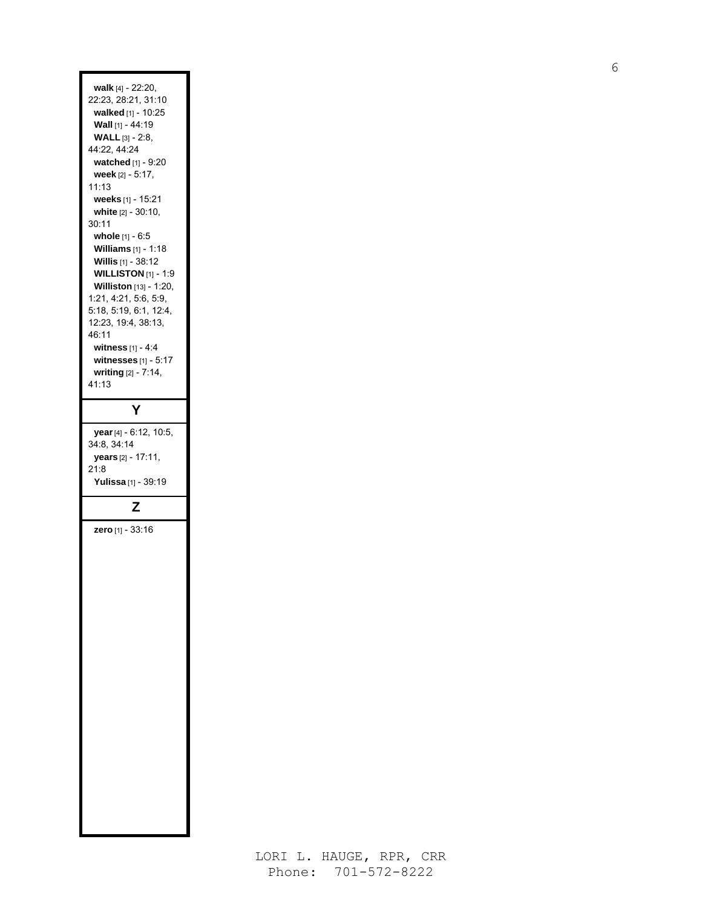**walk** [4] - 22:20, 22:23, 28:21, 31:10
**walked** [1] - 10:25
**Wall** [1] - 44:19
**WALL** [3] - 2:8, 44:22, 44:24
**watched** [1] - 9:20
**week** [2] - 5:17, 11:13
**weeks** [1] - 15:21
**white** [2] - 30:10, 30:11
**whole** [1] - 6:5
**Williams** [1] - 1:18
**Willis** [1] - 38:12
**WILLISTON** [1] - 1:9
**Williston** [13] - 1:20, 1:21, 4:21, 5:6, 5:9, 5:18, 5:19, 6:1, 12:4, 12:23, 19:4, 38:13, 46:11
**witness** [1] - 4:4
**witnesses** [1] - 5:17
**writing** [2] - 7:14, 41:13

## Y

**year** [4] - 6:12, 10:5, 34:8, 34:14
**years** [2] - 17:11, 21:8
**Yulissa** [1] - 39:19

## Z

**zero** [1] - 33:16